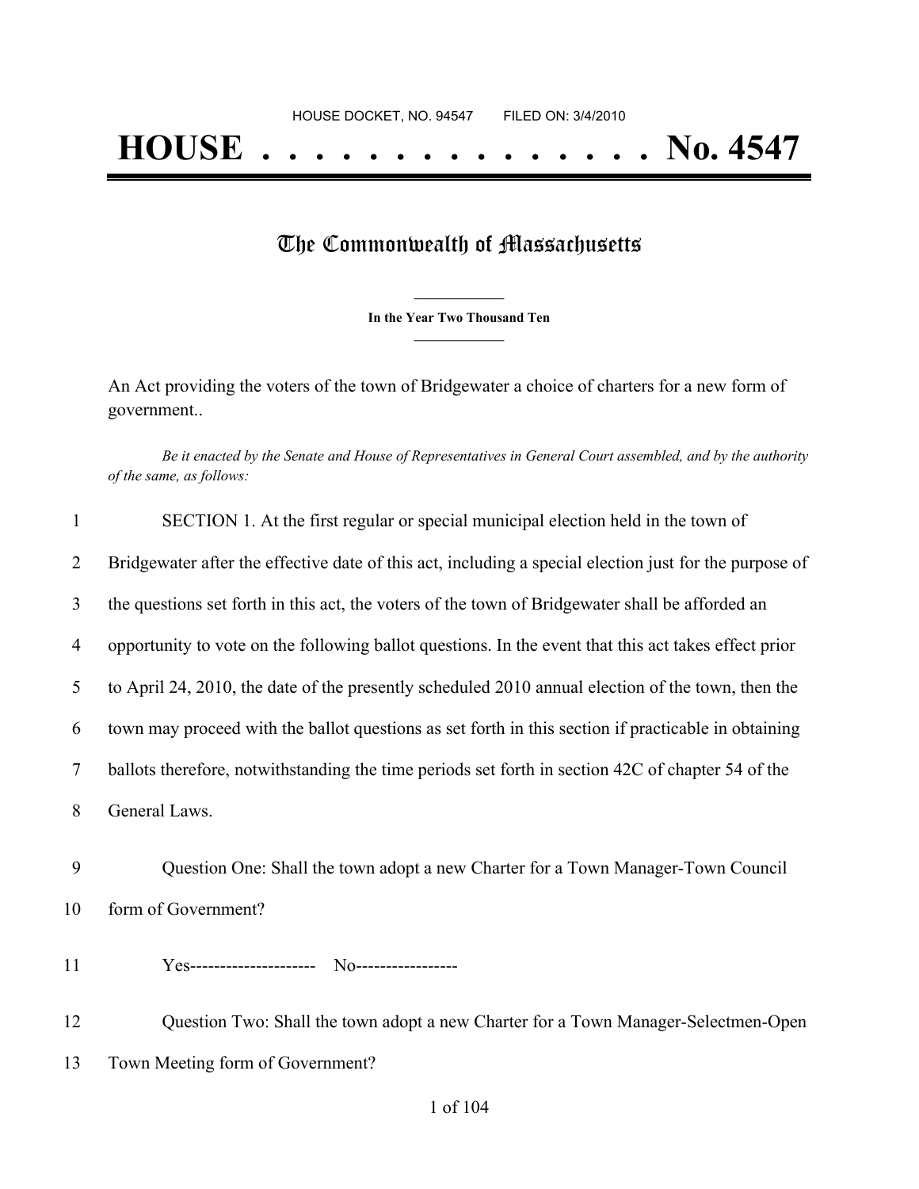HOUSE DOCKET, NO. 94547 FILED ON: 3/4/2010

# HOUSE . . . . . . . . . . . . . . . No. 4547

## The Commonwealth of Massachusetts

**In the Year Two Thousand Ten**

An Act providing the voters of the town of Bridgewater a choice of charters for a new form of government..

*Be it enacted by the Senate and House of Representatives in General Court assembled, and by the authority of the same, as follows:*

SECTION 1. At the first regular or special municipal election held in the town of Bridgewater after the effective date of this act, including a special election just for the purpose of the questions set forth in this act, the voters of the town of Bridgewater shall be afforded an opportunity to vote on the following ballot questions. In the event that this act takes effect prior to April 24, 2010, the date of the presently scheduled 2010 annual election of the town, then the town may proceed with the ballot questions as set forth in this section if practicable in obtaining ballots therefore, notwithstanding the time periods set forth in section 42C of chapter 54 of the General Laws.

Question One: Shall the town adopt a new Charter for a Town Manager-Town Council form of Government?

Yes--------------------- No-----------------

Question Two: Shall the town adopt a new Charter for a Town Manager-Selectmen-Open Town Meeting form of Government?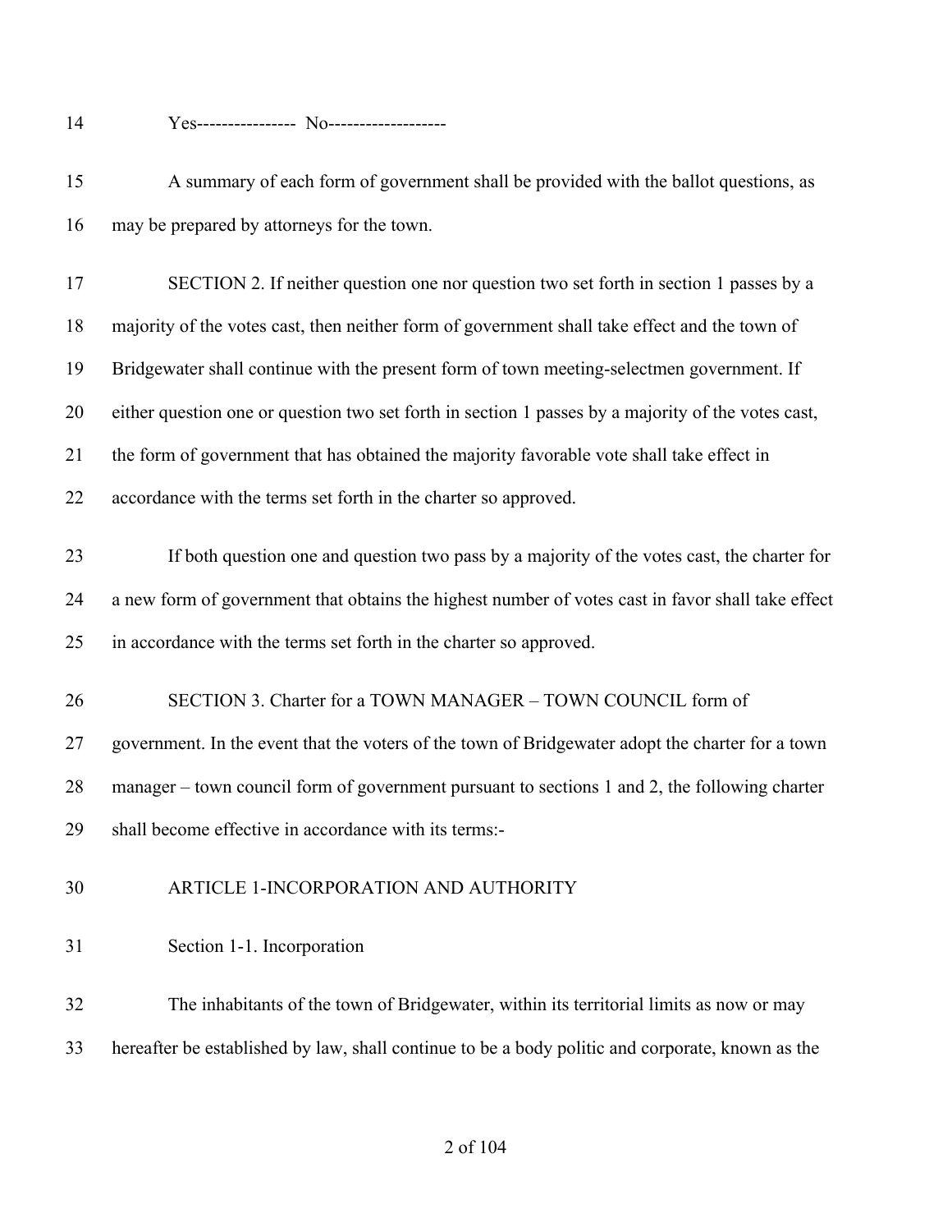Yes---------------- No-------------------

A summary of each form of government shall be provided with the ballot questions, as may be prepared by attorneys for the town.

SECTION 2. If neither question one nor question two set forth in section 1 passes by a majority of the votes cast, then neither form of government shall take effect and the town of Bridgewater shall continue with the present form of town meeting-selectmen government. If either question one or question two set forth in section 1 passes by a majority of the votes cast, the form of government that has obtained the majority favorable vote shall take effect in accordance with the terms set forth in the charter so approved.

If both question one and question two pass by a majority of the votes cast, the charter for a new form of government that obtains the highest number of votes cast in favor shall take effect in accordance with the terms set forth in the charter so approved.

SECTION 3. Charter for a TOWN MANAGER – TOWN COUNCIL form of government. In the event that the voters of the town of Bridgewater adopt the charter for a town manager – town council form of government pursuant to sections 1 and 2, the following charter shall become effective in accordance with its terms:-

## ARTICLE 1-INCORPORATION AND AUTHORITY

### Section 1-1. Incorporation

The inhabitants of the town of Bridgewater, within its territorial limits as now or may hereafter be established by law, shall continue to be a body politic and corporate, known as the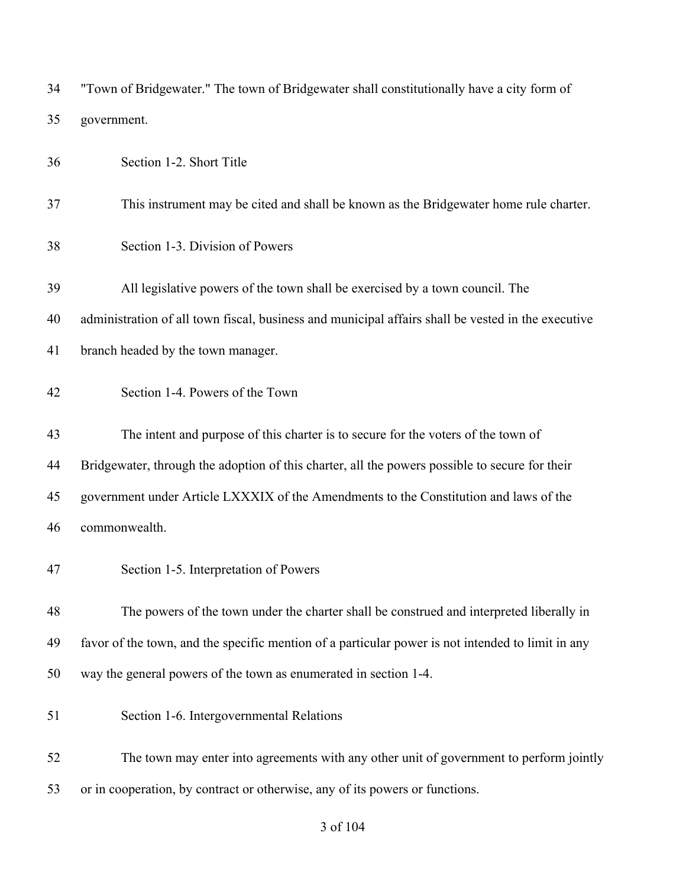"Town of Bridgewater." The town of Bridgewater shall constitutionally have a city form of government.

### Section 1-2. Short Title

This instrument may be cited and shall be known as the Bridgewater home rule charter.

### Section 1-3. Division of Powers

All legislative powers of the town shall be exercised by a town council. The administration of all town fiscal, business and municipal affairs shall be vested in the executive branch headed by the town manager.

### Section 1-4. Powers of the Town

The intent and purpose of this charter is to secure for the voters of the town of Bridgewater, through the adoption of this charter, all the powers possible to secure for their government under Article LXXXIX of the Amendments to the Constitution and laws of the commonwealth.

### Section 1-5. Interpretation of Powers

The powers of the town under the charter shall be construed and interpreted liberally in favor of the town, and the specific mention of a particular power is not intended to limit in any way the general powers of the town as enumerated in section 1-4.

### Section 1-6. Intergovernmental Relations

The town may enter into agreements with any other unit of government to perform jointly or in cooperation, by contract or otherwise, any of its powers or functions.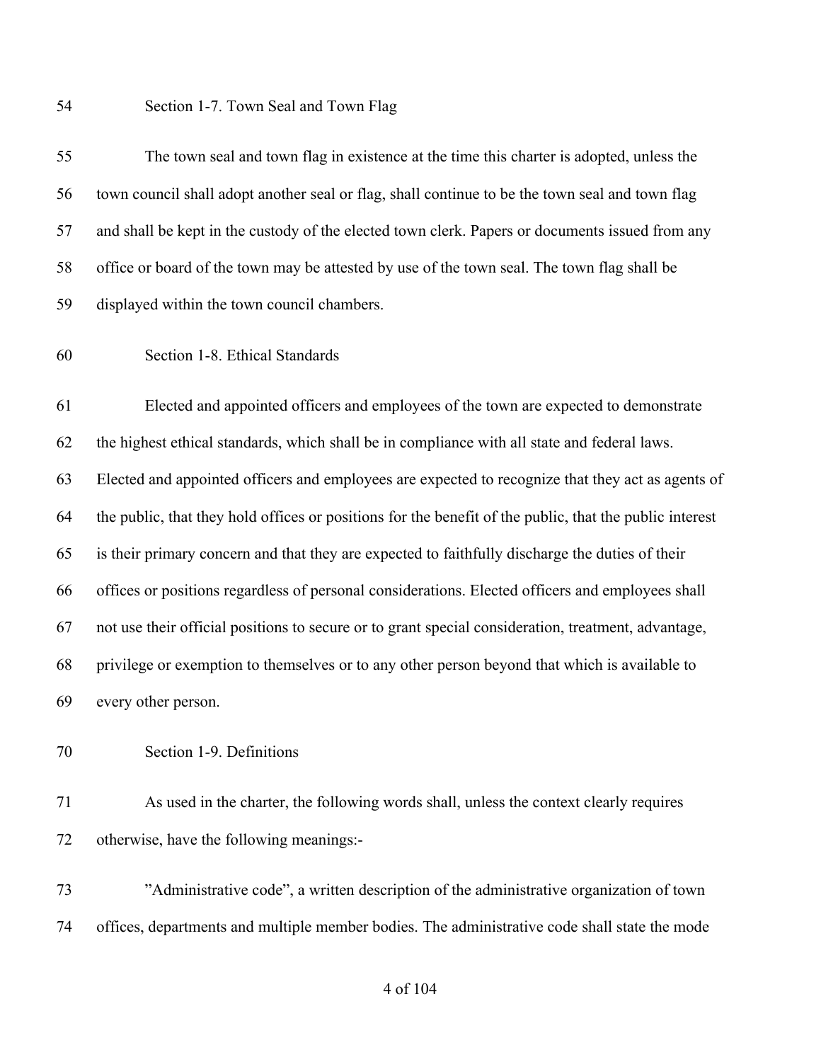Section 1-7. Town Seal and Town Flag

The town seal and town flag in existence at the time this charter is adopted, unless the town council shall adopt another seal or flag, shall continue to be the town seal and town flag and shall be kept in the custody of the elected town clerk. Papers or documents issued from any office or board of the town may be attested by use of the town seal. The town flag shall be displayed within the town council chambers.

Section 1-8. Ethical Standards

Elected and appointed officers and employees of the town are expected to demonstrate the highest ethical standards, which shall be in compliance with all state and federal laws. Elected and appointed officers and employees are expected to recognize that they act as agents of the public, that they hold offices or positions for the benefit of the public, that the public interest is their primary concern and that they are expected to faithfully discharge the duties of their offices or positions regardless of personal considerations. Elected officers and employees shall not use their official positions to secure or to grant special consideration, treatment, advantage, privilege or exemption to themselves or to any other person beyond that which is available to every other person.

Section 1-9. Definitions

As used in the charter, the following words shall, unless the context clearly requires otherwise, have the following meanings:-

"Administrative code", a written description of the administrative organization of town offices, departments and multiple member bodies. The administrative code shall state the mode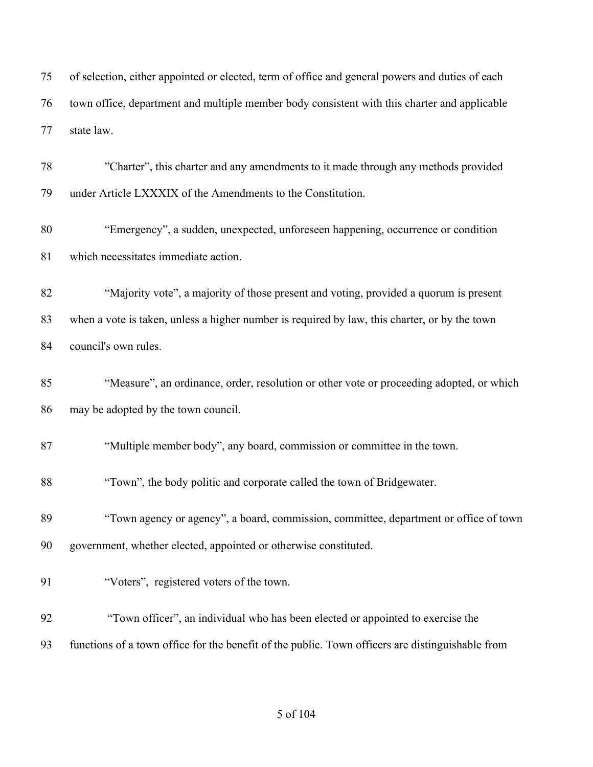of selection, either appointed or elected, term of office and general powers and duties of each town office, department and multiple member body consistent with this charter and applicable state law.

”Charter”, this charter and any amendments to it made through any methods provided under Article LXXXIX of the Amendments to the Constitution.

“Emergency”, a sudden, unexpected, unforeseen happening, occurrence or condition which necessitates immediate action.

“Majority vote”, a majority of those present and voting, provided a quorum is present when a vote is taken, unless a higher number is required by law, this charter, or by the town council's own rules.

“Measure”, an ordinance, order, resolution or other vote or proceeding adopted, or which may be adopted by the town council.

“Multiple member body”, any board, commission or committee in the town.

“Town”, the body politic and corporate called the town of Bridgewater.

“Town agency or agency”, a board, commission, committee, department or office of town government, whether elected, appointed or otherwise constituted.

“Voters”, registered voters of the town.

“Town officer”, an individual who has been elected or appointed to exercise the functions of a town office for the benefit of the public. Town officers are distinguishable from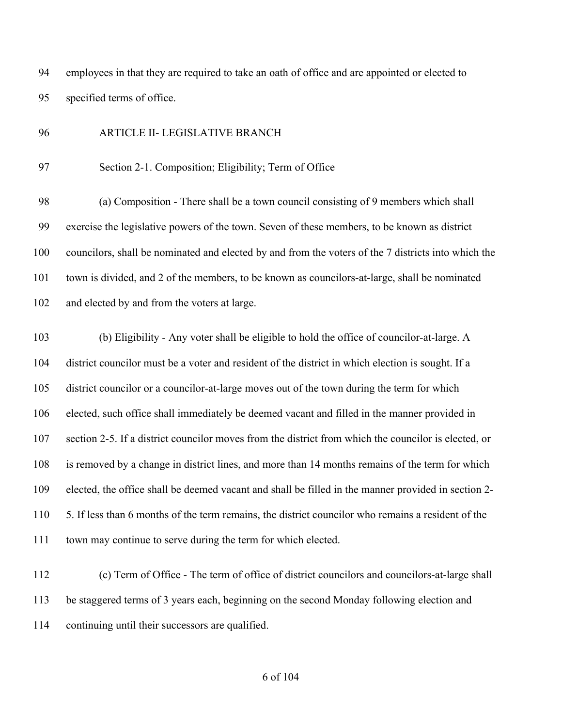employees in that they are required to take an oath of office and are appointed or elected to specified terms of office.

## ARTICLE II- LEGISLATIVE BRANCH

### Section 2-1. Composition; Eligibility; Term of Office

(a) Composition - There shall be a town council consisting of 9 members which shall exercise the legislative powers of the town. Seven of these members, to be known as district councilors, shall be nominated and elected by and from the voters of the 7 districts into which the town is divided, and 2 of the members, to be known as councilors-at-large, shall be nominated and elected by and from the voters at large.

(b) Eligibility - Any voter shall be eligible to hold the office of councilor-at-large. A district councilor must be a voter and resident of the district in which election is sought. If a district councilor or a councilor-at-large moves out of the town during the term for which elected, such office shall immediately be deemed vacant and filled in the manner provided in section 2-5. If a district councilor moves from the district from which the councilor is elected, or is removed by a change in district lines, and more than 14 months remains of the term for which elected, the office shall be deemed vacant and shall be filled in the manner provided in section 2-5. If less than 6 months of the term remains, the district councilor who remains a resident of the town may continue to serve during the term for which elected.

(c) Term of Office - The term of office of district councilors and councilors-at-large shall be staggered terms of 3 years each, beginning on the second Monday following election and continuing until their successors are qualified.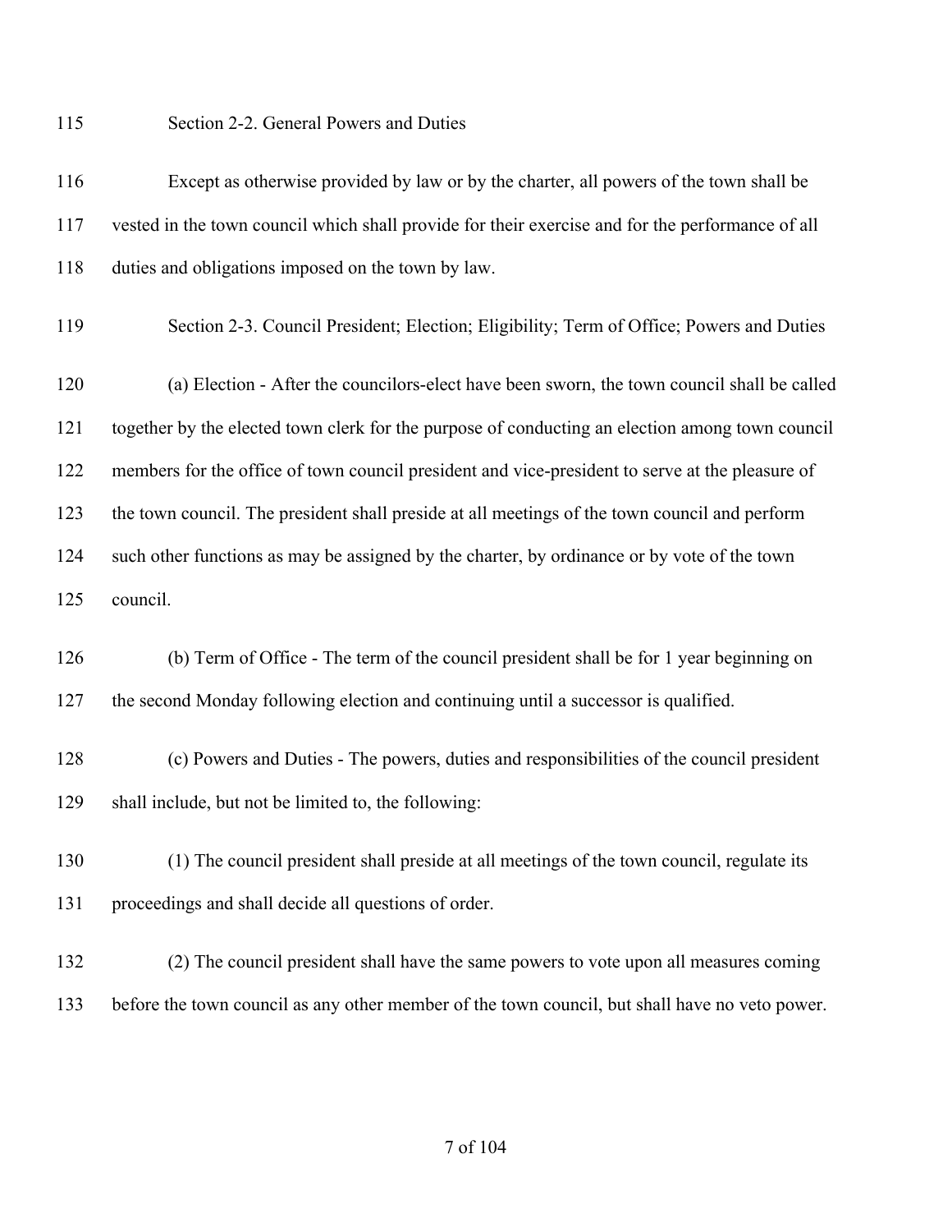Section 2-2. General Powers and Duties

Except as otherwise provided by law or by the charter, all powers of the town shall be vested in the town council which shall provide for their exercise and for the performance of all duties and obligations imposed on the town by law.

Section 2-3. Council President; Election; Eligibility; Term of Office; Powers and Duties

(a) Election - After the councilors-elect have been sworn, the town council shall be called together by the elected town clerk for the purpose of conducting an election among town council members for the office of town council president and vice-president to serve at the pleasure of the town council. The president shall preside at all meetings of the town council and perform such other functions as may be assigned by the charter, by ordinance or by vote of the town council.

(b) Term of Office - The term of the council president shall be for 1 year beginning on the second Monday following election and continuing until a successor is qualified.

(c) Powers and Duties - The powers, duties and responsibilities of the council president shall include, but not be limited to, the following:

(1) The council president shall preside at all meetings of the town council, regulate its proceedings and shall decide all questions of order.

(2) The council president shall have the same powers to vote upon all measures coming before the town council as any other member of the town council, but shall have no veto power.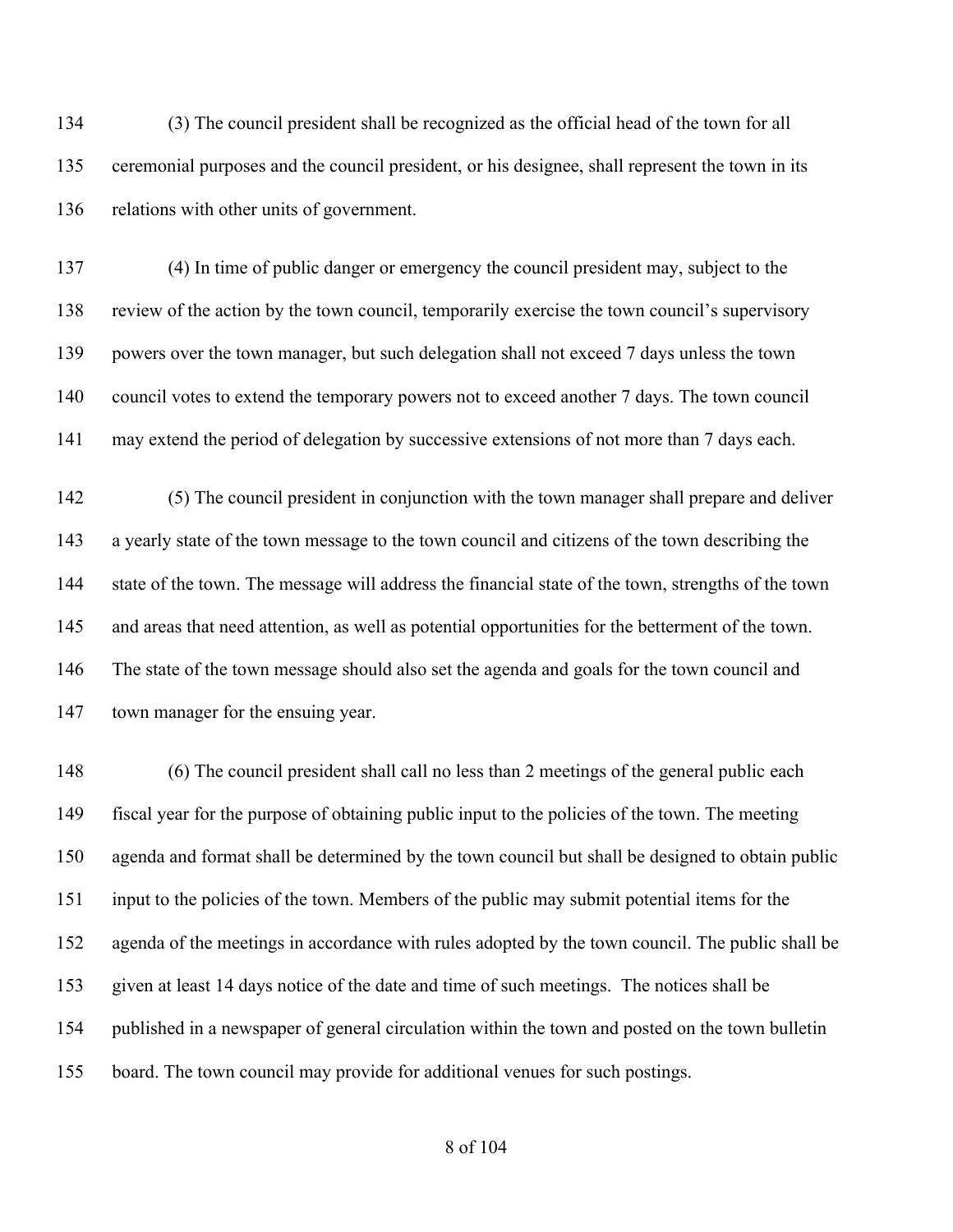(3) The council president shall be recognized as the official head of the town for all ceremonial purposes and the council president, or his designee, shall represent the town in its relations with other units of government.

(4) In time of public danger or emergency the council president may, subject to the review of the action by the town council, temporarily exercise the town council's supervisory powers over the town manager, but such delegation shall not exceed 7 days unless the town council votes to extend the temporary powers not to exceed another 7 days. The town council may extend the period of delegation by successive extensions of not more than 7 days each.

(5) The council president in conjunction with the town manager shall prepare and deliver a yearly state of the town message to the town council and citizens of the town describing the state of the town. The message will address the financial state of the town, strengths of the town and areas that need attention, as well as potential opportunities for the betterment of the town. The state of the town message should also set the agenda and goals for the town council and town manager for the ensuing year.

(6) The council president shall call no less than 2 meetings of the general public each fiscal year for the purpose of obtaining public input to the policies of the town. The meeting agenda and format shall be determined by the town council but shall be designed to obtain public input to the policies of the town. Members of the public may submit potential items for the agenda of the meetings in accordance with rules adopted by the town council. The public shall be given at least 14 days notice of the date and time of such meetings. The notices shall be published in a newspaper of general circulation within the town and posted on the town bulletin board. The town council may provide for additional venues for such postings.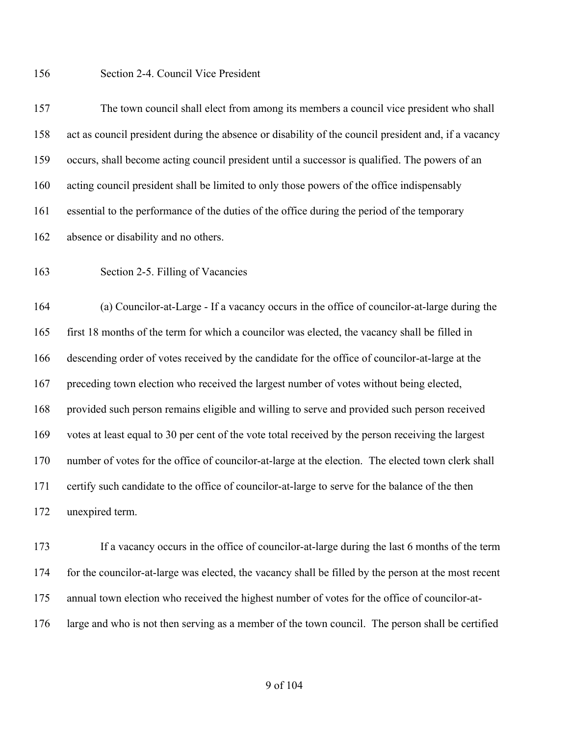### Section 2-4. Council Vice President

The town council shall elect from among its members a council vice president who shall act as council president during the absence or disability of the council president and, if a vacancy occurs, shall become acting council president until a successor is qualified. The powers of an acting council president shall be limited to only those powers of the office indispensably essential to the performance of the duties of the office during the period of the temporary absence or disability and no others.

### Section 2-5. Filling of Vacancies

(a) Councilor-at-Large - If a vacancy occurs in the office of councilor-at-large during the first 18 months of the term for which a councilor was elected, the vacancy shall be filled in descending order of votes received by the candidate for the office of councilor-at-large at the preceding town election who received the largest number of votes without being elected, provided such person remains eligible and willing to serve and provided such person received votes at least equal to 30 per cent of the vote total received by the person receiving the largest number of votes for the office of councilor-at-large at the election. The elected town clerk shall certify such candidate to the office of councilor-at-large to serve for the balance of the then unexpired term.

If a vacancy occurs in the office of councilor-at-large during the last 6 months of the term for the councilor-at-large was elected, the vacancy shall be filled by the person at the most recent annual town election who received the highest number of votes for the office of councilor-at-large and who is not then serving as a member of the town council. The person shall be certified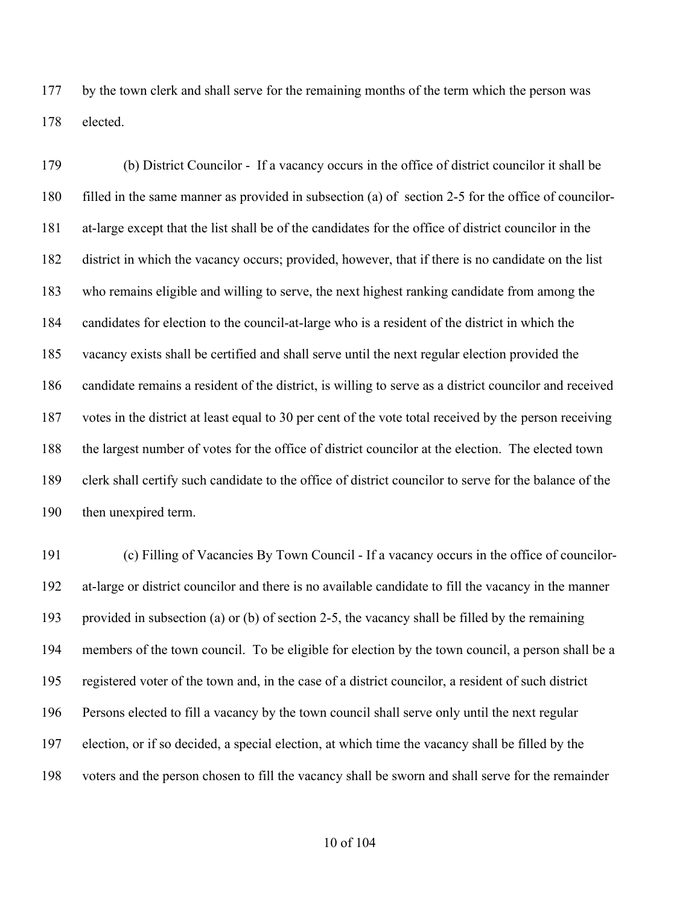by the town clerk and shall serve for the remaining months of the term which the person was elected.

(b) District Councilor - If a vacancy occurs in the office of district councilor it shall be filled in the same manner as provided in subsection (a) of section 2-5 for the office of councilor-at-large except that the list shall be of the candidates for the office of district councilor in the district in which the vacancy occurs; provided, however, that if there is no candidate on the list who remains eligible and willing to serve, the next highest ranking candidate from among the candidates for election to the council-at-large who is a resident of the district in which the vacancy exists shall be certified and shall serve until the next regular election provided the candidate remains a resident of the district, is willing to serve as a district councilor and received votes in the district at least equal to 30 per cent of the vote total received by the person receiving the largest number of votes for the office of district councilor at the election. The elected town clerk shall certify such candidate to the office of district councilor to serve for the balance of the then unexpired term.

(c) Filling of Vacancies By Town Council - If a vacancy occurs in the office of councilor-at-large or district councilor and there is no available candidate to fill the vacancy in the manner provided in subsection (a) or (b) of section 2-5, the vacancy shall be filled by the remaining members of the town council. To be eligible for election by the town council, a person shall be a registered voter of the town and, in the case of a district councilor, a resident of such district Persons elected to fill a vacancy by the town council shall serve only until the next regular election, or if so decided, a special election, at which time the vacancy shall be filled by the voters and the person chosen to fill the vacancy shall be sworn and shall serve for the remainder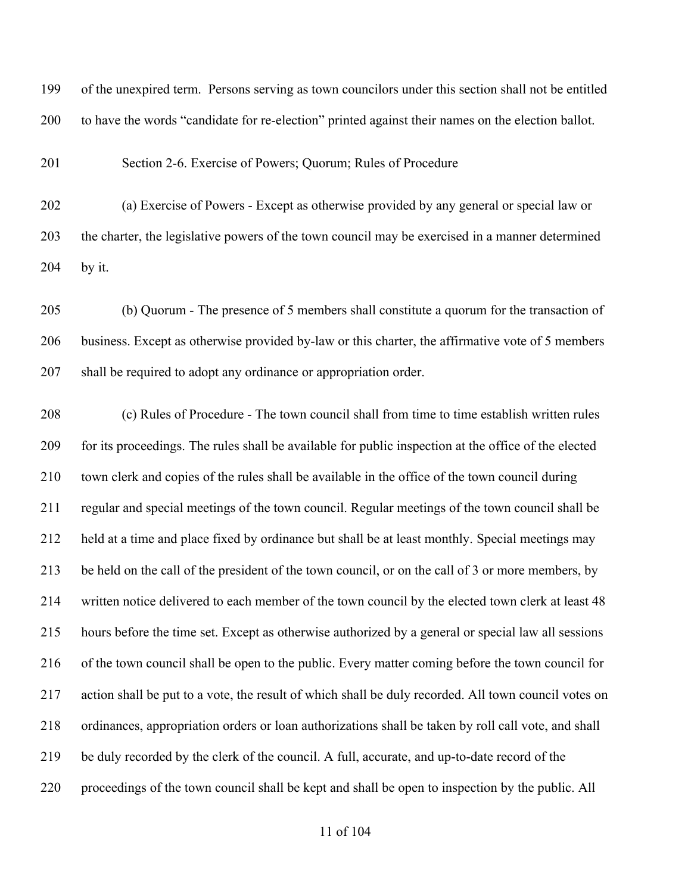of the unexpired term. Persons serving as town councilors under this section shall not be entitled to have the words "candidate for re-election" printed against their names on the election ballot.

### Section 2-6. Exercise of Powers; Quorum; Rules of Procedure

(a) Exercise of Powers - Except as otherwise provided by any general or special law or the charter, the legislative powers of the town council may be exercised in a manner determined by it.

(b) Quorum - The presence of 5 members shall constitute a quorum for the transaction of business. Except as otherwise provided by-law or this charter, the affirmative vote of 5 members shall be required to adopt any ordinance or appropriation order.

(c) Rules of Procedure - The town council shall from time to time establish written rules for its proceedings. The rules shall be available for public inspection at the office of the elected town clerk and copies of the rules shall be available in the office of the town council during regular and special meetings of the town council. Regular meetings of the town council shall be held at a time and place fixed by ordinance but shall be at least monthly. Special meetings may be held on the call of the president of the town council, or on the call of 3 or more members, by written notice delivered to each member of the town council by the elected town clerk at least 48 hours before the time set. Except as otherwise authorized by a general or special law all sessions of the town council shall be open to the public. Every matter coming before the town council for action shall be put to a vote, the result of which shall be duly recorded. All town council votes on ordinances, appropriation orders or loan authorizations shall be taken by roll call vote, and shall be duly recorded by the clerk of the council. A full, accurate, and up-to-date record of the proceedings of the town council shall be kept and shall be open to inspection by the public. All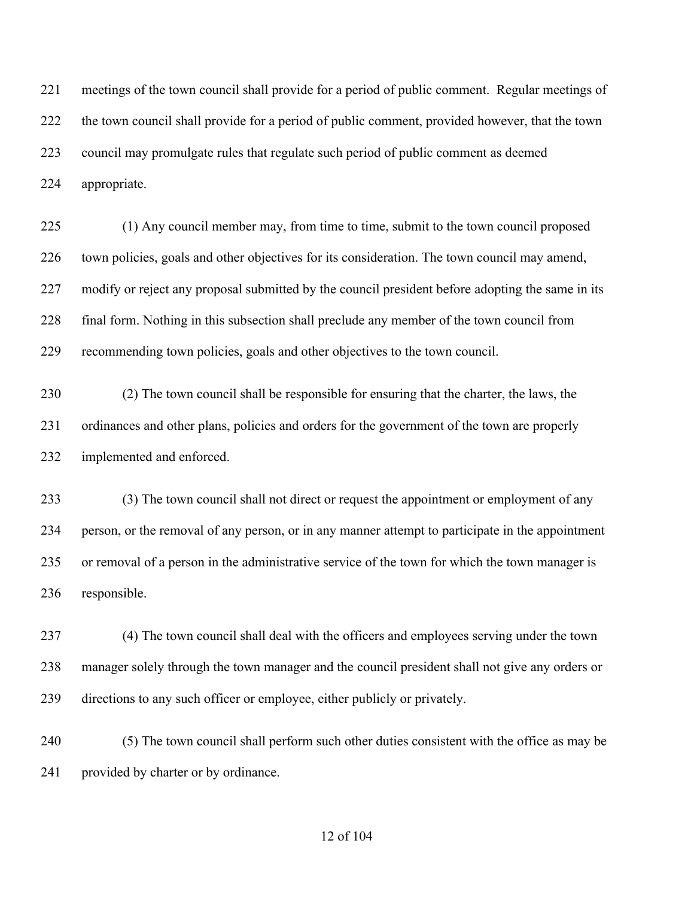meetings of the town council shall provide for a period of public comment. Regular meetings of the town council shall provide for a period of public comment, provided however, that the town council may promulgate rules that regulate such period of public comment as deemed appropriate.

(1) Any council member may, from time to time, submit to the town council proposed town policies, goals and other objectives for its consideration. The town council may amend, modify or reject any proposal submitted by the council president before adopting the same in its final form. Nothing in this subsection shall preclude any member of the town council from recommending town policies, goals and other objectives to the town council.

(2) The town council shall be responsible for ensuring that the charter, the laws, the ordinances and other plans, policies and orders for the government of the town are properly implemented and enforced.

(3) The town council shall not direct or request the appointment or employment of any person, or the removal of any person, or in any manner attempt to participate in the appointment or removal of a person in the administrative service of the town for which the town manager is responsible.

(4) The town council shall deal with the officers and employees serving under the town manager solely through the town manager and the council president shall not give any orders or directions to any such officer or employee, either publicly or privately.

(5) The town council shall perform such other duties consistent with the office as may be provided by charter or by ordinance.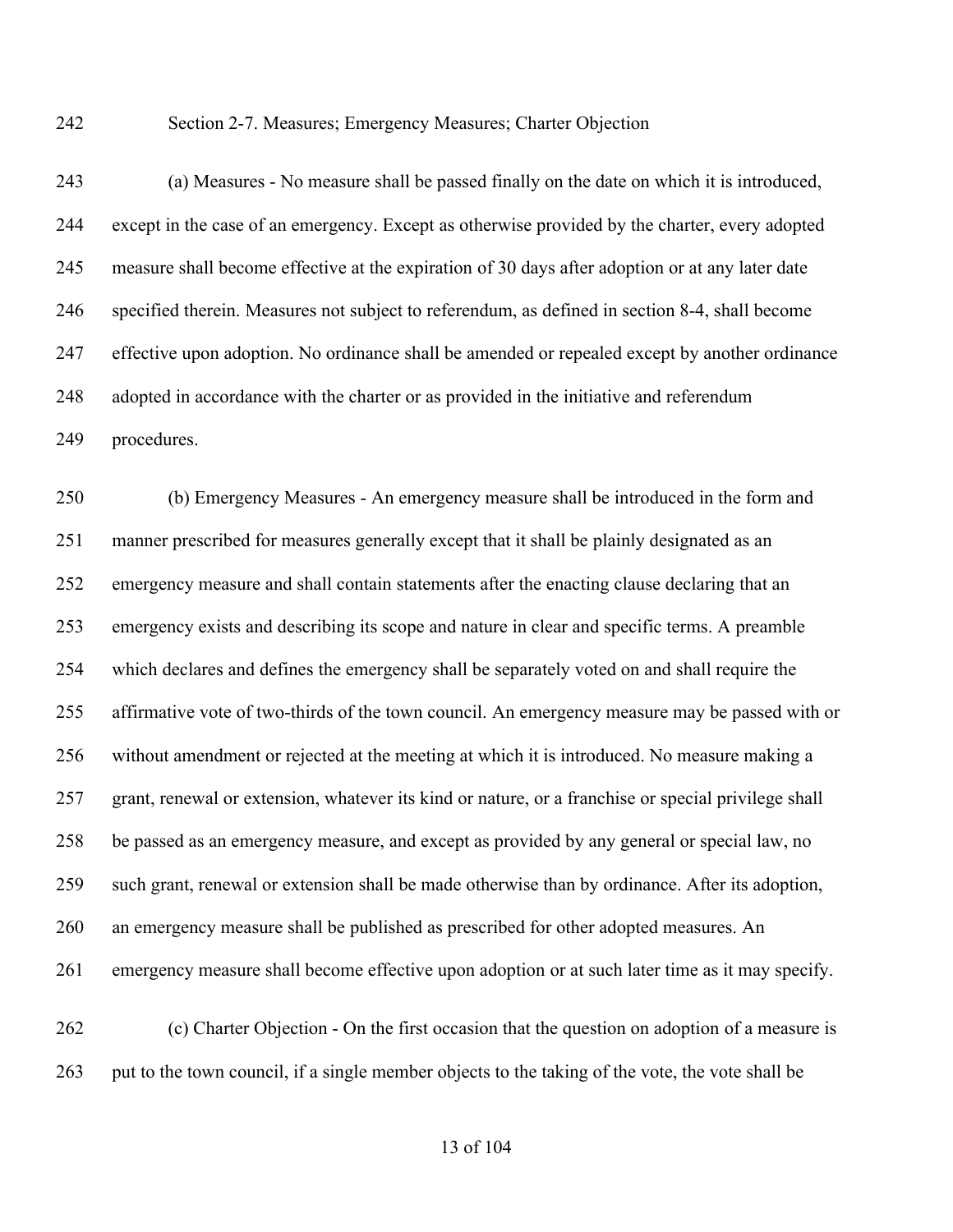Section 2-7. Measures; Emergency Measures; Charter Objection

(a) Measures - No measure shall be passed finally on the date on which it is introduced, except in the case of an emergency. Except as otherwise provided by the charter, every adopted measure shall become effective at the expiration of 30 days after adoption or at any later date specified therein. Measures not subject to referendum, as defined in section 8-4, shall become effective upon adoption. No ordinance shall be amended or repealed except by another ordinance adopted in accordance with the charter or as provided in the initiative and referendum procedures.

(b) Emergency Measures - An emergency measure shall be introduced in the form and manner prescribed for measures generally except that it shall be plainly designated as an emergency measure and shall contain statements after the enacting clause declaring that an emergency exists and describing its scope and nature in clear and specific terms. A preamble which declares and defines the emergency shall be separately voted on and shall require the affirmative vote of two-thirds of the town council. An emergency measure may be passed with or without amendment or rejected at the meeting at which it is introduced. No measure making a grant, renewal or extension, whatever its kind or nature, or a franchise or special privilege shall be passed as an emergency measure, and except as provided by any general or special law, no such grant, renewal or extension shall be made otherwise than by ordinance. After its adoption, an emergency measure shall be published as prescribed for other adopted measures. An emergency measure shall become effective upon adoption or at such later time as it may specify.

(c) Charter Objection - On the first occasion that the question on adoption of a measure is put to the town council, if a single member objects to the taking of the vote, the vote shall be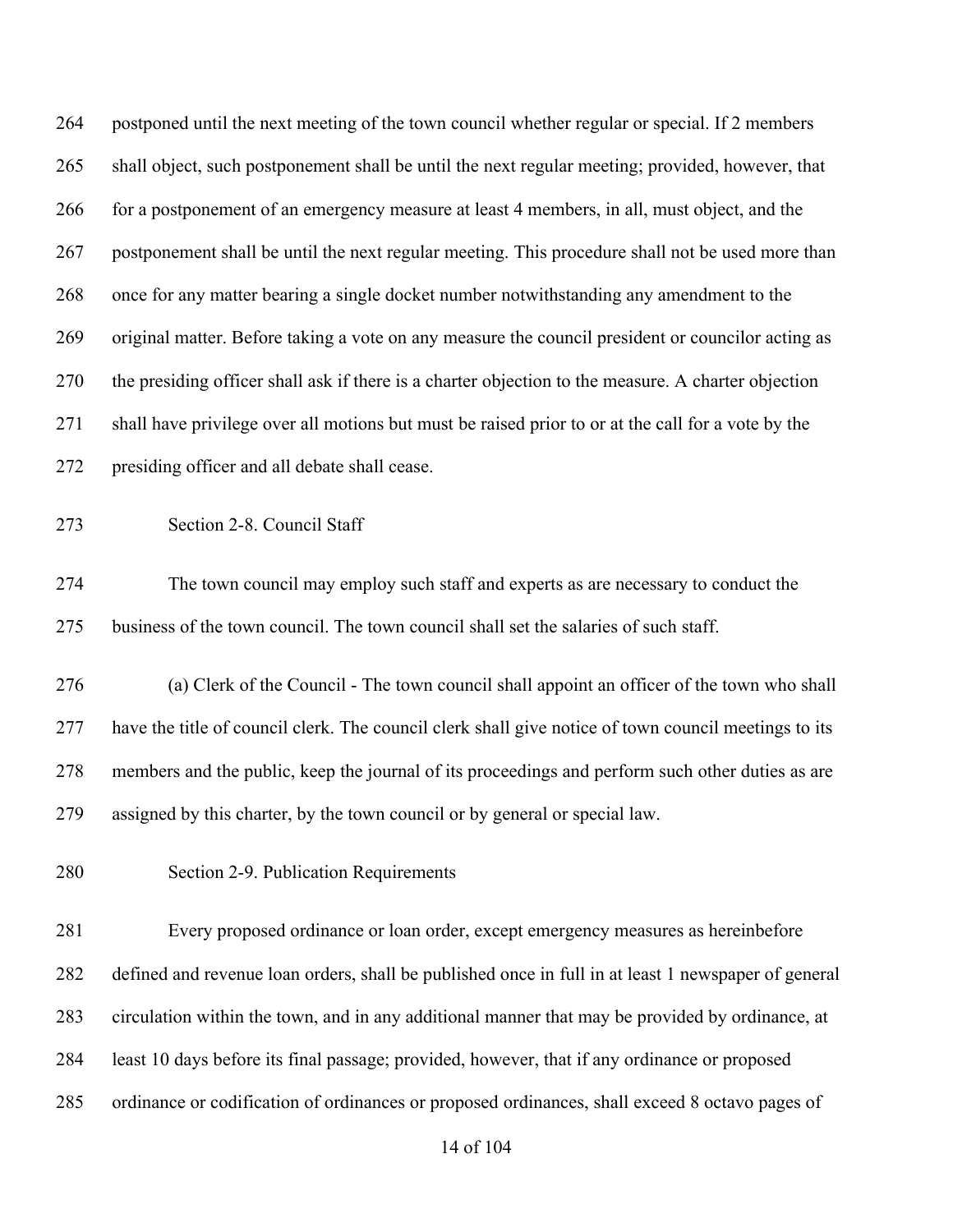postponed until the next meeting of the town council whether regular or special. If 2 members shall object, such postponement shall be until the next regular meeting; provided, however, that for a postponement of an emergency measure at least 4 members, in all, must object, and the postponement shall be until the next regular meeting. This procedure shall not be used more than once for any matter bearing a single docket number notwithstanding any amendment to the original matter. Before taking a vote on any measure the council president or councilor acting as the presiding officer shall ask if there is a charter objection to the measure. A charter objection shall have privilege over all motions but must be raised prior to or at the call for a vote by the presiding officer and all debate shall cease.

### Section 2-8. Council Staff

The town council may employ such staff and experts as are necessary to conduct the business of the town council. The town council shall set the salaries of such staff.

(a) Clerk of the Council - The town council shall appoint an officer of the town who shall have the title of council clerk. The council clerk shall give notice of town council meetings to its members and the public, keep the journal of its proceedings and perform such other duties as are assigned by this charter, by the town council or by general or special law.

### Section 2-9. Publication Requirements

Every proposed ordinance or loan order, except emergency measures as hereinbefore defined and revenue loan orders, shall be published once in full in at least 1 newspaper of general circulation within the town, and in any additional manner that may be provided by ordinance, at least 10 days before its final passage; provided, however, that if any ordinance or proposed ordinance or codification of ordinances or proposed ordinances, shall exceed 8 octavo pages of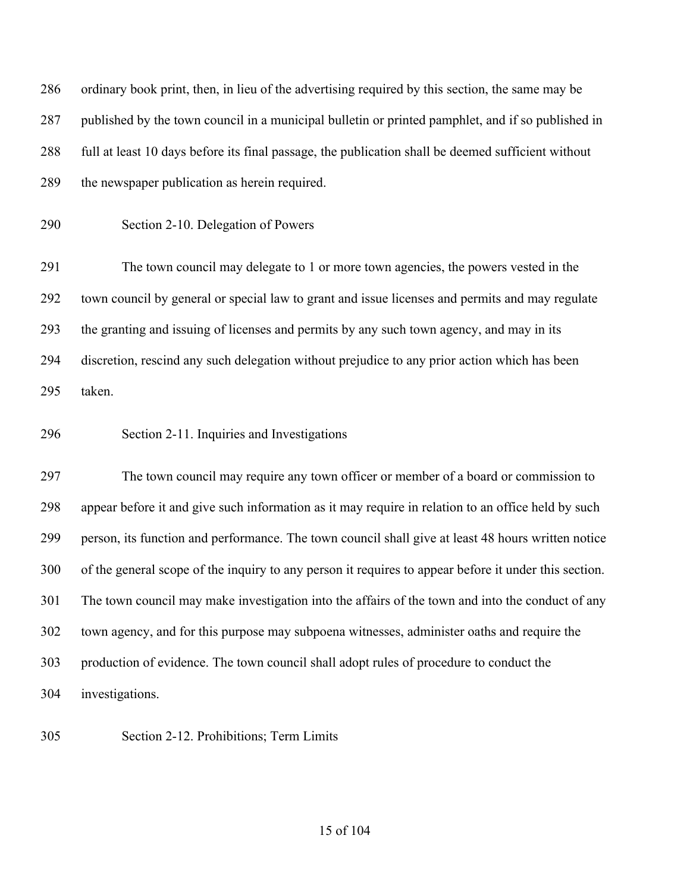ordinary book print, then, in lieu of the advertising required by this section, the same may be published by the town council in a municipal bulletin or printed pamphlet, and if so published in full at least 10 days before its final passage, the publication shall be deemed sufficient without the newspaper publication as herein required.

### Section 2-10. Delegation of Powers

The town council may delegate to 1 or more town agencies, the powers vested in the town council by general or special law to grant and issue licenses and permits and may regulate the granting and issuing of licenses and permits by any such town agency, and may in its discretion, rescind any such delegation without prejudice to any prior action which has been taken.

### Section 2-11. Inquiries and Investigations

The town council may require any town officer or member of a board or commission to appear before it and give such information as it may require in relation to an office held by such person, its function and performance. The town council shall give at least 48 hours written notice of the general scope of the inquiry to any person it requires to appear before it under this section. The town council may make investigation into the affairs of the town and into the conduct of any town agency, and for this purpose may subpoena witnesses, administer oaths and require the production of evidence. The town council shall adopt rules of procedure to conduct the investigations.

### Section 2-12. Prohibitions; Term Limits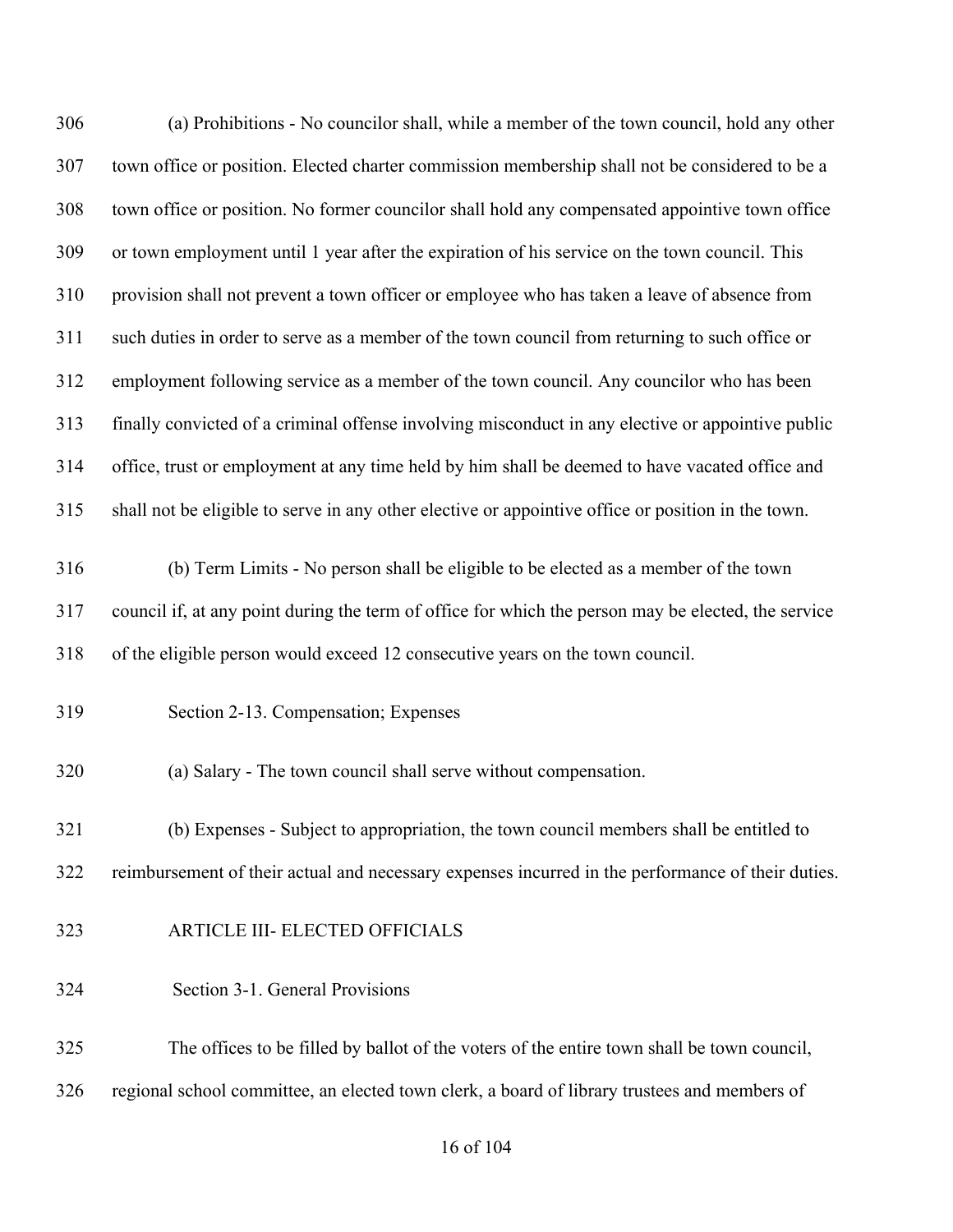(a) Prohibitions - No councilor shall, while a member of the town council, hold any other town office or position. Elected charter commission membership shall not be considered to be a town office or position. No former councilor shall hold any compensated appointive town office or town employment until 1 year after the expiration of his service on the town council. This provision shall not prevent a town officer or employee who has taken a leave of absence from such duties in order to serve as a member of the town council from returning to such office or employment following service as a member of the town council. Any councilor who has been finally convicted of a criminal offense involving misconduct in any elective or appointive public office, trust or employment at any time held by him shall be deemed to have vacated office and shall not be eligible to serve in any other elective or appointive office or position in the town.

(b) Term Limits - No person shall be eligible to be elected as a member of the town council if, at any point during the term of office for which the person may be elected, the service of the eligible person would exceed 12 consecutive years on the town council.

### Section 2-13. Compensation; Expenses

(a) Salary - The town council shall serve without compensation.

(b) Expenses - Subject to appropriation, the town council members shall be entitled to reimbursement of their actual and necessary expenses incurred in the performance of their duties.

## ARTICLE III- ELECTED OFFICIALS

### Section 3-1. General Provisions

The offices to be filled by ballot of the voters of the entire town shall be town council, regional school committee, an elected town clerk, a board of library trustees and members of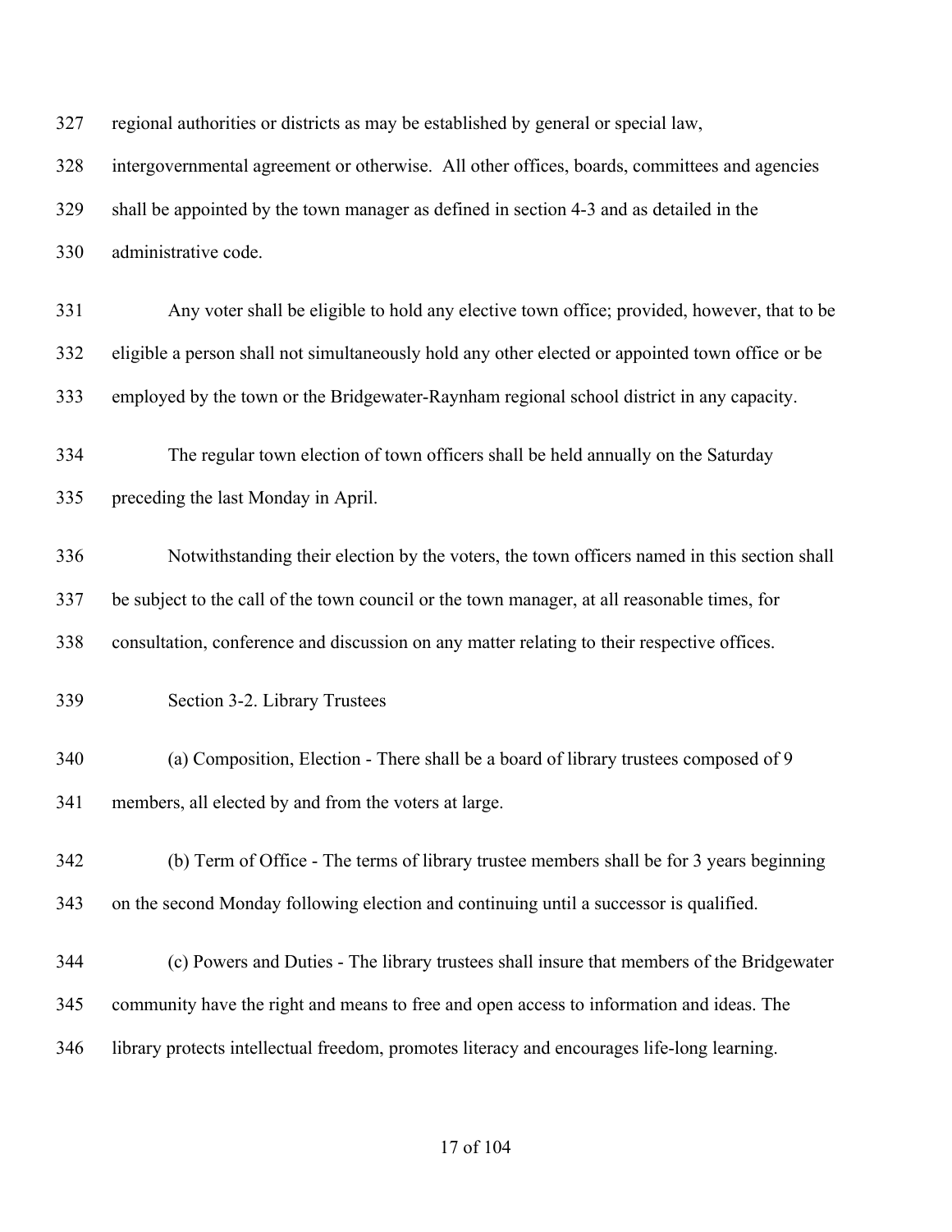regional authorities or districts as may be established by general or special law, intergovernmental agreement or otherwise. All other offices, boards, committees and agencies shall be appointed by the town manager as defined in section 4-3 and as detailed in the administrative code.

Any voter shall be eligible to hold any elective town office; provided, however, that to be eligible a person shall not simultaneously hold any other elected or appointed town office or be employed by the town or the Bridgewater-Raynham regional school district in any capacity.

The regular town election of town officers shall be held annually on the Saturday preceding the last Monday in April.

Notwithstanding their election by the voters, the town officers named in this section shall be subject to the call of the town council or the town manager, at all reasonable times, for consultation, conference and discussion on any matter relating to their respective offices.

Section 3-2. Library Trustees

(a) Composition, Election - There shall be a board of library trustees composed of 9 members, all elected by and from the voters at large.

(b) Term of Office - The terms of library trustee members shall be for 3 years beginning on the second Monday following election and continuing until a successor is qualified.

(c) Powers and Duties - The library trustees shall insure that members of the Bridgewater community have the right and means to free and open access to information and ideas. The library protects intellectual freedom, promotes literacy and encourages life-long learning.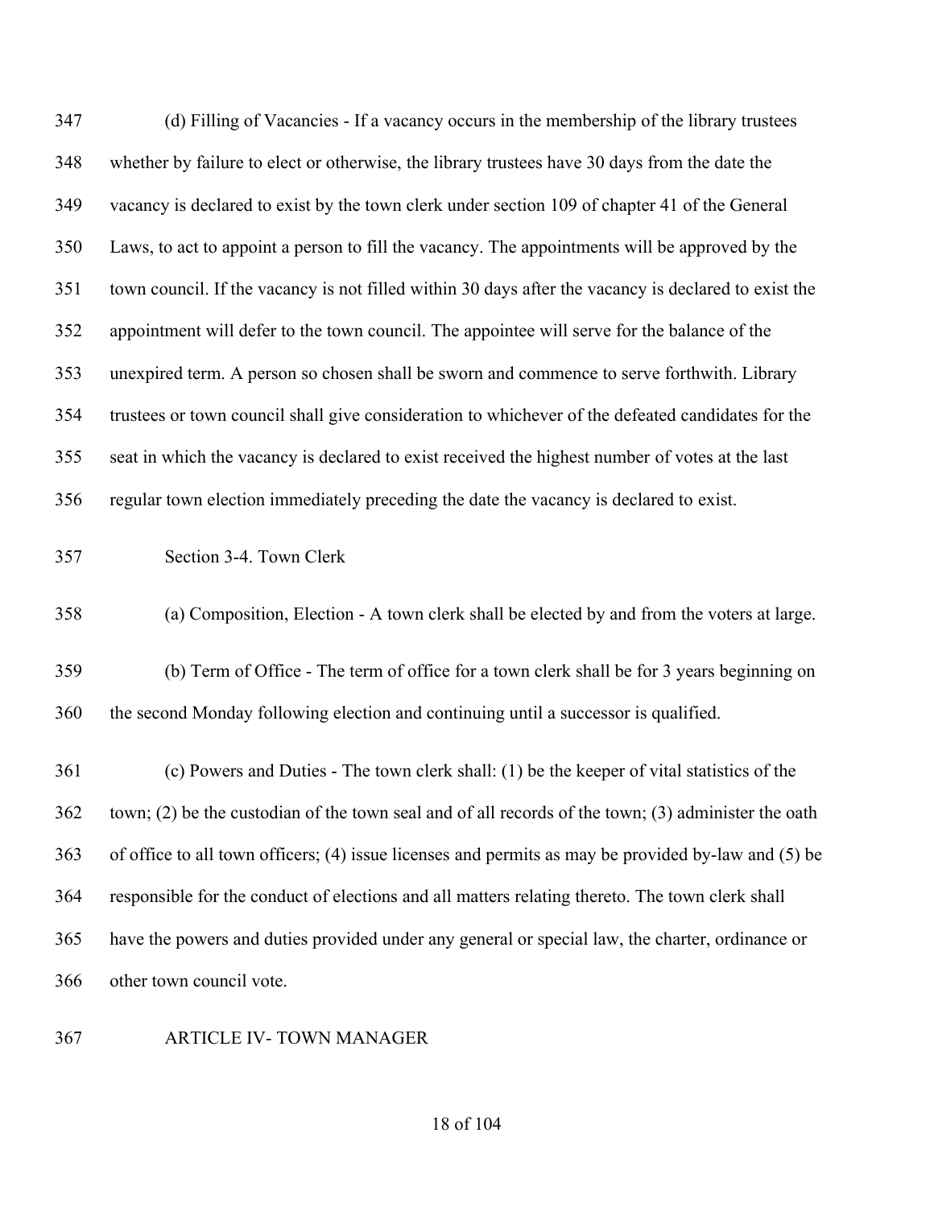(d) Filling of Vacancies - If a vacancy occurs in the membership of the library trustees whether by failure to elect or otherwise, the library trustees have 30 days from the date the vacancy is declared to exist by the town clerk under section 109 of chapter 41 of the General Laws, to act to appoint a person to fill the vacancy. The appointments will be approved by the town council. If the vacancy is not filled within 30 days after the vacancy is declared to exist the appointment will defer to the town council. The appointee will serve for the balance of the unexpired term. A person so chosen shall be sworn and commence to serve forthwith. Library trustees or town council shall give consideration to whichever of the defeated candidates for the seat in which the vacancy is declared to exist received the highest number of votes at the last regular town election immediately preceding the date the vacancy is declared to exist.

### Section 3-4. Town Clerk

(a) Composition, Election - A town clerk shall be elected by and from the voters at large.

(b) Term of Office - The term of office for a town clerk shall be for 3 years beginning on the second Monday following election and continuing until a successor is qualified.

(c) Powers and Duties - The town clerk shall: (1) be the keeper of vital statistics of the town; (2) be the custodian of the town seal and of all records of the town; (3) administer the oath of office to all town officers; (4) issue licenses and permits as may be provided by-law and (5) be responsible for the conduct of elections and all matters relating thereto. The town clerk shall have the powers and duties provided under any general or special law, the charter, ordinance or other town council vote.

## ARTICLE IV- TOWN MANAGER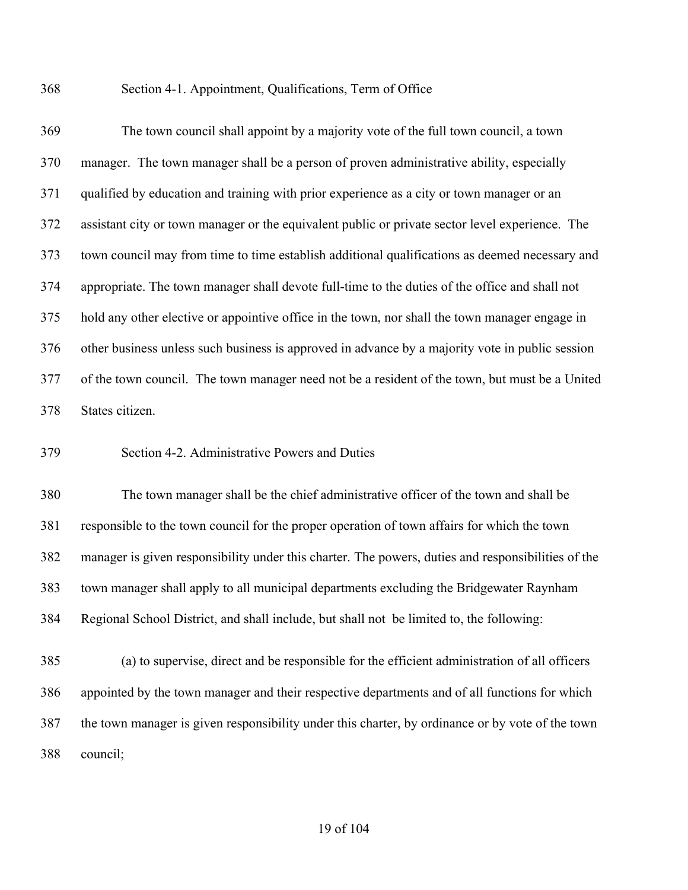### Section 4-1. Appointment, Qualifications, Term of Office

The town council shall appoint by a majority vote of the full town council, a town manager. The town manager shall be a person of proven administrative ability, especially qualified by education and training with prior experience as a city or town manager or an assistant city or town manager or the equivalent public or private sector level experience. The town council may from time to time establish additional qualifications as deemed necessary and appropriate. The town manager shall devote full-time to the duties of the office and shall not hold any other elective or appointive office in the town, nor shall the town manager engage in other business unless such business is approved in advance by a majority vote in public session of the town council. The town manager need not be a resident of the town, but must be a United States citizen.

### Section 4-2. Administrative Powers and Duties

The town manager shall be the chief administrative officer of the town and shall be responsible to the town council for the proper operation of town affairs for which the town manager is given responsibility under this charter. The powers, duties and responsibilities of the town manager shall apply to all municipal departments excluding the Bridgewater Raynham Regional School District, and shall include, but shall not be limited to, the following:

(a) to supervise, direct and be responsible for the efficient administration of all officers appointed by the town manager and their respective departments and of all functions for which the town manager is given responsibility under this charter, by ordinance or by vote of the town council;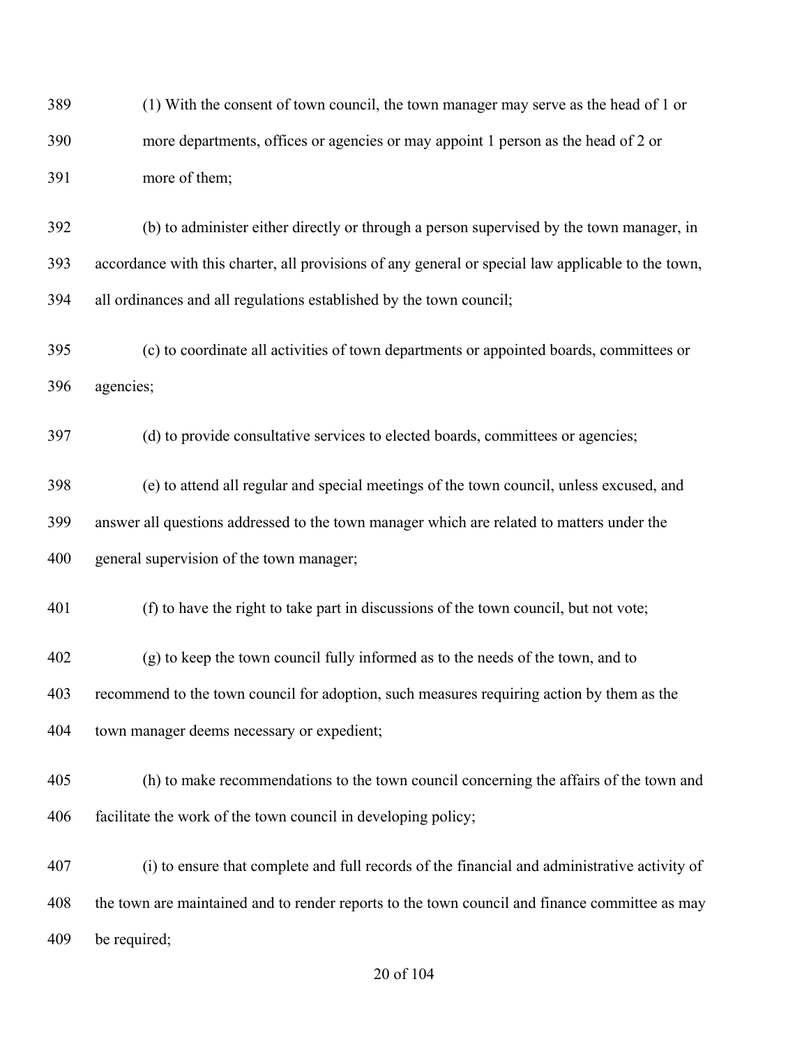(1) With the consent of town council, the town manager may serve as the head of 1 or more departments, offices or agencies or may appoint 1 person as the head of 2 or more of them;

(b) to administer either directly or through a person supervised by the town manager, in accordance with this charter, all provisions of any general or special law applicable to the town, all ordinances and all regulations established by the town council;

(c) to coordinate all activities of town departments or appointed boards, committees or agencies;

(d) to provide consultative services to elected boards, committees or agencies;

(e) to attend all regular and special meetings of the town council, unless excused, and answer all questions addressed to the town manager which are related to matters under the general supervision of the town manager;

(f) to have the right to take part in discussions of the town council, but not vote;

(g) to keep the town council fully informed as to the needs of the town, and to recommend to the town council for adoption, such measures requiring action by them as the town manager deems necessary or expedient;

(h) to make recommendations to the town council concerning the affairs of the town and facilitate the work of the town council in developing policy;

(i) to ensure that complete and full records of the financial and administrative activity of the town are maintained and to render reports to the town council and finance committee as may be required;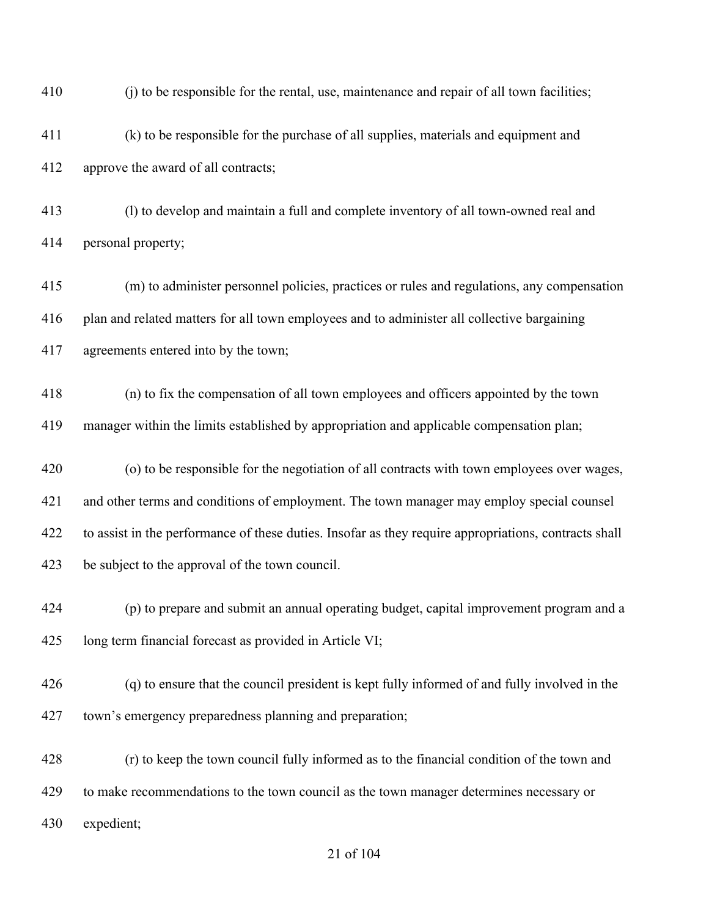(j) to be responsible for the rental, use, maintenance and repair of all town facilities;

(k) to be responsible for the purchase of all supplies, materials and equipment and approve the award of all contracts;

(l) to develop and maintain a full and complete inventory of all town-owned real and personal property;

(m) to administer personnel policies, practices or rules and regulations, any compensation plan and related matters for all town employees and to administer all collective bargaining agreements entered into by the town;

(n) to fix the compensation of all town employees and officers appointed by the town manager within the limits established by appropriation and applicable compensation plan;

(o) to be responsible for the negotiation of all contracts with town employees over wages, and other terms and conditions of employment. The town manager may employ special counsel to assist in the performance of these duties. Insofar as they require appropriations, contracts shall be subject to the approval of the town council.

(p) to prepare and submit an annual operating budget, capital improvement program and a long term financial forecast as provided in Article VI;

(q) to ensure that the council president is kept fully informed of and fully involved in the town's emergency preparedness planning and preparation;

(r) to keep the town council fully informed as to the financial condition of the town and to make recommendations to the town council as the town manager determines necessary or expedient;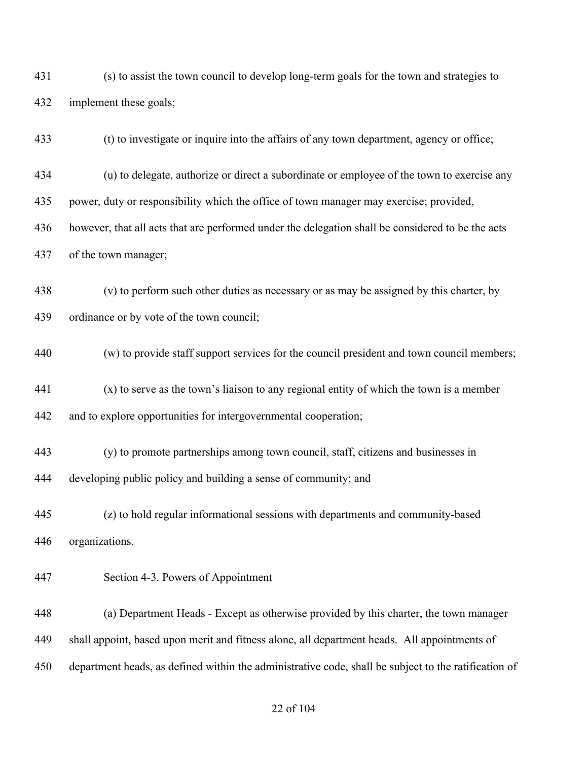(s) to assist the town council to develop long-term goals for the town and strategies to implement these goals;

(t) to investigate or inquire into the affairs of any town department, agency or office;

(u) to delegate, authorize or direct a subordinate or employee of the town to exercise any power, duty or responsibility which the office of town manager may exercise; provided, however, that all acts that are performed under the delegation shall be considered to be the acts of the town manager;

(v) to perform such other duties as necessary or as may be assigned by this charter, by ordinance or by vote of the town council;

(w) to provide staff support services for the council president and town council members;

(x) to serve as the town's liaison to any regional entity of which the town is a member and to explore opportunities for intergovernmental cooperation;

(y) to promote partnerships among town council, staff, citizens and businesses in developing public policy and building a sense of community; and

(z) to hold regular informational sessions with departments and community-based organizations.

Section 4-3. Powers of Appointment

(a) Department Heads - Except as otherwise provided by this charter, the town manager shall appoint, based upon merit and fitness alone, all department heads. All appointments of department heads, as defined within the administrative code, shall be subject to the ratification of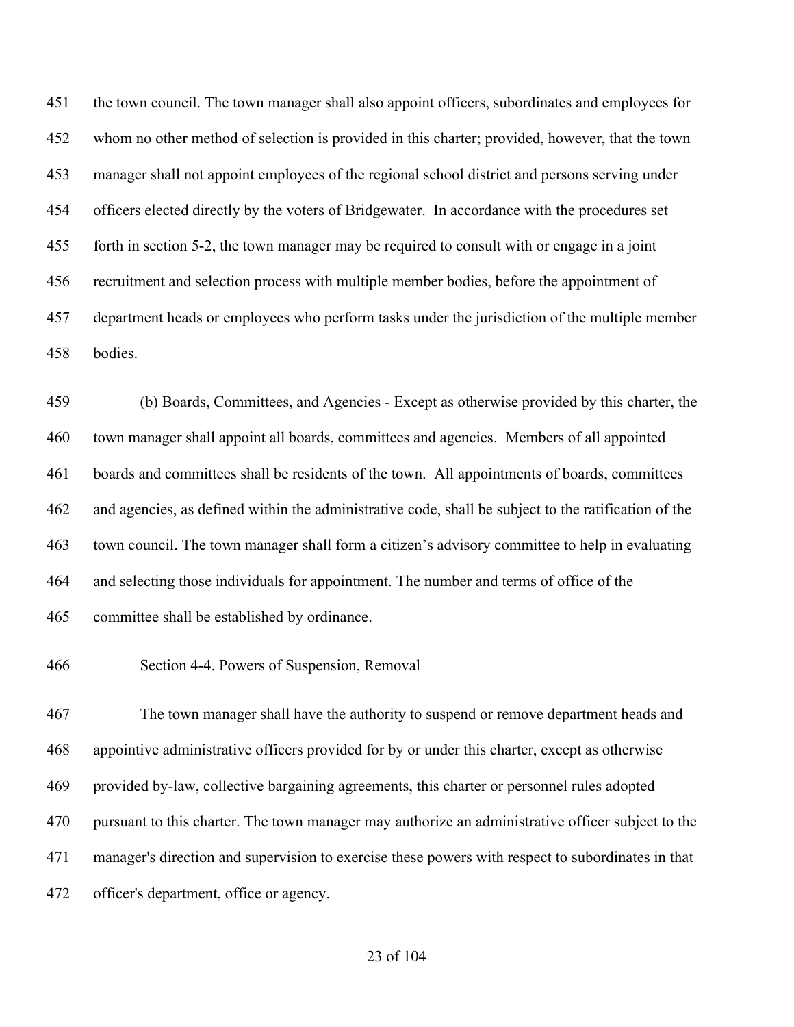the town council. The town manager shall also appoint officers, subordinates and employees for whom no other method of selection is provided in this charter; provided, however, that the town manager shall not appoint employees of the regional school district and persons serving under officers elected directly by the voters of Bridgewater. In accordance with the procedures set forth in section 5-2, the town manager may be required to consult with or engage in a joint recruitment and selection process with multiple member bodies, before the appointment of department heads or employees who perform tasks under the jurisdiction of the multiple member bodies.

(b) Boards, Committees, and Agencies - Except as otherwise provided by this charter, the town manager shall appoint all boards, committees and agencies. Members of all appointed boards and committees shall be residents of the town. All appointments of boards, committees and agencies, as defined within the administrative code, shall be subject to the ratification of the town council. The town manager shall form a citizen's advisory committee to help in evaluating and selecting those individuals for appointment. The number and terms of office of the committee shall be established by ordinance.

## Section 4-4. Powers of Suspension, Removal

The town manager shall have the authority to suspend or remove department heads and appointive administrative officers provided for by or under this charter, except as otherwise provided by-law, collective bargaining agreements, this charter or personnel rules adopted pursuant to this charter. The town manager may authorize an administrative officer subject to the manager's direction and supervision to exercise these powers with respect to subordinates in that officer's department, office or agency.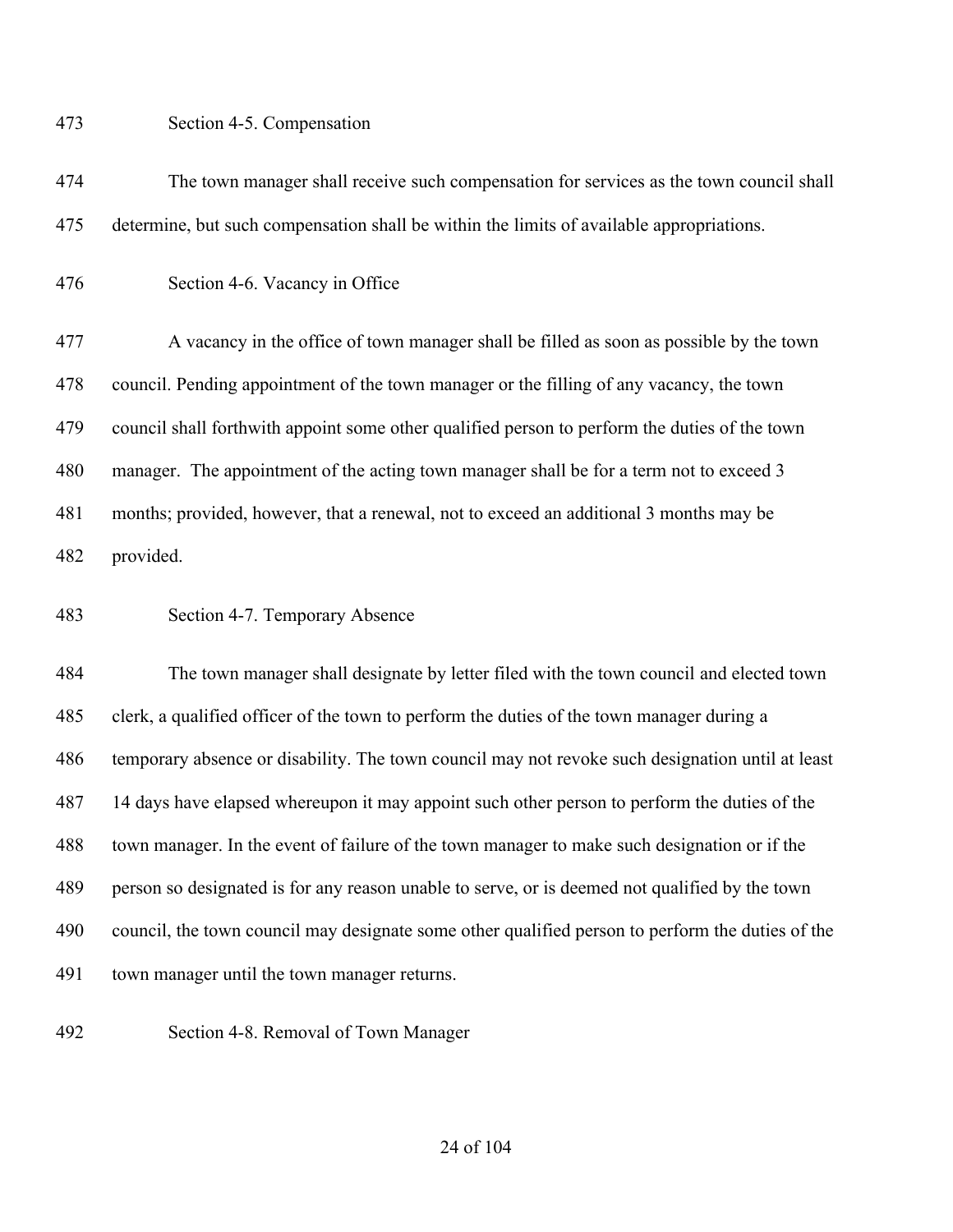### Section 4-5. Compensation

The town manager shall receive such compensation for services as the town council shall determine, but such compensation shall be within the limits of available appropriations.

### Section 4-6. Vacancy in Office

A vacancy in the office of town manager shall be filled as soon as possible by the town council. Pending appointment of the town manager or the filling of any vacancy, the town council shall forthwith appoint some other qualified person to perform the duties of the town manager. The appointment of the acting town manager shall be for a term not to exceed 3 months; provided, however, that a renewal, not to exceed an additional 3 months may be provided.

### Section 4-7. Temporary Absence

The town manager shall designate by letter filed with the town council and elected town clerk, a qualified officer of the town to perform the duties of the town manager during a temporary absence or disability. The town council may not revoke such designation until at least 14 days have elapsed whereupon it may appoint such other person to perform the duties of the town manager. In the event of failure of the town manager to make such designation or if the person so designated is for any reason unable to serve, or is deemed not qualified by the town council, the town council may designate some other qualified person to perform the duties of the town manager until the town manager returns.

### Section 4-8. Removal of Town Manager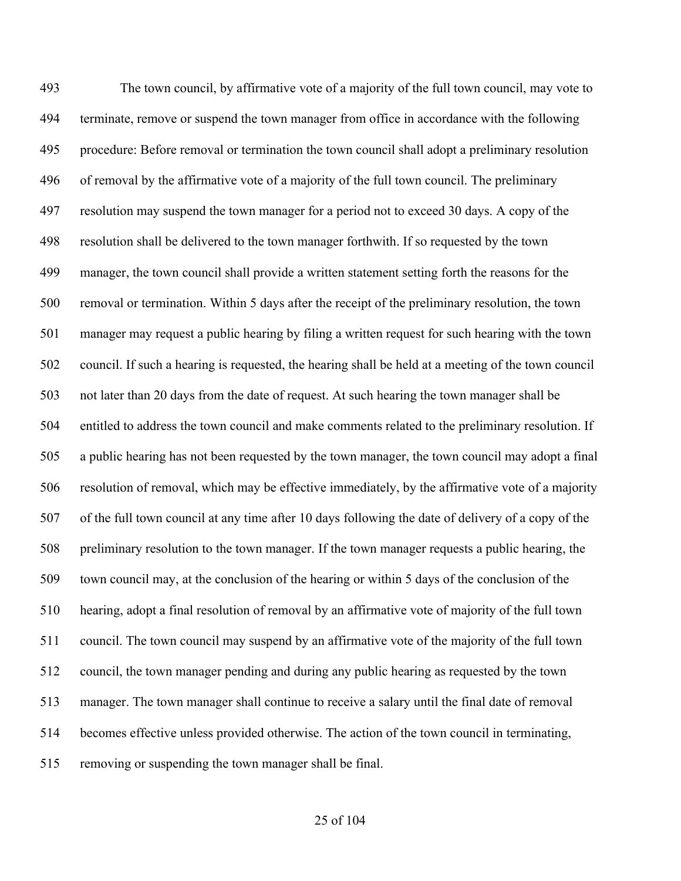The town council, by affirmative vote of a majority of the full town council, may vote to terminate, remove or suspend the town manager from office in accordance with the following procedure: Before removal or termination the town council shall adopt a preliminary resolution of removal by the affirmative vote of a majority of the full town council. The preliminary resolution may suspend the town manager for a period not to exceed 30 days. A copy of the resolution shall be delivered to the town manager forthwith. If so requested by the town manager, the town council shall provide a written statement setting forth the reasons for the removal or termination. Within 5 days after the receipt of the preliminary resolution, the town manager may request a public hearing by filing a written request for such hearing with the town council. If such a hearing is requested, the hearing shall be held at a meeting of the town council not later than 20 days from the date of request. At such hearing the town manager shall be entitled to address the town council and make comments related to the preliminary resolution. If a public hearing has not been requested by the town manager, the town council may adopt a final resolution of removal, which may be effective immediately, by the affirmative vote of a majority of the full town council at any time after 10 days following the date of delivery of a copy of the preliminary resolution to the town manager. If the town manager requests a public hearing, the town council may, at the conclusion of the hearing or within 5 days of the conclusion of the hearing, adopt a final resolution of removal by an affirmative vote of majority of the full town council. The town council may suspend by an affirmative vote of the majority of the full town council, the town manager pending and during any public hearing as requested by the town manager. The town manager shall continue to receive a salary until the final date of removal becomes effective unless provided otherwise. The action of the town council in terminating, removing or suspending the town manager shall be final.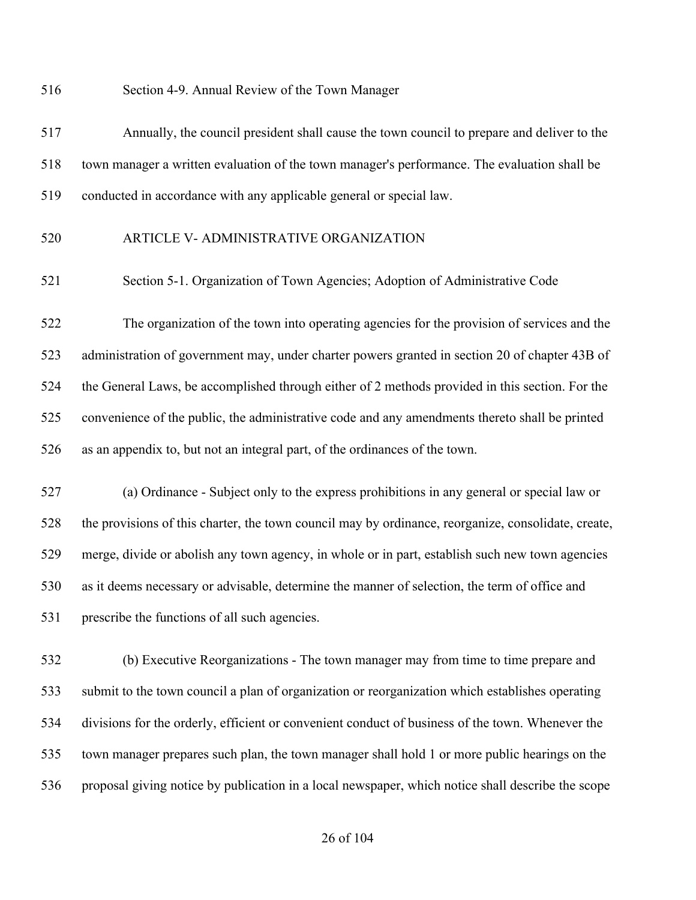### Section 4-9. Annual Review of the Town Manager

Annually, the council president shall cause the town council to prepare and deliver to the town manager a written evaluation of the town manager's performance. The evaluation shall be conducted in accordance with any applicable general or special law.

## ARTICLE V- ADMINISTRATIVE ORGANIZATION

### Section 5-1. Organization of Town Agencies; Adoption of Administrative Code

The organization of the town into operating agencies for the provision of services and the administration of government may, under charter powers granted in section 20 of chapter 43B of the General Laws, be accomplished through either of 2 methods provided in this section. For the convenience of the public, the administrative code and any amendments thereto shall be printed as an appendix to, but not an integral part, of the ordinances of the town.

(a) Ordinance - Subject only to the express prohibitions in any general or special law or the provisions of this charter, the town council may by ordinance, reorganize, consolidate, create, merge, divide or abolish any town agency, in whole or in part, establish such new town agencies as it deems necessary or advisable, determine the manner of selection, the term of office and prescribe the functions of all such agencies.

(b) Executive Reorganizations - The town manager may from time to time prepare and submit to the town council a plan of organization or reorganization which establishes operating divisions for the orderly, efficient or convenient conduct of business of the town. Whenever the town manager prepares such plan, the town manager shall hold 1 or more public hearings on the proposal giving notice by publication in a local newspaper, which notice shall describe the scope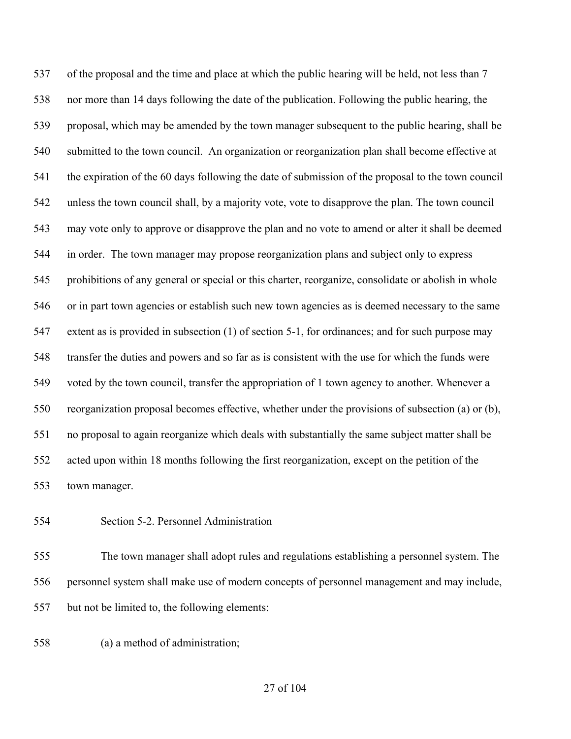of the proposal and the time and place at which the public hearing will be held, not less than 7 nor more than 14 days following the date of the publication. Following the public hearing, the proposal, which may be amended by the town manager subsequent to the public hearing, shall be submitted to the town council. An organization or reorganization plan shall become effective at the expiration of the 60 days following the date of submission of the proposal to the town council unless the town council shall, by a majority vote, vote to disapprove the plan. The town council may vote only to approve or disapprove the plan and no vote to amend or alter it shall be deemed in order. The town manager may propose reorganization plans and subject only to express prohibitions of any general or special or this charter, reorganize, consolidate or abolish in whole or in part town agencies or establish such new town agencies as is deemed necessary to the same extent as is provided in subsection (1) of section 5-1, for ordinances; and for such purpose may transfer the duties and powers and so far as is consistent with the use for which the funds were voted by the town council, transfer the appropriation of 1 town agency to another. Whenever a reorganization proposal becomes effective, whether under the provisions of subsection (a) or (b), no proposal to again reorganize which deals with substantially the same subject matter shall be acted upon within 18 months following the first reorganization, except on the petition of the town manager.

## Section 5-2. Personnel Administration

The town manager shall adopt rules and regulations establishing a personnel system. The personnel system shall make use of modern concepts of personnel management and may include, but not be limited to, the following elements:

(a) a method of administration;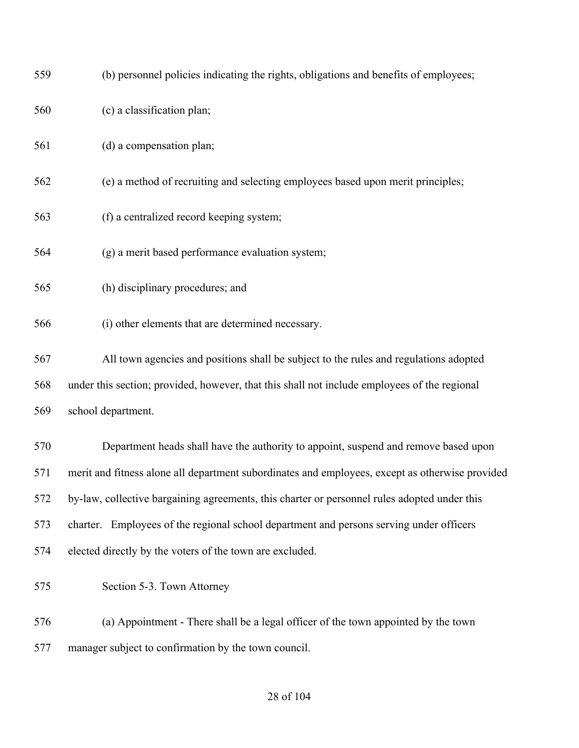(b) personnel policies indicating the rights, obligations and benefits of employees;

(c) a classification plan;

(d) a compensation plan;

(e) a method of recruiting and selecting employees based upon merit principles;

(f) a centralized record keeping system;

(g) a merit based performance evaluation system;

(h) disciplinary procedures; and

(i) other elements that are determined necessary.

All town agencies and positions shall be subject to the rules and regulations adopted under this section; provided, however, that this shall not include employees of the regional school department.

Department heads shall have the authority to appoint, suspend and remove based upon merit and fitness alone all department subordinates and employees, except as otherwise provided by-law, collective bargaining agreements, this charter or personnel rules adopted under this charter. Employees of the regional school department and persons serving under officers elected directly by the voters of the town are excluded.

Section 5-3. Town Attorney

(a) Appointment - There shall be a legal officer of the town appointed by the town manager subject to confirmation by the town council.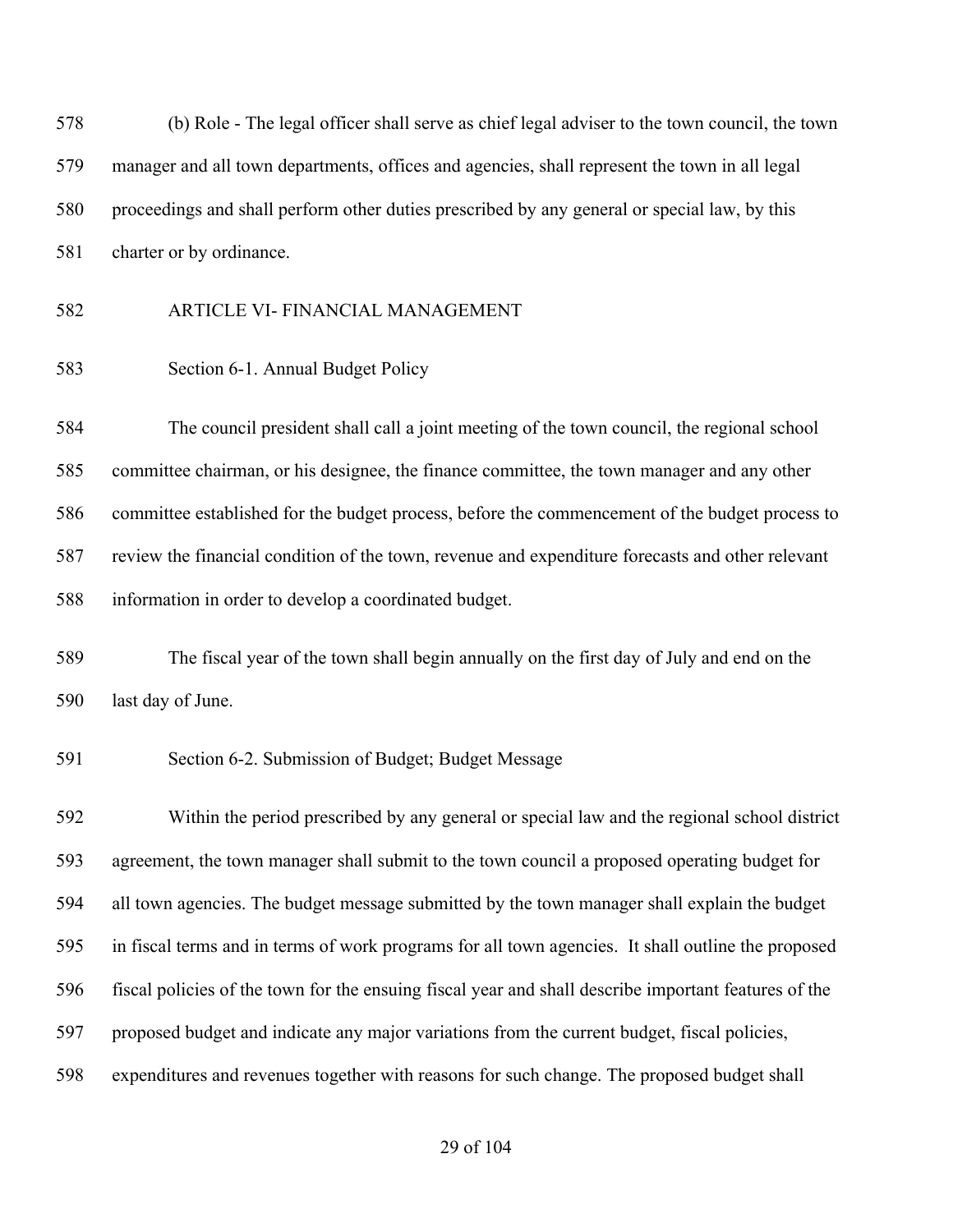(b) Role - The legal officer shall serve as chief legal adviser to the town council, the town manager and all town departments, offices and agencies, shall represent the town in all legal proceedings and shall perform other duties prescribed by any general or special law, by this charter or by ordinance.

## ARTICLE VI- FINANCIAL MANAGEMENT

### Section 6-1. Annual Budget Policy

The council president shall call a joint meeting of the town council, the regional school committee chairman, or his designee, the finance committee, the town manager and any other committee established for the budget process, before the commencement of the budget process to review the financial condition of the town, revenue and expenditure forecasts and other relevant information in order to develop a coordinated budget.

The fiscal year of the town shall begin annually on the first day of July and end on the last day of June.

### Section 6-2. Submission of Budget; Budget Message

Within the period prescribed by any general or special law and the regional school district agreement, the town manager shall submit to the town council a proposed operating budget for all town agencies. The budget message submitted by the town manager shall explain the budget in fiscal terms and in terms of work programs for all town agencies. It shall outline the proposed fiscal policies of the town for the ensuing fiscal year and shall describe important features of the proposed budget and indicate any major variations from the current budget, fiscal policies, expenditures and revenues together with reasons for such change. The proposed budget shall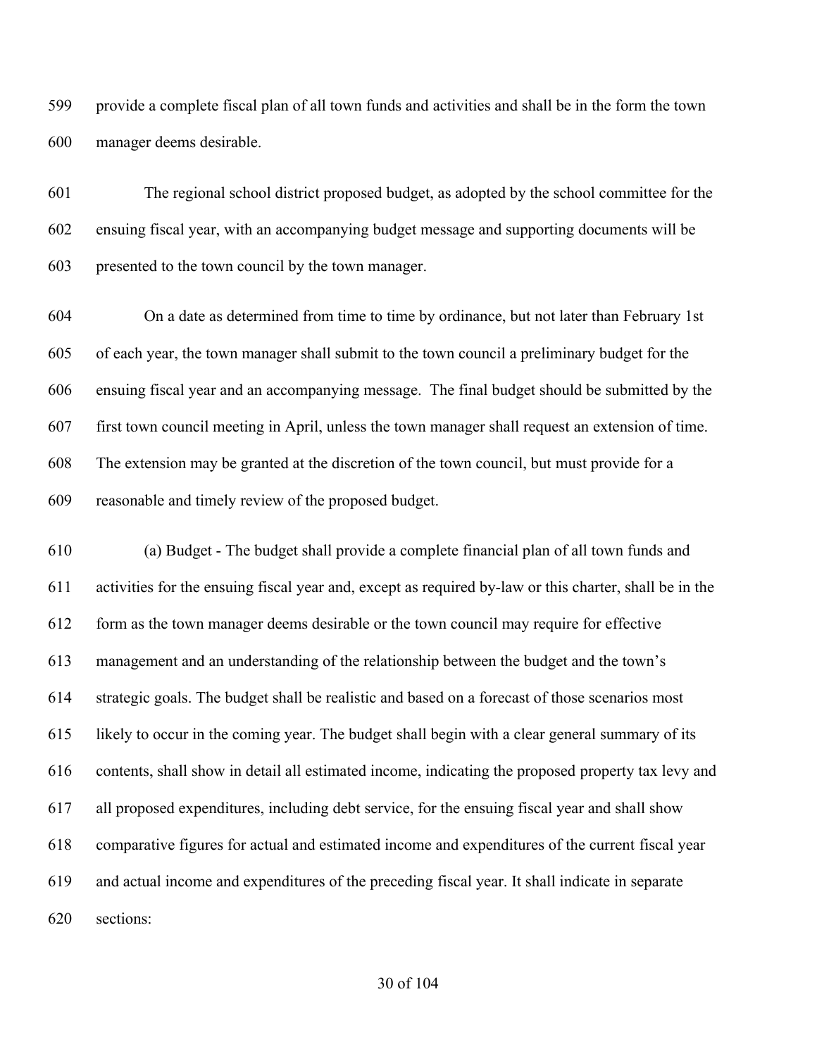provide a complete fiscal plan of all town funds and activities and shall be in the form the town manager deems desirable.

The regional school district proposed budget, as adopted by the school committee for the ensuing fiscal year, with an accompanying budget message and supporting documents will be presented to the town council by the town manager.

On a date as determined from time to time by ordinance, but not later than February 1st of each year, the town manager shall submit to the town council a preliminary budget for the ensuing fiscal year and an accompanying message. The final budget should be submitted by the first town council meeting in April, unless the town manager shall request an extension of time. The extension may be granted at the discretion of the town council, but must provide for a reasonable and timely review of the proposed budget.

(a) Budget - The budget shall provide a complete financial plan of all town funds and activities for the ensuing fiscal year and, except as required by-law or this charter, shall be in the form as the town manager deems desirable or the town council may require for effective management and an understanding of the relationship between the budget and the town's strategic goals. The budget shall be realistic and based on a forecast of those scenarios most likely to occur in the coming year. The budget shall begin with a clear general summary of its contents, shall show in detail all estimated income, indicating the proposed property tax levy and all proposed expenditures, including debt service, for the ensuing fiscal year and shall show comparative figures for actual and estimated income and expenditures of the current fiscal year and actual income and expenditures of the preceding fiscal year. It shall indicate in separate sections: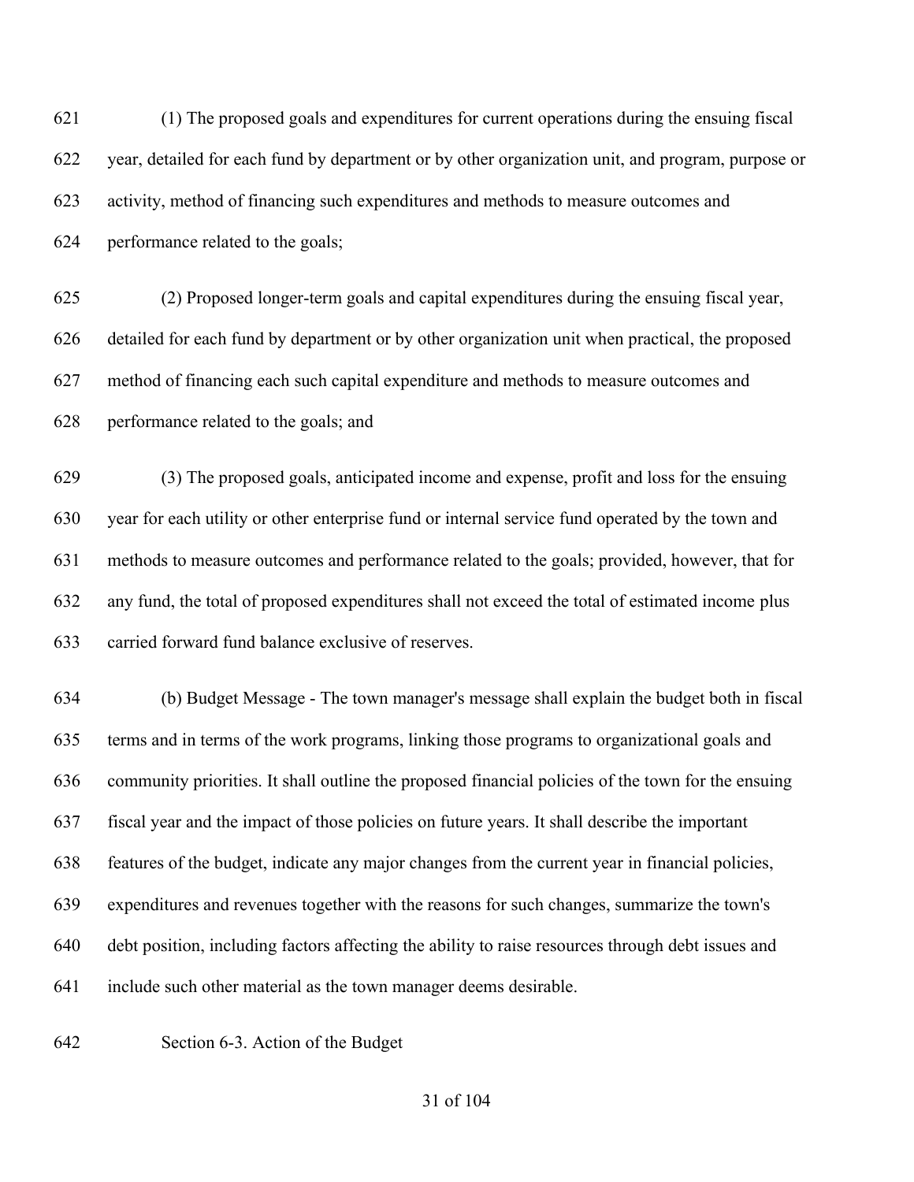(1) The proposed goals and expenditures for current operations during the ensuing fiscal year, detailed for each fund by department or by other organization unit, and program, purpose or activity, method of financing such expenditures and methods to measure outcomes and performance related to the goals;

(2) Proposed longer-term goals and capital expenditures during the ensuing fiscal year, detailed for each fund by department or by other organization unit when practical, the proposed method of financing each such capital expenditure and methods to measure outcomes and performance related to the goals; and

(3) The proposed goals, anticipated income and expense, profit and loss for the ensuing year for each utility or other enterprise fund or internal service fund operated by the town and methods to measure outcomes and performance related to the goals; provided, however, that for any fund, the total of proposed expenditures shall not exceed the total of estimated income plus carried forward fund balance exclusive of reserves.

(b) Budget Message - The town manager's message shall explain the budget both in fiscal terms and in terms of the work programs, linking those programs to organizational goals and community priorities. It shall outline the proposed financial policies of the town for the ensuing fiscal year and the impact of those policies on future years. It shall describe the important features of the budget, indicate any major changes from the current year in financial policies, expenditures and revenues together with the reasons for such changes, summarize the town's debt position, including factors affecting the ability to raise resources through debt issues and include such other material as the town manager deems desirable.

Section 6-3. Action of the Budget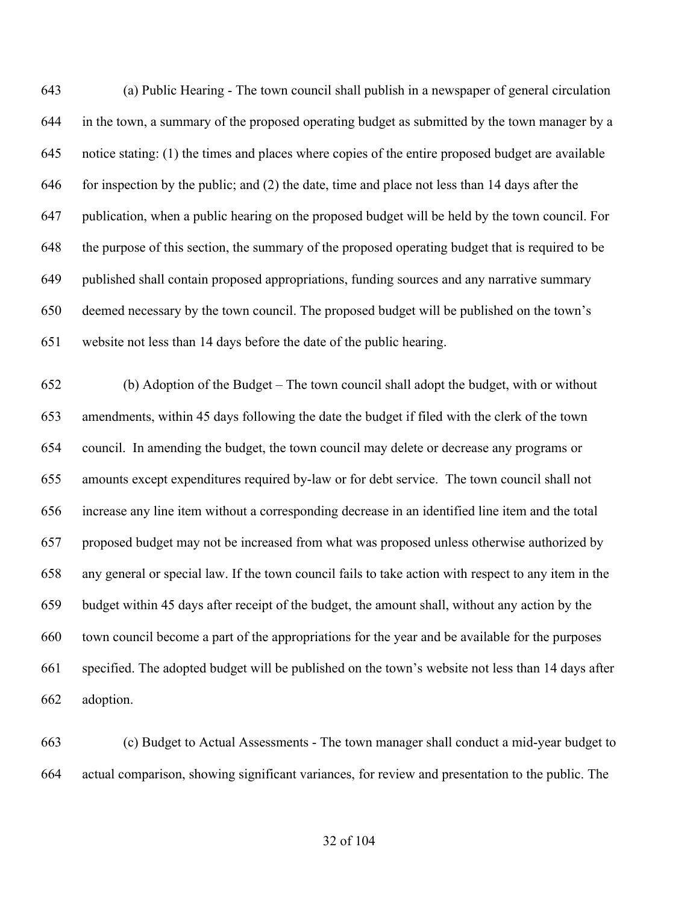(a) Public Hearing - The town council shall publish in a newspaper of general circulation in the town, a summary of the proposed operating budget as submitted by the town manager by a notice stating: (1) the times and places where copies of the entire proposed budget are available for inspection by the public; and (2) the date, time and place not less than 14 days after the publication, when a public hearing on the proposed budget will be held by the town council. For the purpose of this section, the summary of the proposed operating budget that is required to be published shall contain proposed appropriations, funding sources and any narrative summary deemed necessary by the town council. The proposed budget will be published on the town's website not less than 14 days before the date of the public hearing.

(b) Adoption of the Budget – The town council shall adopt the budget, with or without amendments, within 45 days following the date the budget if filed with the clerk of the town council. In amending the budget, the town council may delete or decrease any programs or amounts except expenditures required by-law or for debt service. The town council shall not increase any line item without a corresponding decrease in an identified line item and the total proposed budget may not be increased from what was proposed unless otherwise authorized by any general or special law. If the town council fails to take action with respect to any item in the budget within 45 days after receipt of the budget, the amount shall, without any action by the town council become a part of the appropriations for the year and be available for the purposes specified. The adopted budget will be published on the town's website not less than 14 days after adoption.

(c) Budget to Actual Assessments - The town manager shall conduct a mid-year budget to actual comparison, showing significant variances, for review and presentation to the public. The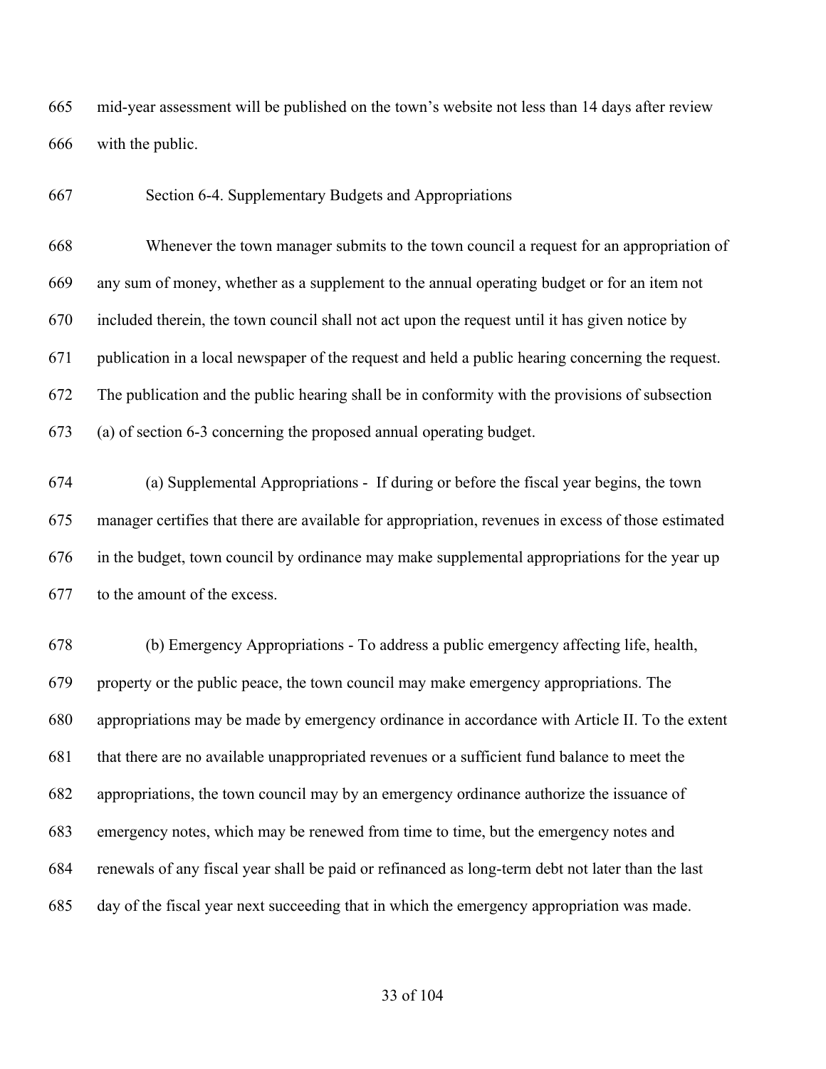mid-year assessment will be published on the town's website not less than 14 days after review with the public.

### Section 6-4. Supplementary Budgets and Appropriations

Whenever the town manager submits to the town council a request for an appropriation of any sum of money, whether as a supplement to the annual operating budget or for an item not included therein, the town council shall not act upon the request until it has given notice by publication in a local newspaper of the request and held a public hearing concerning the request. The publication and the public hearing shall be in conformity with the provisions of subsection (a) of section 6-3 concerning the proposed annual operating budget.

(a) Supplemental Appropriations - If during or before the fiscal year begins, the town manager certifies that there are available for appropriation, revenues in excess of those estimated in the budget, town council by ordinance may make supplemental appropriations for the year up to the amount of the excess.

(b) Emergency Appropriations - To address a public emergency affecting life, health, property or the public peace, the town council may make emergency appropriations. The appropriations may be made by emergency ordinance in accordance with Article II. To the extent that there are no available unappropriated revenues or a sufficient fund balance to meet the appropriations, the town council may by an emergency ordinance authorize the issuance of emergency notes, which may be renewed from time to time, but the emergency notes and renewals of any fiscal year shall be paid or refinanced as long-term debt not later than the last day of the fiscal year next succeeding that in which the emergency appropriation was made.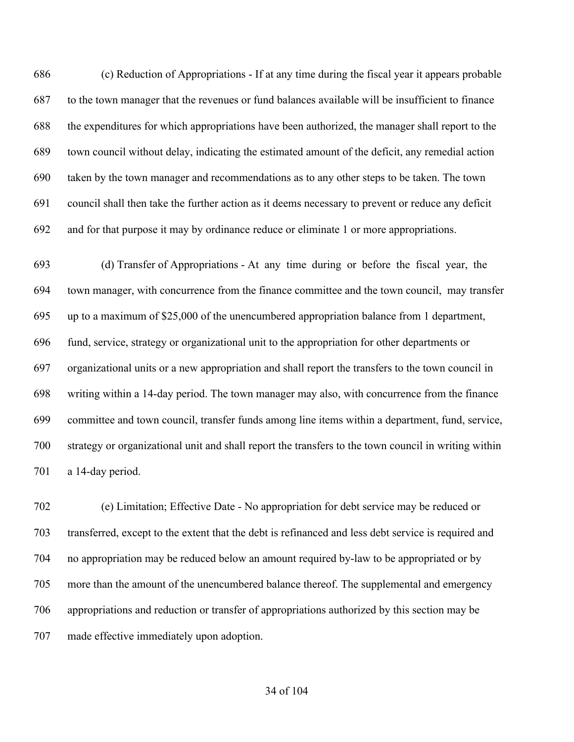(c) Reduction of Appropriations - If at any time during the fiscal year it appears probable to the town manager that the revenues or fund balances available will be insufficient to finance the expenditures for which appropriations have been authorized, the manager shall report to the town council without delay, indicating the estimated amount of the deficit, any remedial action taken by the town manager and recommendations as to any other steps to be taken. The town council shall then take the further action as it deems necessary to prevent or reduce any deficit and for that purpose it may by ordinance reduce or eliminate 1 or more appropriations.

(d) Transfer of Appropriations - At any time during or before the fiscal year, the town manager, with concurrence from the finance committee and the town council, may transfer up to a maximum of $25,000 of the unencumbered appropriation balance from 1 department, fund, service, strategy or organizational unit to the appropriation for other departments or organizational units or a new appropriation and shall report the transfers to the town council in writing within a 14-day period. The town manager may also, with concurrence from the finance committee and town council, transfer funds among line items within a department, fund, service, strategy or organizational unit and shall report the transfers to the town council in writing within a 14-day period.

(e) Limitation; Effective Date - No appropriation for debt service may be reduced or transferred, except to the extent that the debt is refinanced and less debt service is required and no appropriation may be reduced below an amount required by-law to be appropriated or by more than the amount of the unencumbered balance thereof. The supplemental and emergency appropriations and reduction or transfer of appropriations authorized by this section may be made effective immediately upon adoption.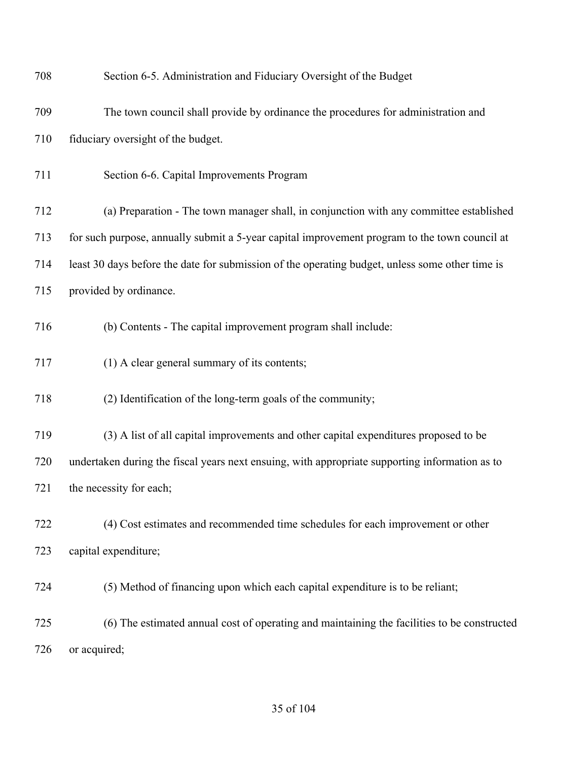### Section 6-5. Administration and Fiduciary Oversight of the Budget

The town council shall provide by ordinance the procedures for administration and fiduciary oversight of the budget.

### Section 6-6. Capital Improvements Program

(a) Preparation - The town manager shall, in conjunction with any committee established for such purpose, annually submit a 5-year capital improvement program to the town council at least 30 days before the date for submission of the operating budget, unless some other time is provided by ordinance.

(b) Contents - The capital improvement program shall include:

(1) A clear general summary of its contents;

(2) Identification of the long-term goals of the community;

(3) A list of all capital improvements and other capital expenditures proposed to be undertaken during the fiscal years next ensuing, with appropriate supporting information as to the necessity for each;

(4) Cost estimates and recommended time schedules for each improvement or other capital expenditure;

(5) Method of financing upon which each capital expenditure is to be reliant;

(6) The estimated annual cost of operating and maintaining the facilities to be constructed or acquired;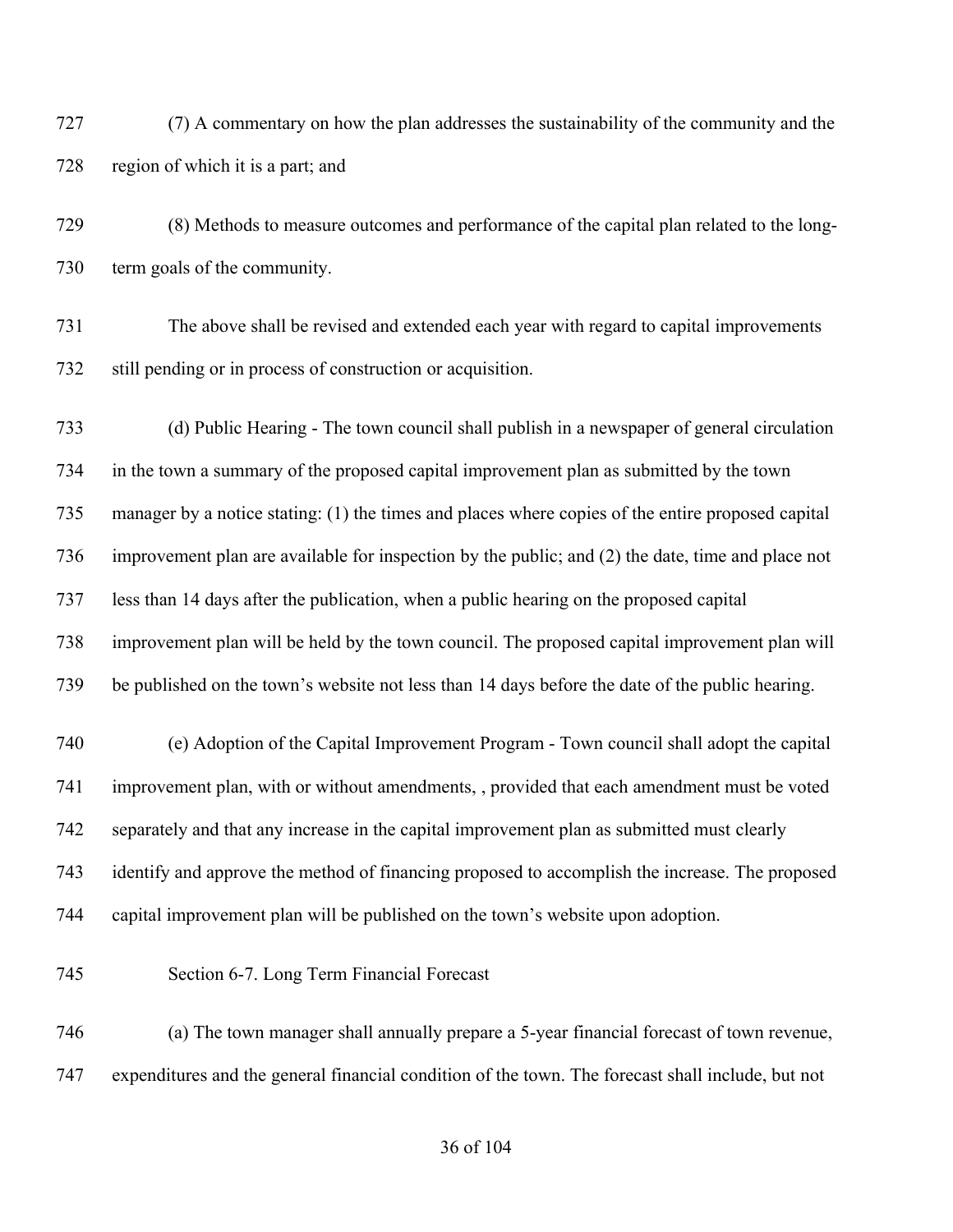(7) A commentary on how the plan addresses the sustainability of the community and the region of which it is a part; and

(8) Methods to measure outcomes and performance of the capital plan related to the long-term goals of the community.

The above shall be revised and extended each year with regard to capital improvements still pending or in process of construction or acquisition.

(d) Public Hearing - The town council shall publish in a newspaper of general circulation in the town a summary of the proposed capital improvement plan as submitted by the town manager by a notice stating: (1) the times and places where copies of the entire proposed capital improvement plan are available for inspection by the public; and (2) the date, time and place not less than 14 days after the publication, when a public hearing on the proposed capital improvement plan will be held by the town council. The proposed capital improvement plan will be published on the town's website not less than 14 days before the date of the public hearing.

(e) Adoption of the Capital Improvement Program - Town council shall adopt the capital improvement plan, with or without amendments, , provided that each amendment must be voted separately and that any increase in the capital improvement plan as submitted must clearly identify and approve the method of financing proposed to accomplish the increase. The proposed capital improvement plan will be published on the town's website upon adoption.

Section 6-7. Long Term Financial Forecast

(a) The town manager shall annually prepare a 5-year financial forecast of town revenue, expenditures and the general financial condition of the town. The forecast shall include, but not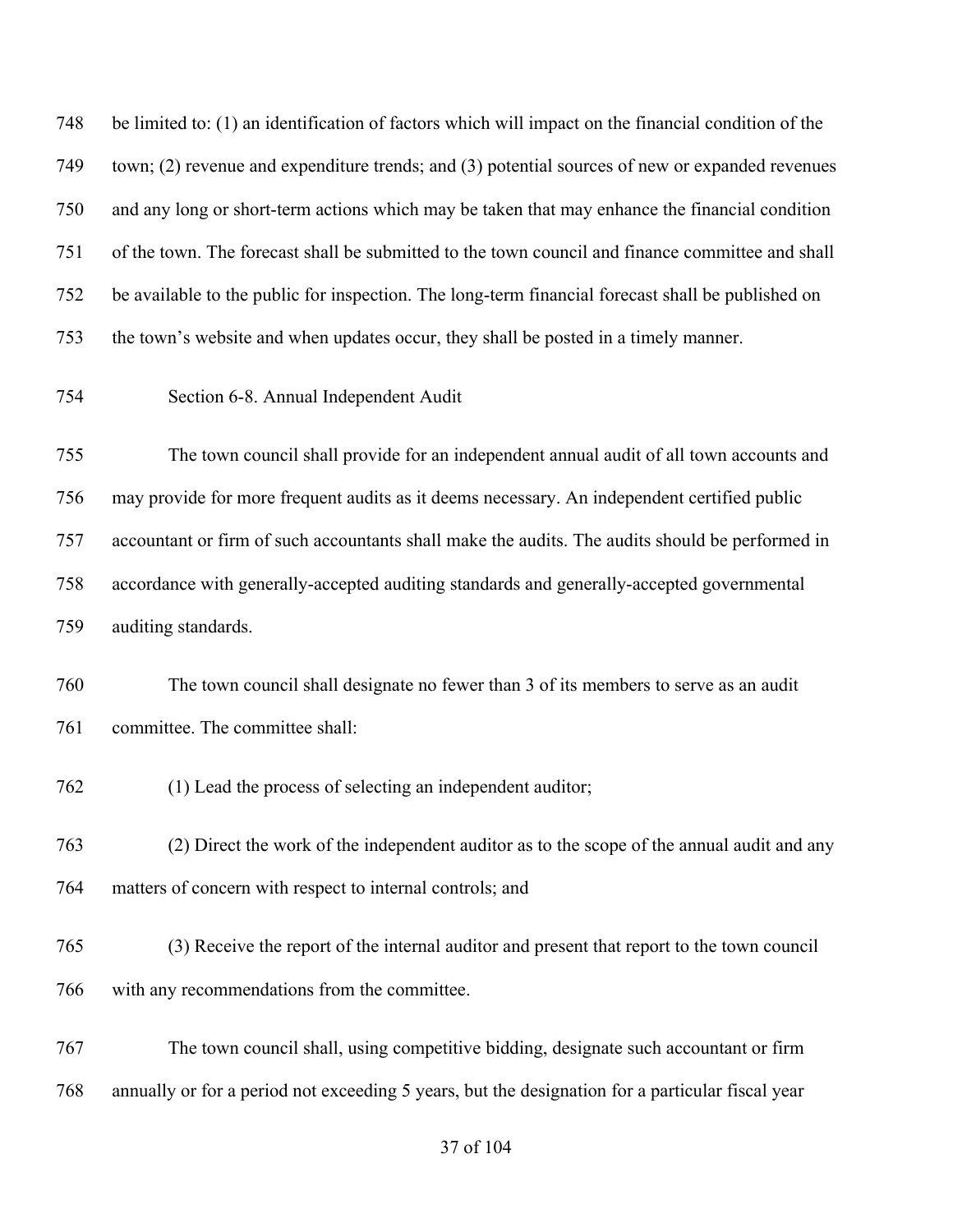be limited to: (1) an identification of factors which will impact on the financial condition of the town; (2) revenue and expenditure trends; and (3) potential sources of new or expanded revenues and any long or short-term actions which may be taken that may enhance the financial condition of the town. The forecast shall be submitted to the town council and finance committee and shall be available to the public for inspection. The long-term financial forecast shall be published on the town's website and when updates occur, they shall be posted in a timely manner.

Section 6-8. Annual Independent Audit

The town council shall provide for an independent annual audit of all town accounts and may provide for more frequent audits as it deems necessary. An independent certified public accountant or firm of such accountants shall make the audits. The audits should be performed in accordance with generally-accepted auditing standards and generally-accepted governmental auditing standards.

The town council shall designate no fewer than 3 of its members to serve as an audit committee. The committee shall:

(1) Lead the process of selecting an independent auditor;

(2) Direct the work of the independent auditor as to the scope of the annual audit and any matters of concern with respect to internal controls; and

(3) Receive the report of the internal auditor and present that report to the town council with any recommendations from the committee.

The town council shall, using competitive bidding, designate such accountant or firm annually or for a period not exceeding 5 years, but the designation for a particular fiscal year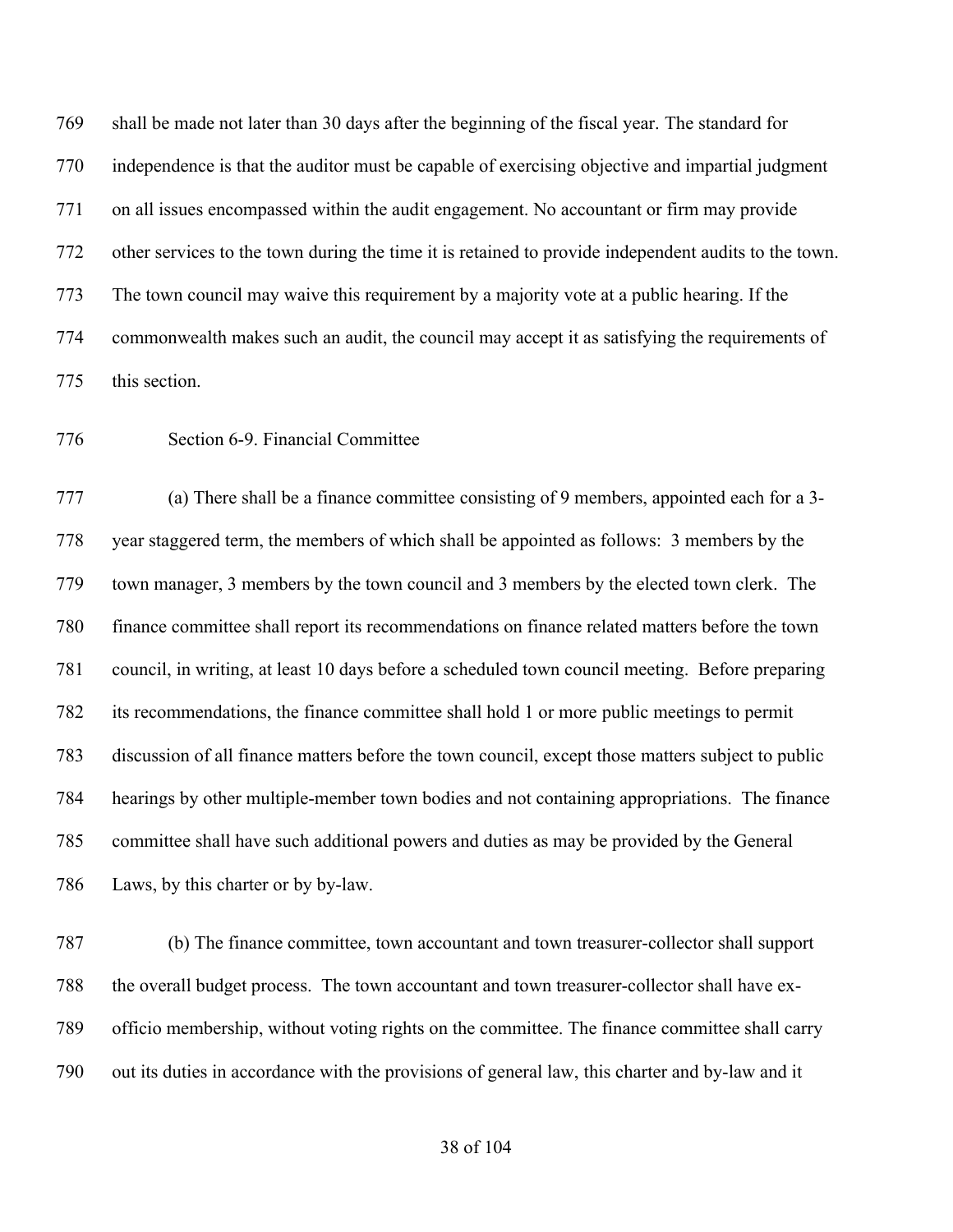shall be made not later than 30 days after the beginning of the fiscal year. The standard for independence is that the auditor must be capable of exercising objective and impartial judgment on all issues encompassed within the audit engagement. No accountant or firm may provide other services to the town during the time it is retained to provide independent audits to the town. The town council may waive this requirement by a majority vote at a public hearing. If the commonwealth makes such an audit, the council may accept it as satisfying the requirements of this section.

## Section 6-9. Financial Committee

(a) There shall be a finance committee consisting of 9 members, appointed each for a 3-year staggered term, the members of which shall be appointed as follows: 3 members by the town manager, 3 members by the town council and 3 members by the elected town clerk. The finance committee shall report its recommendations on finance related matters before the town council, in writing, at least 10 days before a scheduled town council meeting. Before preparing its recommendations, the finance committee shall hold 1 or more public meetings to permit discussion of all finance matters before the town council, except those matters subject to public hearings by other multiple-member town bodies and not containing appropriations. The finance committee shall have such additional powers and duties as may be provided by the General Laws, by this charter or by by-law.

(b) The finance committee, town accountant and town treasurer-collector shall support the overall budget process. The town accountant and town treasurer-collector shall have ex-officio membership, without voting rights on the committee. The finance committee shall carry out its duties in accordance with the provisions of general law, this charter and by-law and it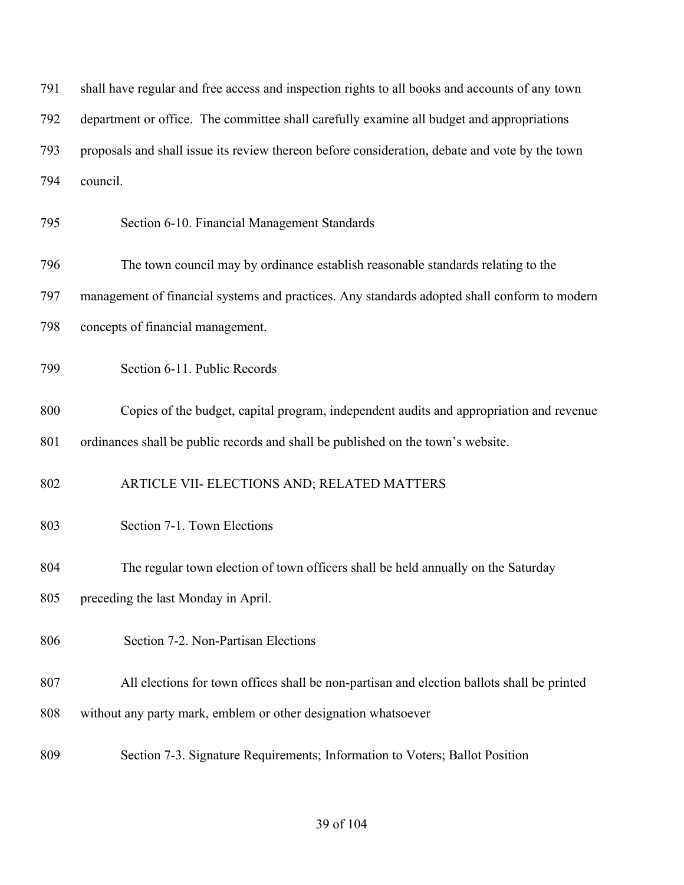shall have regular and free access and inspection rights to all books and accounts of any town department or office. The committee shall carefully examine all budget and appropriations proposals and shall issue its review thereon before consideration, debate and vote by the town council.

### Section 6-10. Financial Management Standards

The town council may by ordinance establish reasonable standards relating to the management of financial systems and practices. Any standards adopted shall conform to modern concepts of financial management.

### Section 6-11. Public Records

Copies of the budget, capital program, independent audits and appropriation and revenue ordinances shall be public records and shall be published on the town's website.

## ARTICLE VII- ELECTIONS AND; RELATED MATTERS

### Section 7-1. Town Elections

The regular town election of town officers shall be held annually on the Saturday preceding the last Monday in April.

### Section 7-2. Non-Partisan Elections

All elections for town offices shall be non-partisan and election ballots shall be printed without any party mark, emblem or other designation whatsoever

### Section 7-3. Signature Requirements; Information to Voters; Ballot Position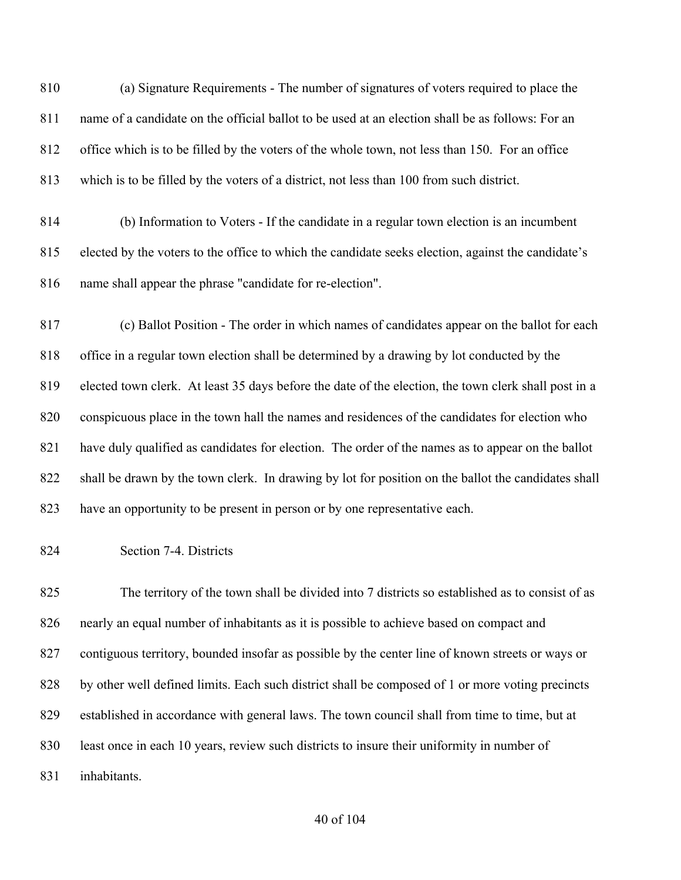(a) Signature Requirements - The number of signatures of voters required to place the name of a candidate on the official ballot to be used at an election shall be as follows: For an office which is to be filled by the voters of the whole town, not less than 150. For an office which is to be filled by the voters of a district, not less than 100 from such district.

(b) Information to Voters - If the candidate in a regular town election is an incumbent elected by the voters to the office to which the candidate seeks election, against the candidate's name shall appear the phrase "candidate for re-election".

(c) Ballot Position - The order in which names of candidates appear on the ballot for each office in a regular town election shall be determined by a drawing by lot conducted by the elected town clerk. At least 35 days before the date of the election, the town clerk shall post in a conspicuous place in the town hall the names and residences of the candidates for election who have duly qualified as candidates for election. The order of the names as to appear on the ballot shall be drawn by the town clerk. In drawing by lot for position on the ballot the candidates shall have an opportunity to be present in person or by one representative each.

Section 7-4. Districts

The territory of the town shall be divided into 7 districts so established as to consist of as nearly an equal number of inhabitants as it is possible to achieve based on compact and contiguous territory, bounded insofar as possible by the center line of known streets or ways or by other well defined limits. Each such district shall be composed of 1 or more voting precincts established in accordance with general laws. The town council shall from time to time, but at least once in each 10 years, review such districts to insure their uniformity in number of inhabitants.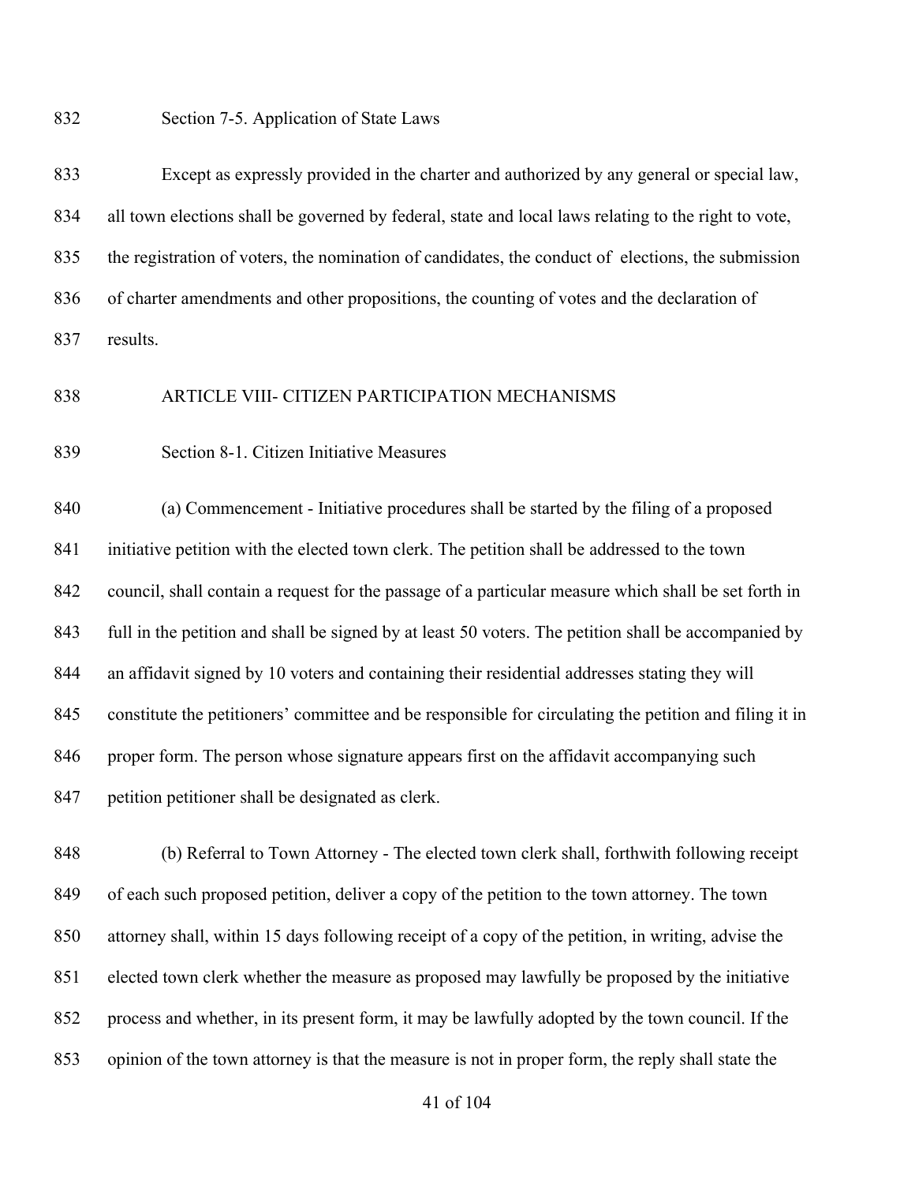### Section 7-5. Application of State Laws

Except as expressly provided in the charter and authorized by any general or special law, all town elections shall be governed by federal, state and local laws relating to the right to vote, the registration of voters, the nomination of candidates, the conduct of elections, the submission of charter amendments and other propositions, the counting of votes and the declaration of results.

## ARTICLE VIII- CITIZEN PARTICIPATION MECHANISMS

### Section 8-1. Citizen Initiative Measures

(a) Commencement - Initiative procedures shall be started by the filing of a proposed initiative petition with the elected town clerk. The petition shall be addressed to the town council, shall contain a request for the passage of a particular measure which shall be set forth in full in the petition and shall be signed by at least 50 voters. The petition shall be accompanied by an affidavit signed by 10 voters and containing their residential addresses stating they will constitute the petitioners' committee and be responsible for circulating the petition and filing it in proper form. The person whose signature appears first on the affidavit accompanying such petition petitioner shall be designated as clerk.

(b) Referral to Town Attorney - The elected town clerk shall, forthwith following receipt of each such proposed petition, deliver a copy of the petition to the town attorney. The town attorney shall, within 15 days following receipt of a copy of the petition, in writing, advise the elected town clerk whether the measure as proposed may lawfully be proposed by the initiative process and whether, in its present form, it may be lawfully adopted by the town council. If the opinion of the town attorney is that the measure is not in proper form, the reply shall state the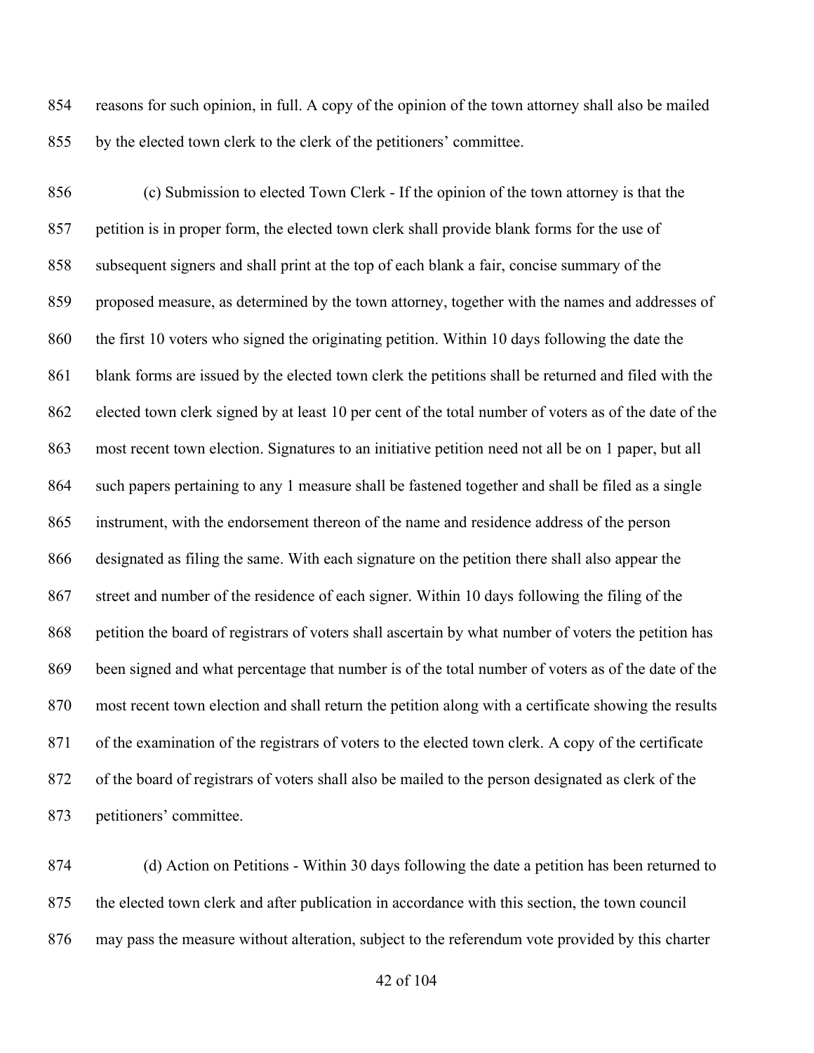reasons for such opinion, in full. A copy of the opinion of the town attorney shall also be mailed by the elected town clerk to the clerk of the petitioners' committee.

(c) Submission to elected Town Clerk - If the opinion of the town attorney is that the petition is in proper form, the elected town clerk shall provide blank forms for the use of subsequent signers and shall print at the top of each blank a fair, concise summary of the proposed measure, as determined by the town attorney, together with the names and addresses of the first 10 voters who signed the originating petition. Within 10 days following the date the blank forms are issued by the elected town clerk the petitions shall be returned and filed with the elected town clerk signed by at least 10 per cent of the total number of voters as of the date of the most recent town election. Signatures to an initiative petition need not all be on 1 paper, but all such papers pertaining to any 1 measure shall be fastened together and shall be filed as a single instrument, with the endorsement thereon of the name and residence address of the person designated as filing the same. With each signature on the petition there shall also appear the street and number of the residence of each signer. Within 10 days following the filing of the petition the board of registrars of voters shall ascertain by what number of voters the petition has been signed and what percentage that number is of the total number of voters as of the date of the most recent town election and shall return the petition along with a certificate showing the results of the examination of the registrars of voters to the elected town clerk. A copy of the certificate of the board of registrars of voters shall also be mailed to the person designated as clerk of the petitioners' committee.

(d) Action on Petitions - Within 30 days following the date a petition has been returned to the elected town clerk and after publication in accordance with this section, the town council may pass the measure without alteration, subject to the referendum vote provided by this charter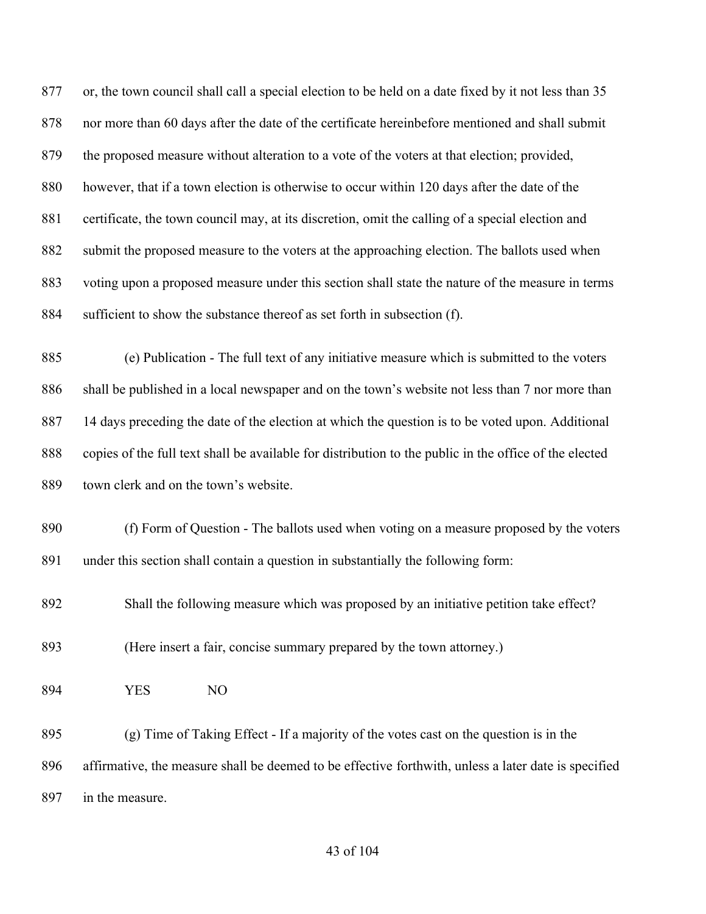or, the town council shall call a special election to be held on a date fixed by it not less than 35 nor more than 60 days after the date of the certificate hereinbefore mentioned and shall submit the proposed measure without alteration to a vote of the voters at that election; provided, however, that if a town election is otherwise to occur within 120 days after the date of the certificate, the town council may, at its discretion, omit the calling of a special election and submit the proposed measure to the voters at the approaching election. The ballots used when voting upon a proposed measure under this section shall state the nature of the measure in terms sufficient to show the substance thereof as set forth in subsection (f).

(e) Publication - The full text of any initiative measure which is submitted to the voters shall be published in a local newspaper and on the town's website not less than 7 nor more than 14 days preceding the date of the election at which the question is to be voted upon. Additional copies of the full text shall be available for distribution to the public in the office of the elected town clerk and on the town's website.

(f) Form of Question - The ballots used when voting on a measure proposed by the voters under this section shall contain a question in substantially the following form:

Shall the following measure which was proposed by an initiative petition take effect?

(Here insert a fair, concise summary prepared by the town attorney.)

YES NO

(g) Time of Taking Effect - If a majority of the votes cast on the question is in the affirmative, the measure shall be deemed to be effective forthwith, unless a later date is specified in the measure.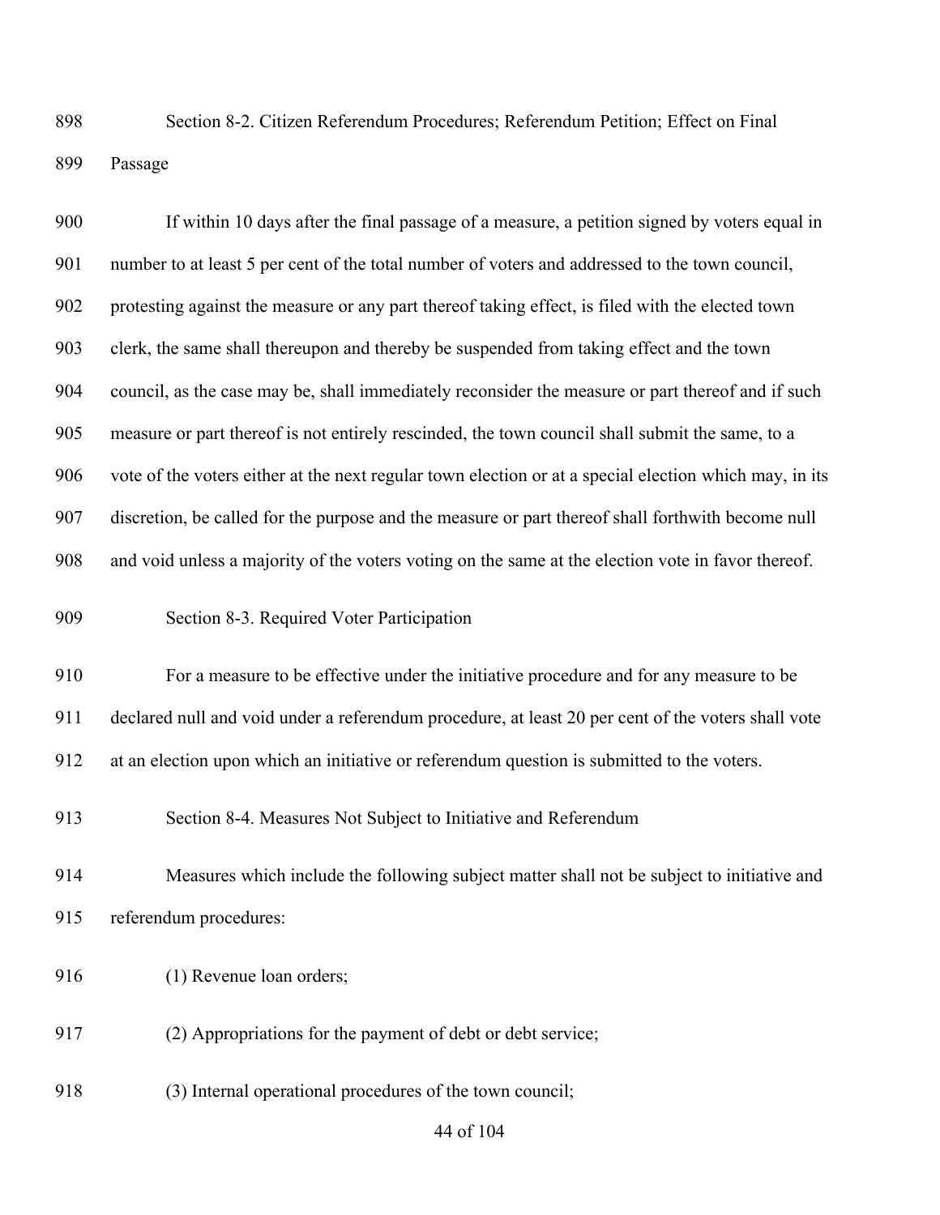Section 8-2. Citizen Referendum Procedures; Referendum Petition; Effect on Final Passage

If within 10 days after the final passage of a measure, a petition signed by voters equal in number to at least 5 per cent of the total number of voters and addressed to the town council, protesting against the measure or any part thereof taking effect, is filed with the elected town clerk, the same shall thereupon and thereby be suspended from taking effect and the town council, as the case may be, shall immediately reconsider the measure or part thereof and if such measure or part thereof is not entirely rescinded, the town council shall submit the same, to a vote of the voters either at the next regular town election or at a special election which may, in its discretion, be called for the purpose and the measure or part thereof shall forthwith become null and void unless a majority of the voters voting on the same at the election vote in favor thereof.

Section 8-3. Required Voter Participation

For a measure to be effective under the initiative procedure and for any measure to be declared null and void under a referendum procedure, at least 20 per cent of the voters shall vote at an election upon which an initiative or referendum question is submitted to the voters.

Section 8-4. Measures Not Subject to Initiative and Referendum

Measures which include the following subject matter shall not be subject to initiative and referendum procedures:

(1) Revenue loan orders;

(2) Appropriations for the payment of debt or debt service;

(3) Internal operational procedures of the town council;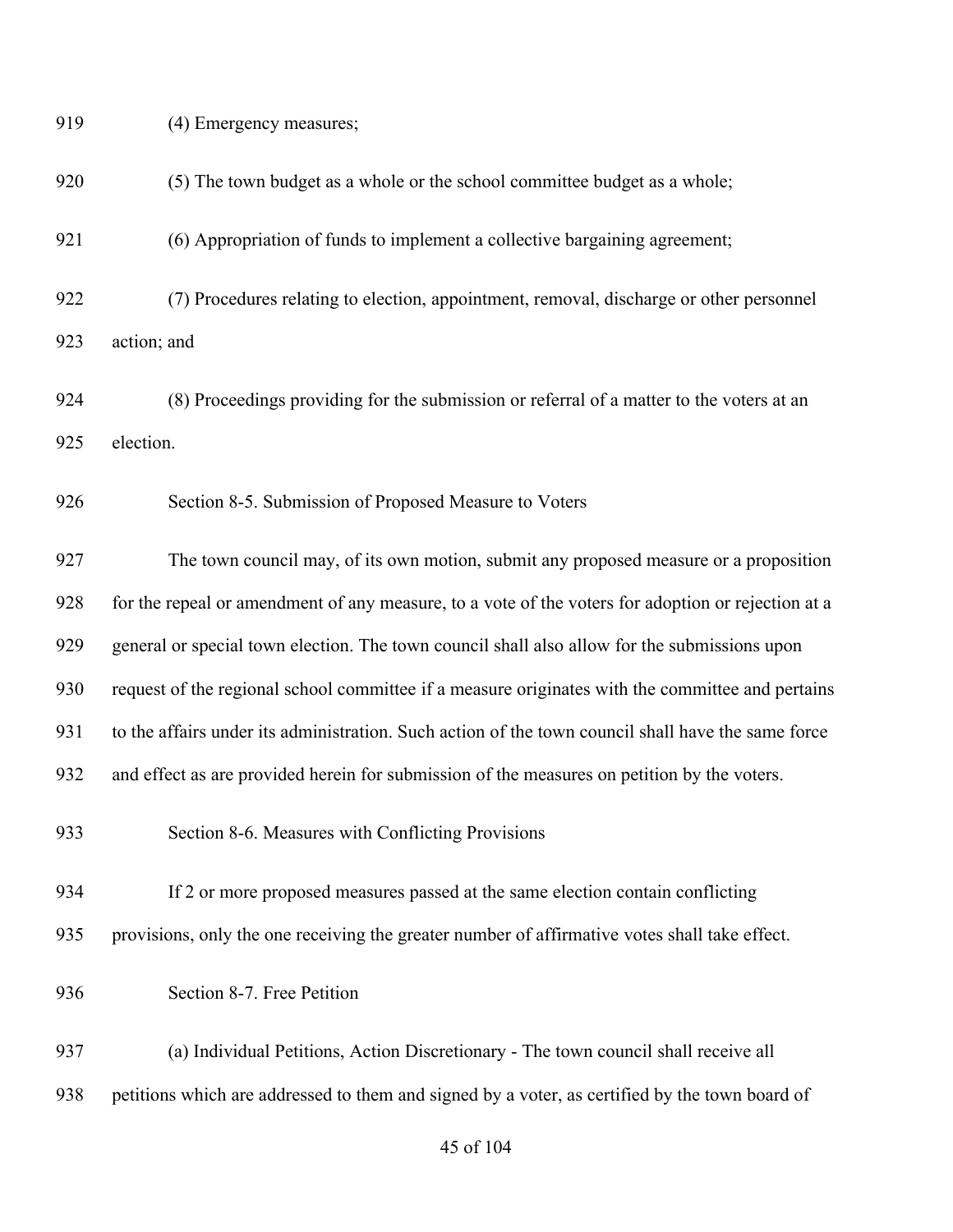(4) Emergency measures;

(5) The town budget as a whole or the school committee budget as a whole;

(6) Appropriation of funds to implement a collective bargaining agreement;

(7) Procedures relating to election, appointment, removal, discharge or other personnel action; and

(8) Proceedings providing for the submission or referral of a matter to the voters at an election.

Section 8-5. Submission of Proposed Measure to Voters

The town council may, of its own motion, submit any proposed measure or a proposition for the repeal or amendment of any measure, to a vote of the voters for adoption or rejection at a general or special town election. The town council shall also allow for the submissions upon request of the regional school committee if a measure originates with the committee and pertains to the affairs under its administration. Such action of the town council shall have the same force and effect as are provided herein for submission of the measures on petition by the voters.

Section 8-6. Measures with Conflicting Provisions

If 2 or more proposed measures passed at the same election contain conflicting provisions, only the one receiving the greater number of affirmative votes shall take effect.

Section 8-7. Free Petition

(a) Individual Petitions, Action Discretionary - The town council shall receive all petitions which are addressed to them and signed by a voter, as certified by the town board of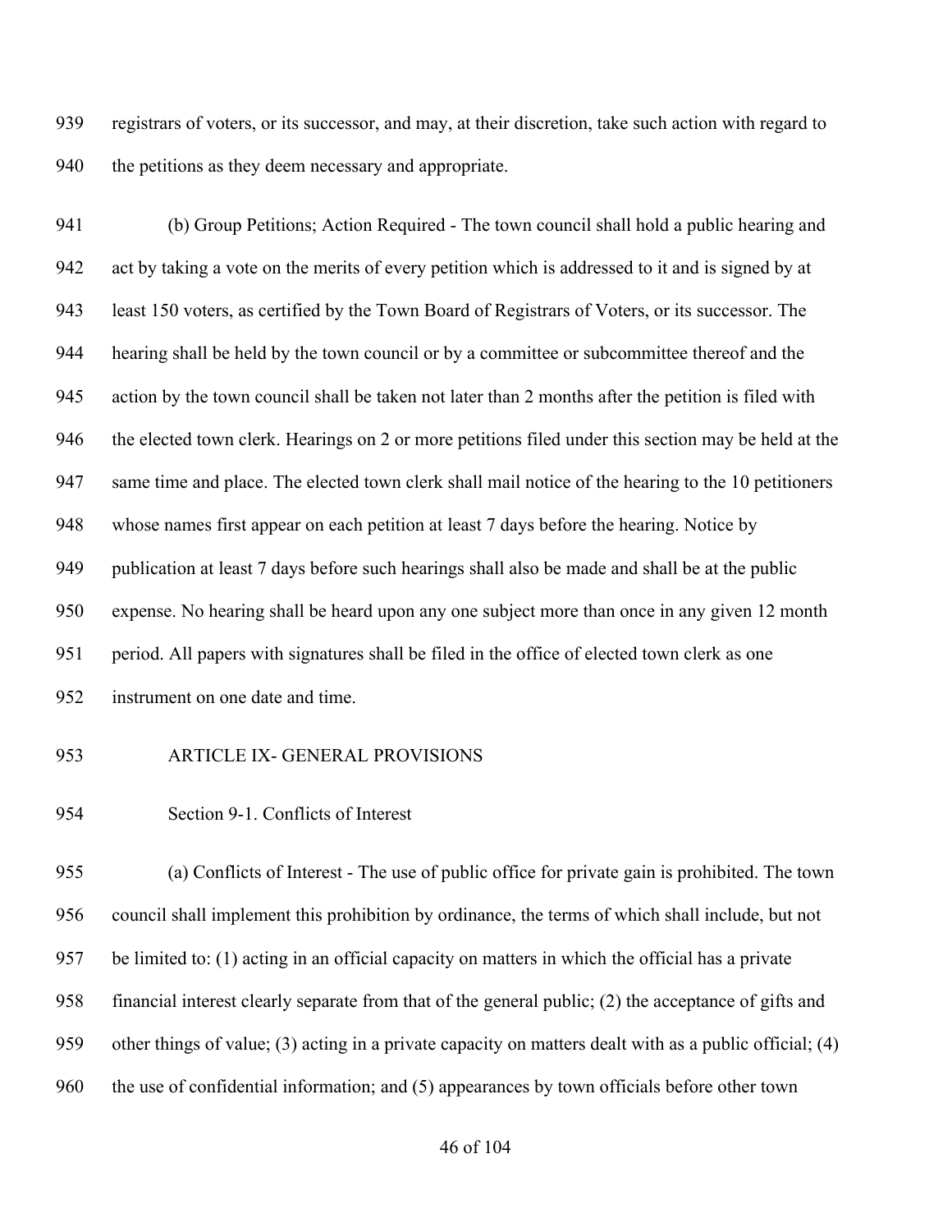registrars of voters, or its successor, and may, at their discretion, take such action with regard to the petitions as they deem necessary and appropriate.

(b) Group Petitions; Action Required - The town council shall hold a public hearing and act by taking a vote on the merits of every petition which is addressed to it and is signed by at least 150 voters, as certified by the Town Board of Registrars of Voters, or its successor. The hearing shall be held by the town council or by a committee or subcommittee thereof and the action by the town council shall be taken not later than 2 months after the petition is filed with the elected town clerk. Hearings on 2 or more petitions filed under this section may be held at the same time and place. The elected town clerk shall mail notice of the hearing to the 10 petitioners whose names first appear on each petition at least 7 days before the hearing. Notice by publication at least 7 days before such hearings shall also be made and shall be at the public expense. No hearing shall be heard upon any one subject more than once in any given 12 month period. All papers with signatures shall be filed in the office of elected town clerk as one instrument on one date and time.

## ARTICLE IX- GENERAL PROVISIONS

### Section 9-1. Conflicts of Interest

(a) Conflicts of Interest - The use of public office for private gain is prohibited. The town council shall implement this prohibition by ordinance, the terms of which shall include, but not be limited to: (1) acting in an official capacity on matters in which the official has a private financial interest clearly separate from that of the general public; (2) the acceptance of gifts and other things of value; (3) acting in a private capacity on matters dealt with as a public official; (4) the use of confidential information; and (5) appearances by town officials before other town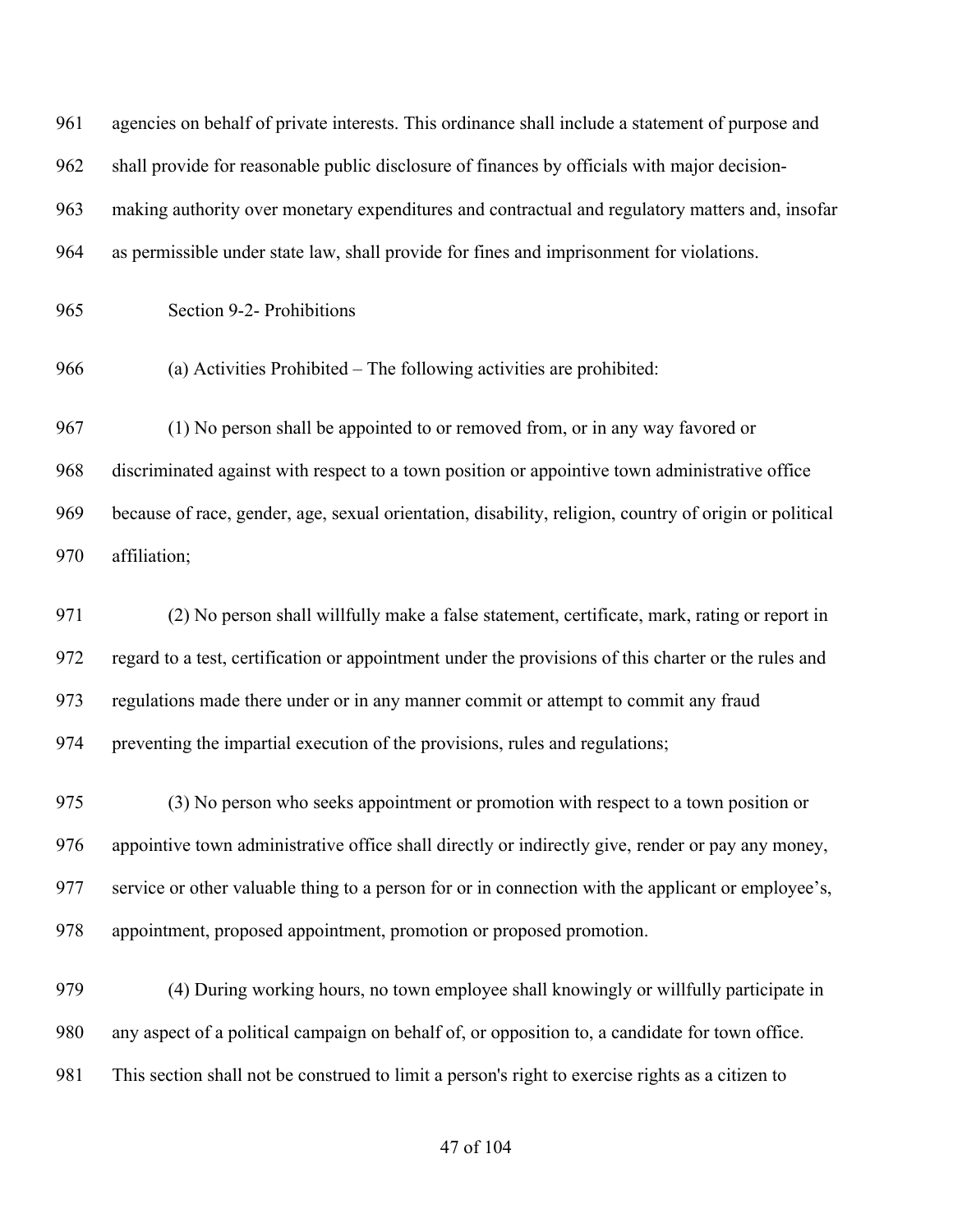agencies on behalf of private interests. This ordinance shall include a statement of purpose and shall provide for reasonable public disclosure of finances by officials with major decision-making authority over monetary expenditures and contractual and regulatory matters and, insofar as permissible under state law, shall provide for fines and imprisonment for violations.

Section 9-2- Prohibitions

(a) Activities Prohibited – The following activities are prohibited:

(1) No person shall be appointed to or removed from, or in any way favored or discriminated against with respect to a town position or appointive town administrative office because of race, gender, age, sexual orientation, disability, religion, country of origin or political affiliation;

(2) No person shall willfully make a false statement, certificate, mark, rating or report in regard to a test, certification or appointment under the provisions of this charter or the rules and regulations made there under or in any manner commit or attempt to commit any fraud preventing the impartial execution of the provisions, rules and regulations;

(3) No person who seeks appointment or promotion with respect to a town position or appointive town administrative office shall directly or indirectly give, render or pay any money, service or other valuable thing to a person for or in connection with the applicant or employee's, appointment, proposed appointment, promotion or proposed promotion.

(4) During working hours, no town employee shall knowingly or willfully participate in any aspect of a political campaign on behalf of, or opposition to, a candidate for town office. This section shall not be construed to limit a person's right to exercise rights as a citizen to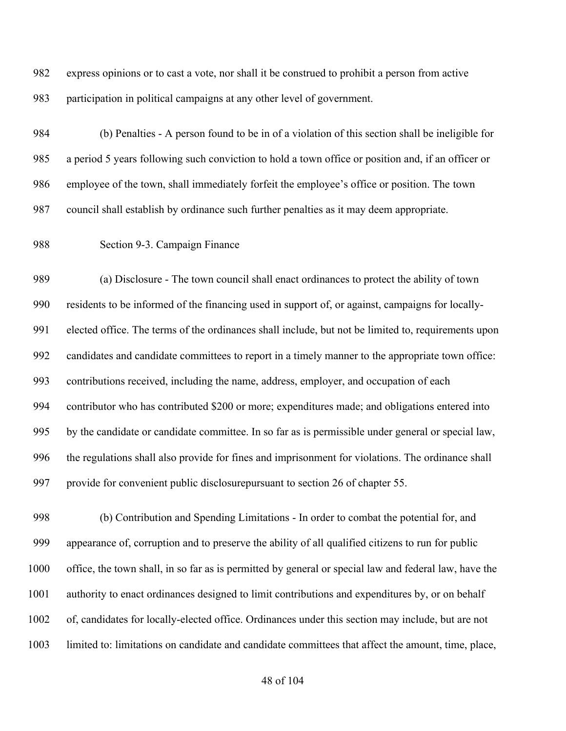express opinions or to cast a vote, nor shall it be construed to prohibit a person from active participation in political campaigns at any other level of government.

(b) Penalties - A person found to be in of a violation of this section shall be ineligible for a period 5 years following such conviction to hold a town office or position and, if an officer or employee of the town, shall immediately forfeit the employee's office or position. The town council shall establish by ordinance such further penalties as it may deem appropriate.

Section 9-3. Campaign Finance

(a) Disclosure - The town council shall enact ordinances to protect the ability of town residents to be informed of the financing used in support of, or against, campaigns for locally-elected office. The terms of the ordinances shall include, but not be limited to, requirements upon candidates and candidate committees to report in a timely manner to the appropriate town office: contributions received, including the name, address, employer, and occupation of each contributor who has contributed $200 or more; expenditures made; and obligations entered into by the candidate or candidate committee. In so far as is permissible under general or special law, the regulations shall also provide for fines and imprisonment for violations. The ordinance shall provide for convenient public disclosurepursuant to section 26 of chapter 55.

(b) Contribution and Spending Limitations - In order to combat the potential for, and appearance of, corruption and to preserve the ability of all qualified citizens to run for public office, the town shall, in so far as is permitted by general or special law and federal law, have the authority to enact ordinances designed to limit contributions and expenditures by, or on behalf of, candidates for locally-elected office. Ordinances under this section may include, but are not limited to: limitations on candidate and candidate committees that affect the amount, time, place,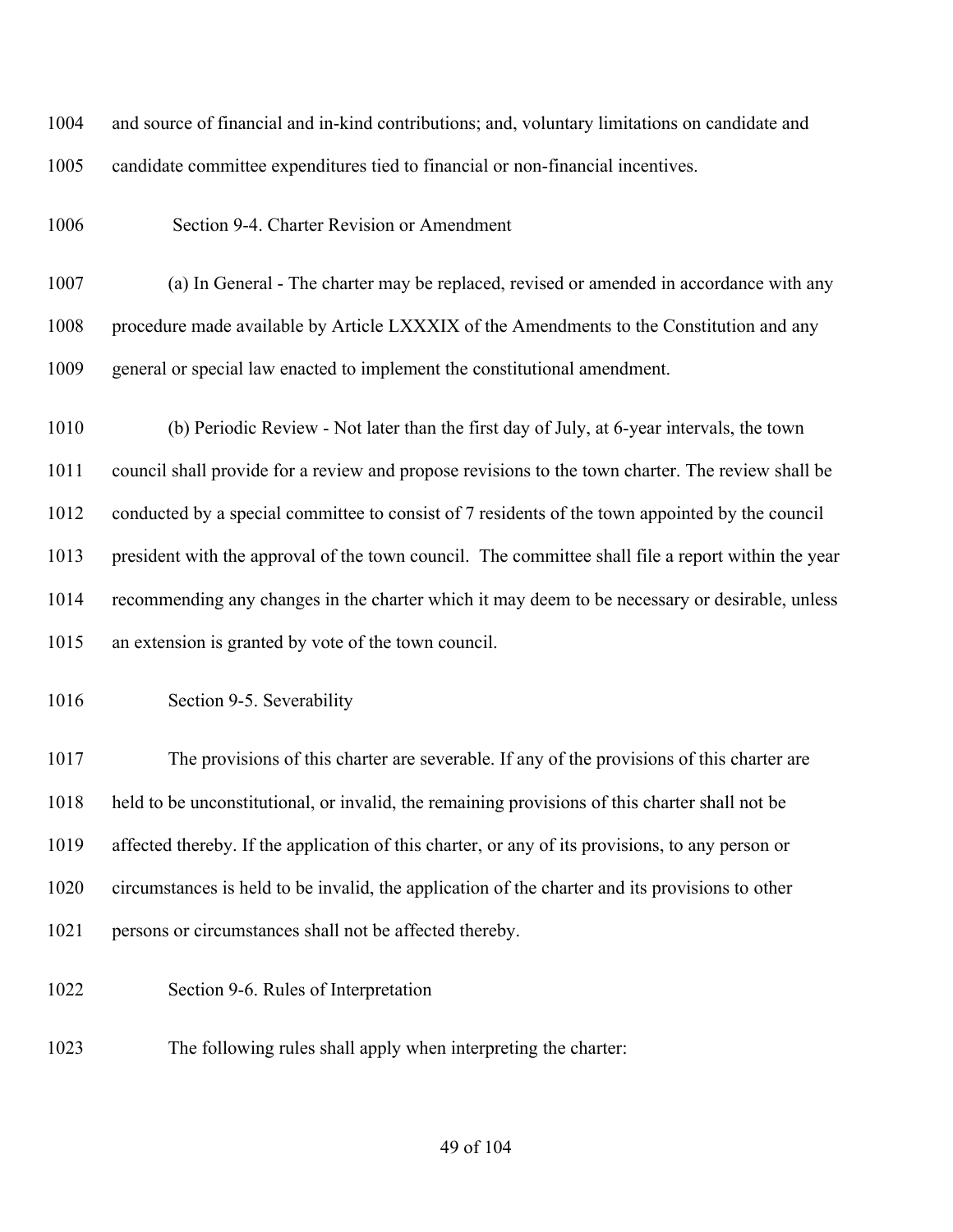and source of financial and in-kind contributions; and, voluntary limitations on candidate and candidate committee expenditures tied to financial or non-financial incentives.

### Section 9-4. Charter Revision or Amendment

(a) In General - The charter may be replaced, revised or amended in accordance with any procedure made available by Article LXXXIX of the Amendments to the Constitution and any general or special law enacted to implement the constitutional amendment.

(b) Periodic Review - Not later than the first day of July, at 6-year intervals, the town council shall provide for a review and propose revisions to the town charter. The review shall be conducted by a special committee to consist of 7 residents of the town appointed by the council president with the approval of the town council. The committee shall file a report within the year recommending any changes in the charter which it may deem to be necessary or desirable, unless an extension is granted by vote of the town council.

### Section 9-5. Severability

The provisions of this charter are severable. If any of the provisions of this charter are held to be unconstitutional, or invalid, the remaining provisions of this charter shall not be affected thereby. If the application of this charter, or any of its provisions, to any person or circumstances is held to be invalid, the application of the charter and its provisions to other persons or circumstances shall not be affected thereby.

### Section 9-6. Rules of Interpretation

The following rules shall apply when interpreting the charter: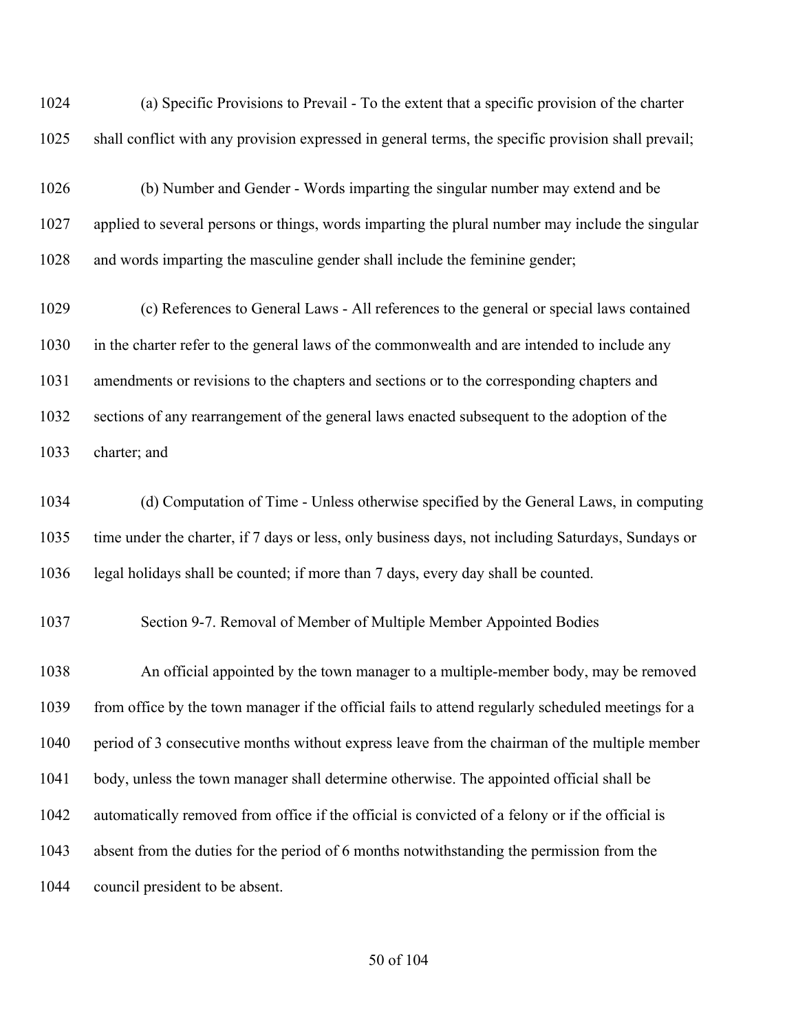(a) Specific Provisions to Prevail - To the extent that a specific provision of the charter shall conflict with any provision expressed in general terms, the specific provision shall prevail;

(b) Number and Gender - Words imparting the singular number may extend and be applied to several persons or things, words imparting the plural number may include the singular and words imparting the masculine gender shall include the feminine gender;

(c) References to General Laws - All references to the general or special laws contained in the charter refer to the general laws of the commonwealth and are intended to include any amendments or revisions to the chapters and sections or to the corresponding chapters and sections of any rearrangement of the general laws enacted subsequent to the adoption of the charter; and

(d) Computation of Time - Unless otherwise specified by the General Laws, in computing time under the charter, if 7 days or less, only business days, not including Saturdays, Sundays or legal holidays shall be counted; if more than 7 days, every day shall be counted.

Section 9-7. Removal of Member of Multiple Member Appointed Bodies

An official appointed by the town manager to a multiple-member body, may be removed from office by the town manager if the official fails to attend regularly scheduled meetings for a period of 3 consecutive months without express leave from the chairman of the multiple member body, unless the town manager shall determine otherwise. The appointed official shall be automatically removed from office if the official is convicted of a felony or if the official is absent from the duties for the period of 6 months notwithstanding the permission from the council president to be absent.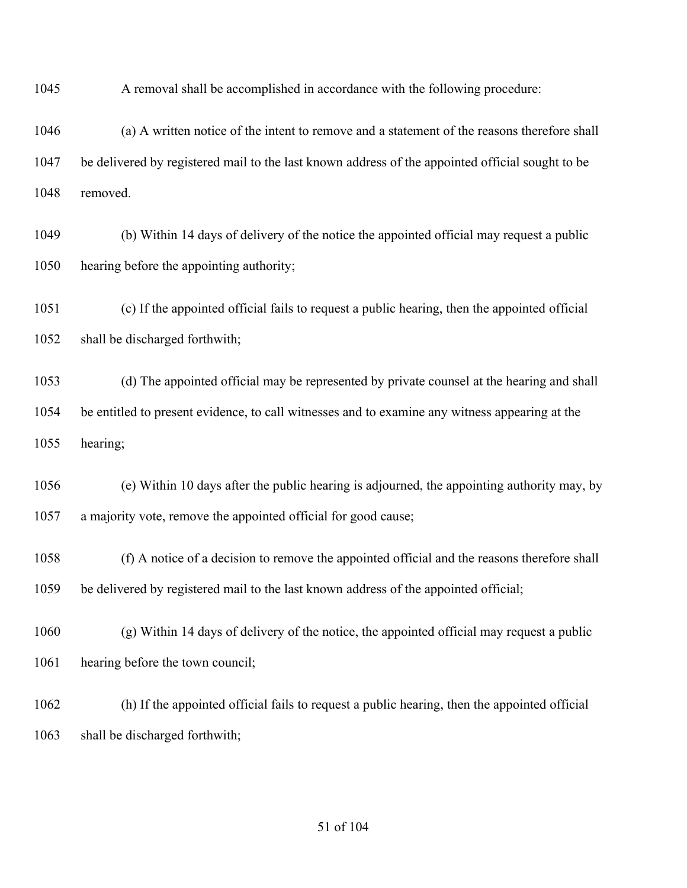A removal shall be accomplished in accordance with the following procedure:

(a) A written notice of the intent to remove and a statement of the reasons therefore shall be delivered by registered mail to the last known address of the appointed official sought to be removed.

(b) Within 14 days of delivery of the notice the appointed official may request a public hearing before the appointing authority;

(c) If the appointed official fails to request a public hearing, then the appointed official shall be discharged forthwith;

(d) The appointed official may be represented by private counsel at the hearing and shall be entitled to present evidence, to call witnesses and to examine any witness appearing at the hearing;

(e) Within 10 days after the public hearing is adjourned, the appointing authority may, by a majority vote, remove the appointed official for good cause;

(f) A notice of a decision to remove the appointed official and the reasons therefore shall be delivered by registered mail to the last known address of the appointed official;

(g) Within 14 days of delivery of the notice, the appointed official may request a public hearing before the town council;

(h) If the appointed official fails to request a public hearing, then the appointed official shall be discharged forthwith;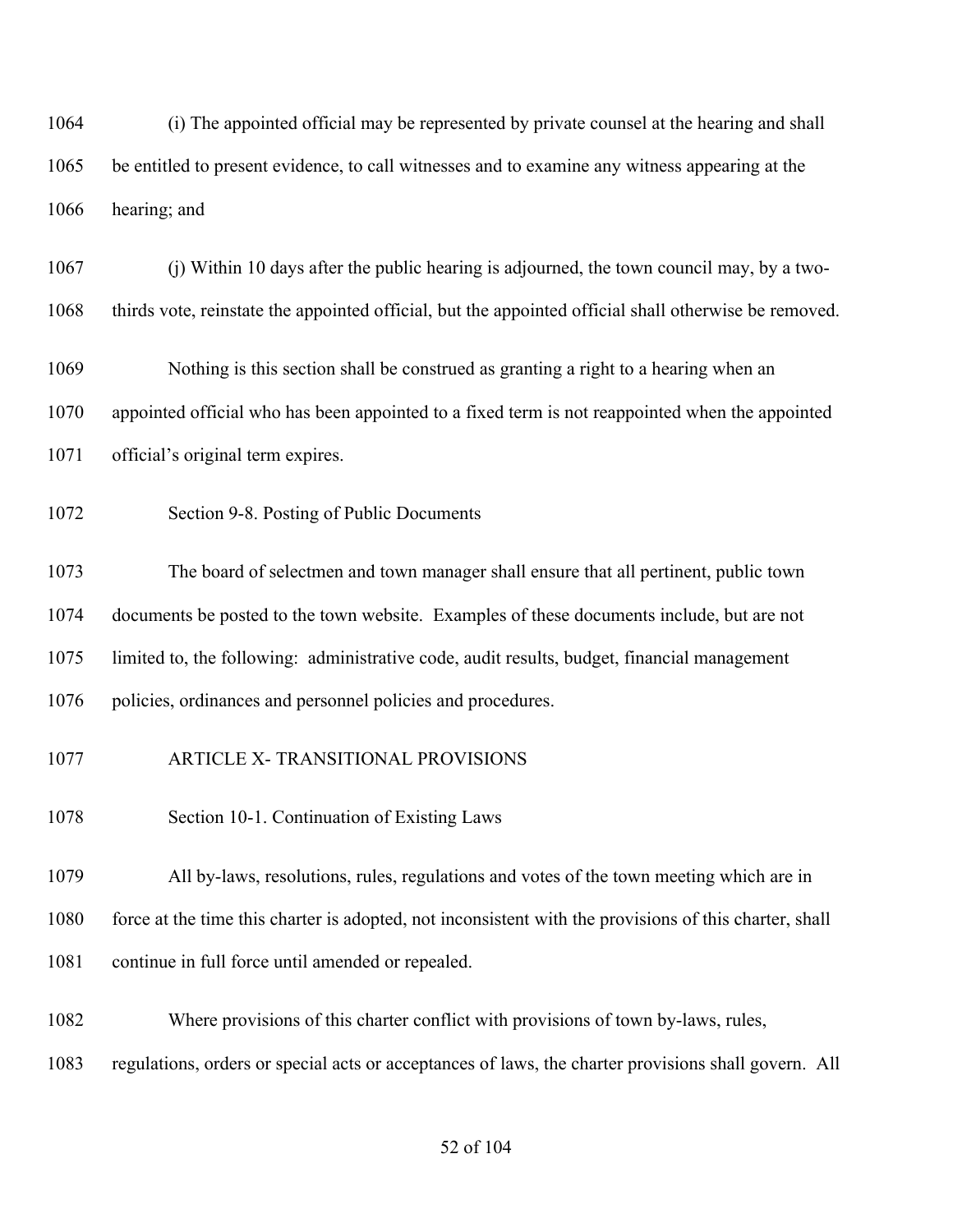(i) The appointed official may be represented by private counsel at the hearing and shall be entitled to present evidence, to call witnesses and to examine any witness appearing at the hearing; and

(j) Within 10 days after the public hearing is adjourned, the town council may, by a two-thirds vote, reinstate the appointed official, but the appointed official shall otherwise be removed.

Nothing is this section shall be construed as granting a right to a hearing when an appointed official who has been appointed to a fixed term is not reappointed when the appointed official's original term expires.

Section 9-8. Posting of Public Documents

The board of selectmen and town manager shall ensure that all pertinent, public town documents be posted to the town website. Examples of these documents include, but are not limited to, the following: administrative code, audit results, budget, financial management policies, ordinances and personnel policies and procedures.

ARTICLE X- TRANSITIONAL PROVISIONS

Section 10-1. Continuation of Existing Laws

All by-laws, resolutions, rules, regulations and votes of the town meeting which are in force at the time this charter is adopted, not inconsistent with the provisions of this charter, shall continue in full force until amended or repealed.

Where provisions of this charter conflict with provisions of town by-laws, rules, regulations, orders or special acts or acceptances of laws, the charter provisions shall govern. All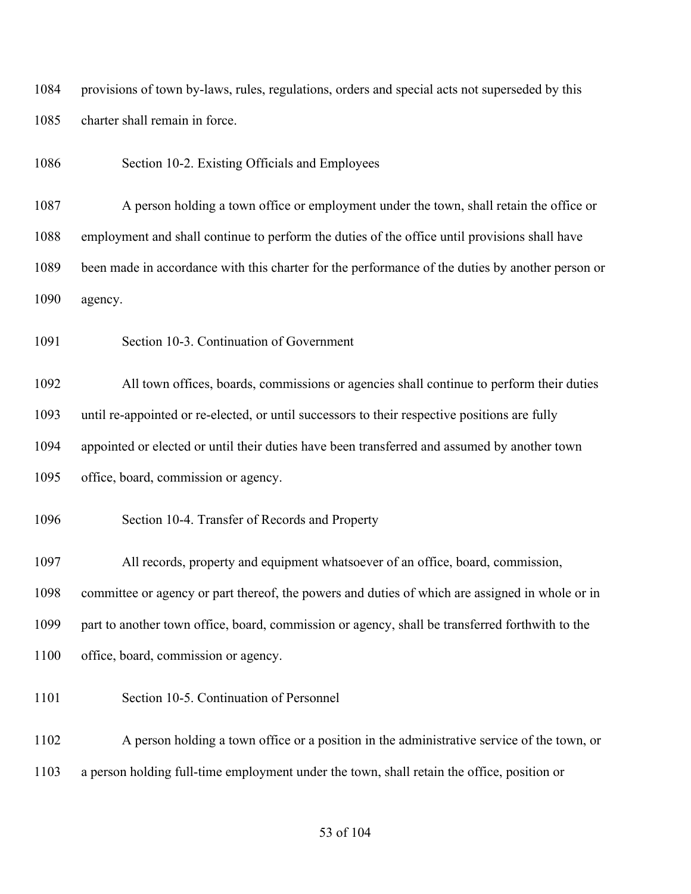provisions of town by-laws, rules, regulations, orders and special acts not superseded by this charter shall remain in force.

## Section 10-2. Existing Officials and Employees

A person holding a town office or employment under the town, shall retain the office or employment and shall continue to perform the duties of the office until provisions shall have been made in accordance with this charter for the performance of the duties by another person or agency.

## Section 10-3. Continuation of Government

All town offices, boards, commissions or agencies shall continue to perform their duties until re-appointed or re-elected, or until successors to their respective positions are fully appointed or elected or until their duties have been transferred and assumed by another town office, board, commission or agency.

## Section 10-4. Transfer of Records and Property

All records, property and equipment whatsoever of an office, board, commission, committee or agency or part thereof, the powers and duties of which are assigned in whole or in part to another town office, board, commission or agency, shall be transferred forthwith to the office, board, commission or agency.

## Section 10-5. Continuation of Personnel

A person holding a town office or a position in the administrative service of the town, or a person holding full-time employment under the town, shall retain the office, position or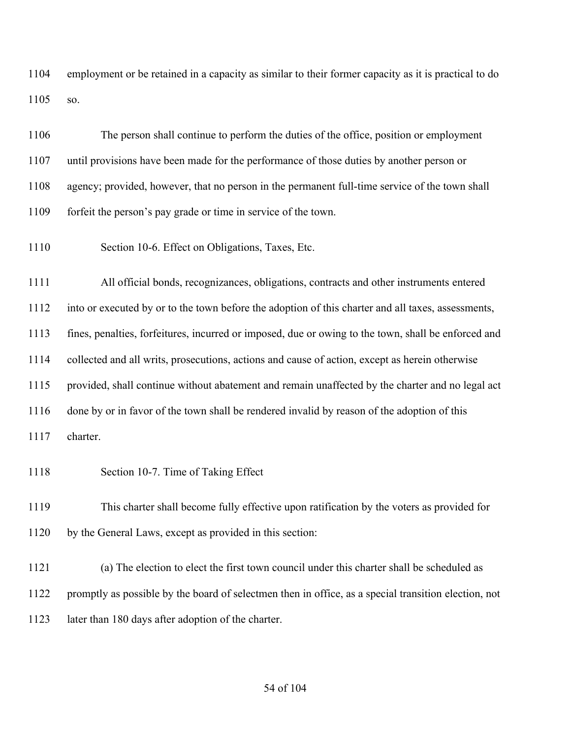employment or be retained in a capacity as similar to their former capacity as it is practical to do so.

The person shall continue to perform the duties of the office, position or employment until provisions have been made for the performance of those duties by another person or agency; provided, however, that no person in the permanent full-time service of the town shall forfeit the person's pay grade or time in service of the town.

Section 10-6. Effect on Obligations, Taxes, Etc.

All official bonds, recognizances, obligations, contracts and other instruments entered into or executed by or to the town before the adoption of this charter and all taxes, assessments, fines, penalties, forfeitures, incurred or imposed, due or owing to the town, shall be enforced and collected and all writs, prosecutions, actions and cause of action, except as herein otherwise provided, shall continue without abatement and remain unaffected by the charter and no legal act done by or in favor of the town shall be rendered invalid by reason of the adoption of this charter.

Section 10-7. Time of Taking Effect

This charter shall become fully effective upon ratification by the voters as provided for by the General Laws, except as provided in this section:

(a) The election to elect the first town council under this charter shall be scheduled as promptly as possible by the board of selectmen then in office, as a special transition election, not later than 180 days after adoption of the charter.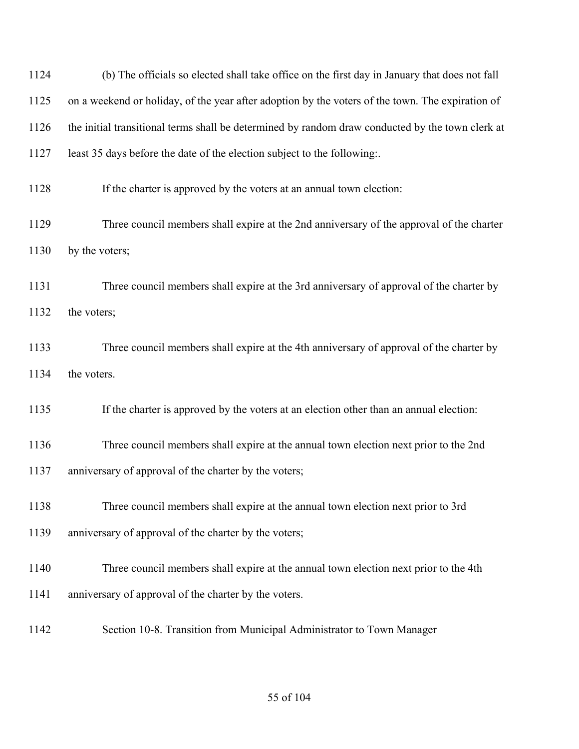(b) The officials so elected shall take office on the first day in January that does not fall on a weekend or holiday, of the year after adoption by the voters of the town. The expiration of the initial transitional terms shall be determined by random draw conducted by the town clerk at least 35 days before the date of the election subject to the following:.

If the charter is approved by the voters at an annual town election:

Three council members shall expire at the 2nd anniversary of the approval of the charter by the voters;

Three council members shall expire at the 3rd anniversary of approval of the charter by the voters;

Three council members shall expire at the 4th anniversary of approval of the charter by the voters.

If the charter is approved by the voters at an election other than an annual election:

Three council members shall expire at the annual town election next prior to the 2nd anniversary of approval of the charter by the voters;

Three council members shall expire at the annual town election next prior to 3rd anniversary of approval of the charter by the voters;

Three council members shall expire at the annual town election next prior to the 4th anniversary of approval of the charter by the voters.

Section 10-8. Transition from Municipal Administrator to Town Manager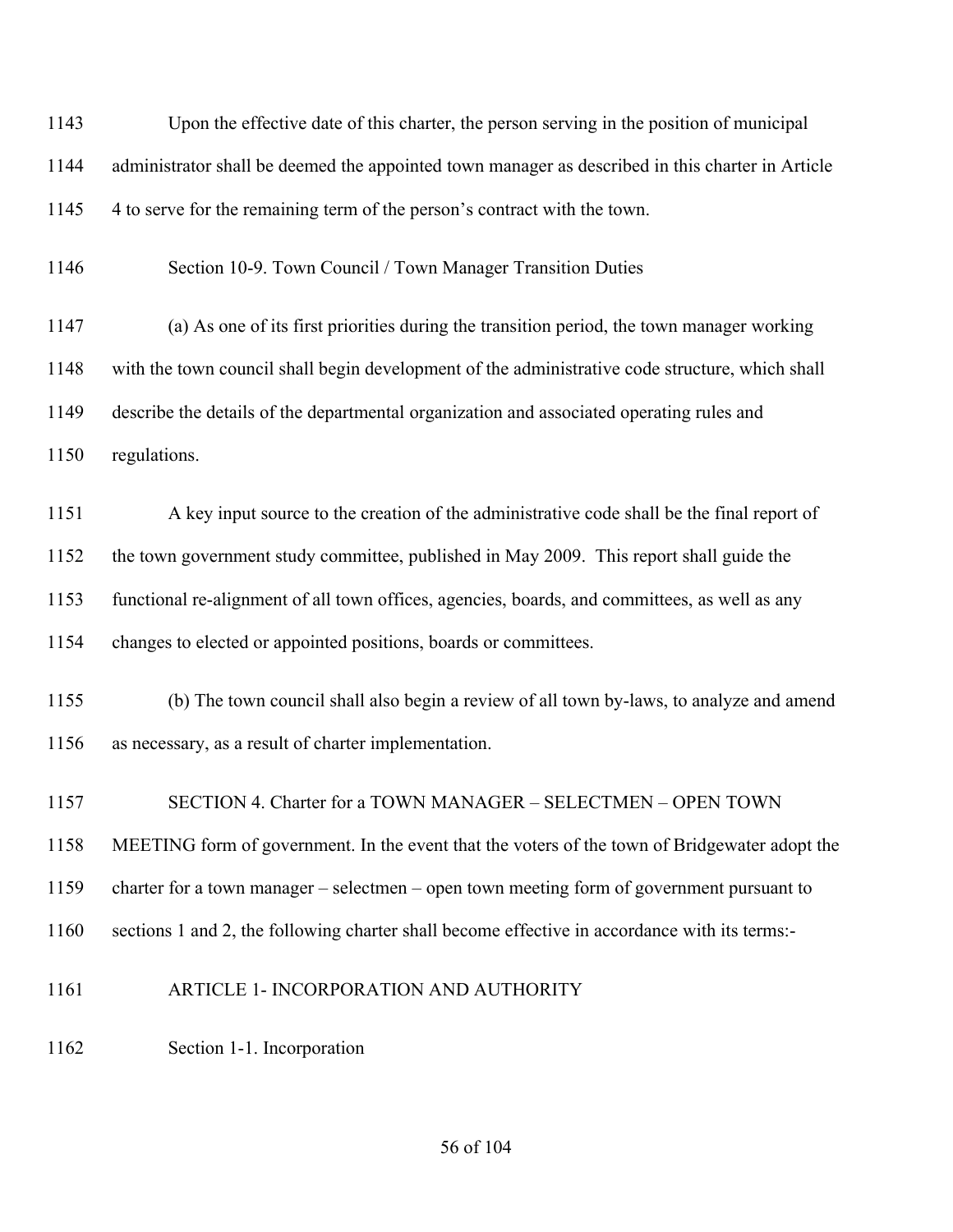Upon the effective date of this charter, the person serving in the position of municipal administrator shall be deemed the appointed town manager as described in this charter in Article 4 to serve for the remaining term of the person's contract with the town.

Section 10-9. Town Council / Town Manager Transition Duties

(a) As one of its first priorities during the transition period, the town manager working with the town council shall begin development of the administrative code structure, which shall describe the details of the departmental organization and associated operating rules and regulations.

A key input source to the creation of the administrative code shall be the final report of the town government study committee, published in May 2009. This report shall guide the functional re-alignment of all town offices, agencies, boards, and committees, as well as any changes to elected or appointed positions, boards or committees.

(b) The town council shall also begin a review of all town by-laws, to analyze and amend as necessary, as a result of charter implementation.

SECTION 4. Charter for a TOWN MANAGER – SELECTMEN – OPEN TOWN MEETING form of government. In the event that the voters of the town of Bridgewater adopt the charter for a town manager – selectmen – open town meeting form of government pursuant to sections 1 and 2, the following charter shall become effective in accordance with its terms:-

ARTICLE 1- INCORPORATION AND AUTHORITY

Section 1-1. Incorporation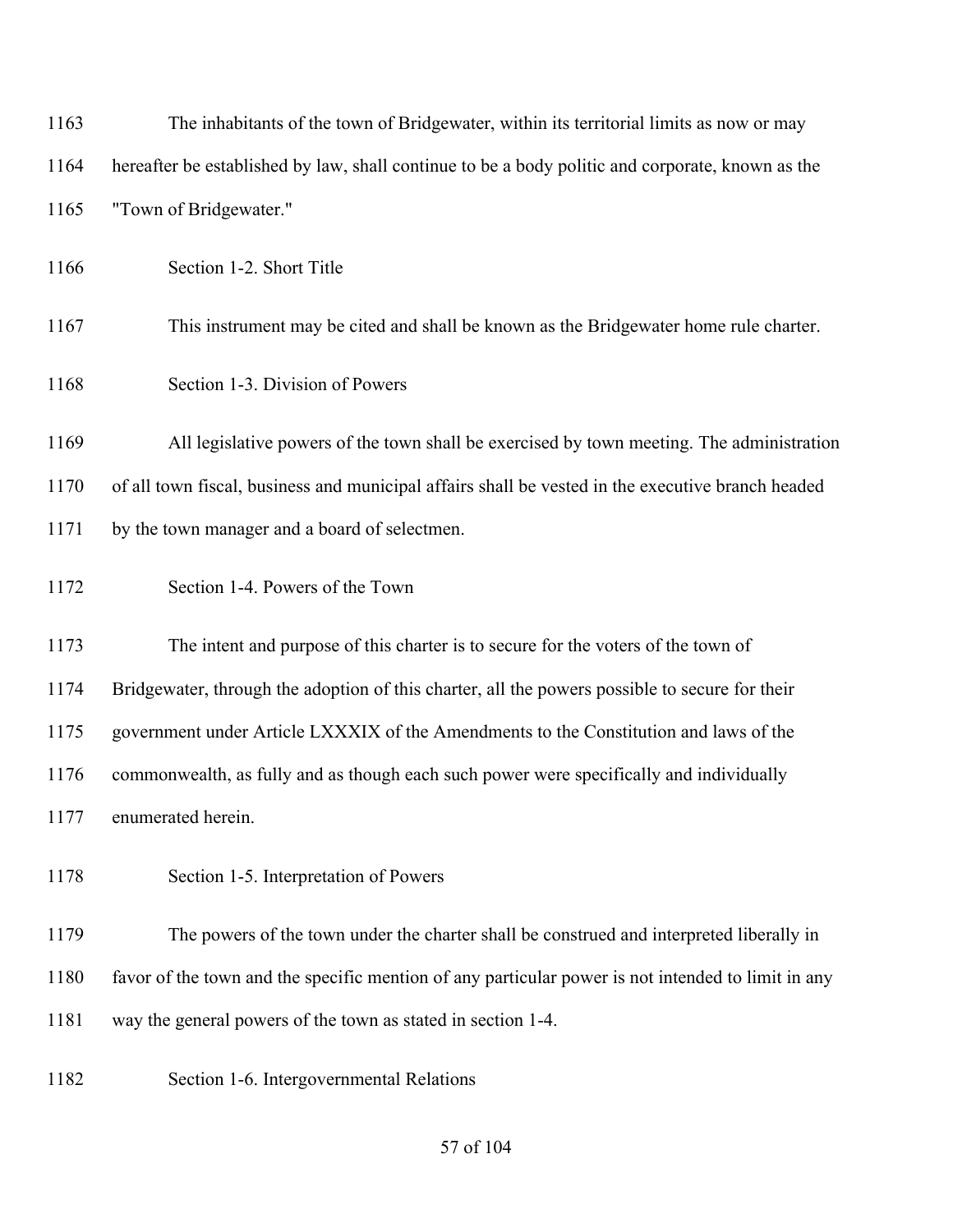The inhabitants of the town of Bridgewater, within its territorial limits as now or may hereafter be established by law, shall continue to be a body politic and corporate, known as the "Town of Bridgewater."

Section 1-2. Short Title

This instrument may be cited and shall be known as the Bridgewater home rule charter.

Section 1-3. Division of Powers

All legislative powers of the town shall be exercised by town meeting. The administration of all town fiscal, business and municipal affairs shall be vested in the executive branch headed by the town manager and a board of selectmen.

Section 1-4. Powers of the Town

The intent and purpose of this charter is to secure for the voters of the town of Bridgewater, through the adoption of this charter, all the powers possible to secure for their government under Article LXXXIX of the Amendments to the Constitution and laws of the commonwealth, as fully and as though each such power were specifically and individually enumerated herein.

Section 1-5. Interpretation of Powers

The powers of the town under the charter shall be construed and interpreted liberally in favor of the town and the specific mention of any particular power is not intended to limit in any way the general powers of the town as stated in section 1-4.

Section 1-6. Intergovernmental Relations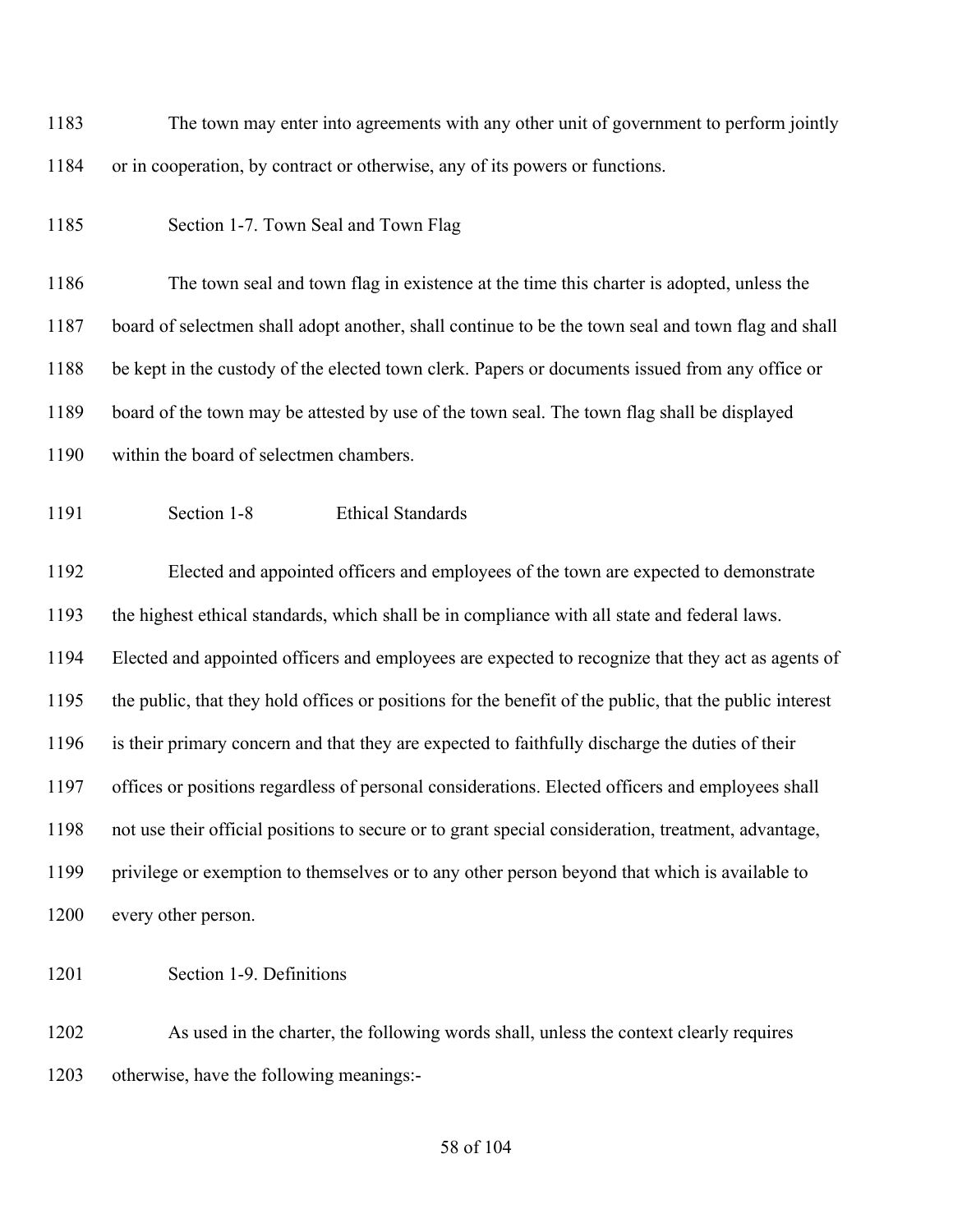The town may enter into agreements with any other unit of government to perform jointly or in cooperation, by contract or otherwise, any of its powers or functions.

Section 1-7. Town Seal and Town Flag

The town seal and town flag in existence at the time this charter is adopted, unless the board of selectmen shall adopt another, shall continue to be the town seal and town flag and shall be kept in the custody of the elected town clerk. Papers or documents issued from any office or board of the town may be attested by use of the town seal. The town flag shall be displayed within the board of selectmen chambers.

Section 1-8 Ethical Standards

Elected and appointed officers and employees of the town are expected to demonstrate the highest ethical standards, which shall be in compliance with all state and federal laws. Elected and appointed officers and employees are expected to recognize that they act as agents of the public, that they hold offices or positions for the benefit of the public, that the public interest is their primary concern and that they are expected to faithfully discharge the duties of their offices or positions regardless of personal considerations. Elected officers and employees shall not use their official positions to secure or to grant special consideration, treatment, advantage, privilege or exemption to themselves or to any other person beyond that which is available to every other person.

Section 1-9. Definitions

As used in the charter, the following words shall, unless the context clearly requires otherwise, have the following meanings:-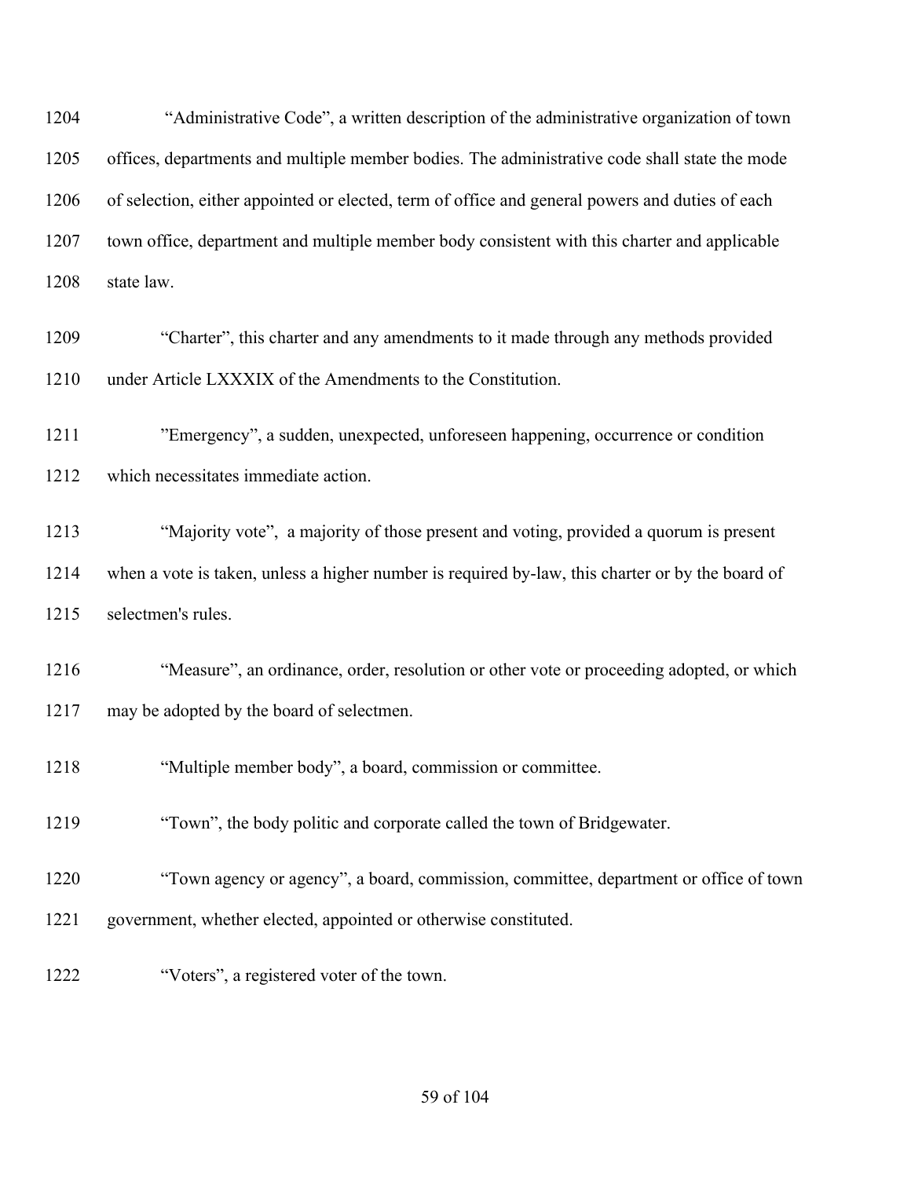1204 "Administrative Code", a written description of the administrative organization of town
1205 offices, departments and multiple member bodies. The administrative code shall state the mode
1206 of selection, either appointed or elected, term of office and general powers and duties of each
1207 town office, department and multiple member body consistent with this charter and applicable
1208 state law.

1209 "Charter", this charter and any amendments to it made through any methods provided
1210 under Article LXXXIX of the Amendments to the Constitution.

1211 "Emergency", a sudden, unexpected, unforeseen happening, occurrence or condition
1212 which necessitates immediate action.

1213 "Majority vote", a majority of those present and voting, provided a quorum is present
1214 when a vote is taken, unless a higher number is required by-law, this charter or by the board of
1215 selectmen's rules.

1216 "Measure", an ordinance, order, resolution or other vote or proceeding adopted, or which
1217 may be adopted by the board of selectmen.

1218 "Multiple member body", a board, commission or committee.

1219 "Town", the body politic and corporate called the town of Bridgewater.

1220 "Town agency or agency", a board, commission, committee, department or office of town
1221 government, whether elected, appointed or otherwise constituted.

1222 "Voters", a registered voter of the town.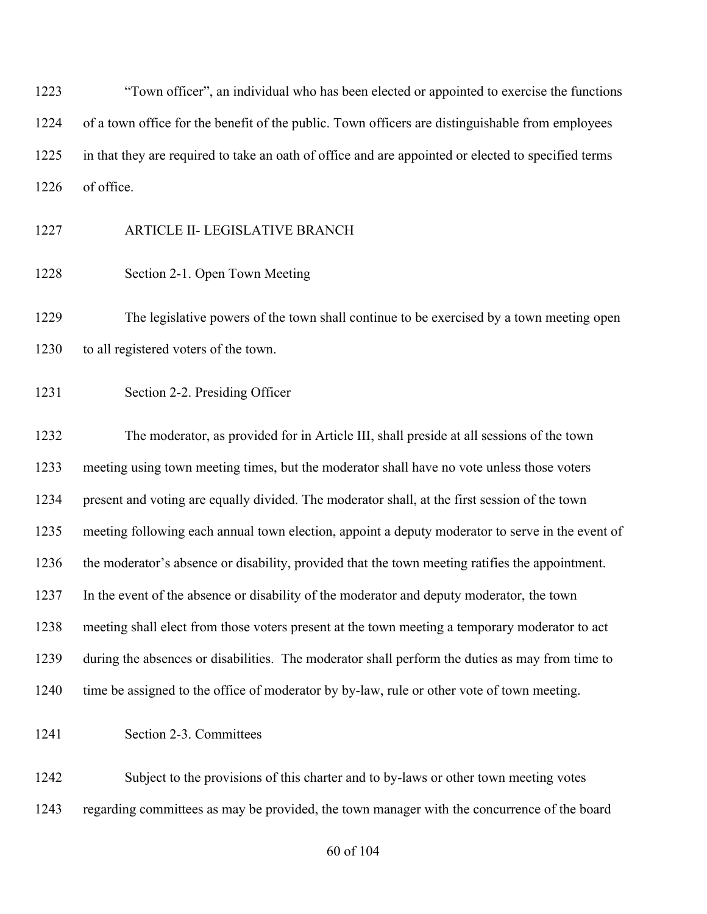"Town officer", an individual who has been elected or appointed to exercise the functions of a town office for the benefit of the public. Town officers are distinguishable from employees in that they are required to take an oath of office and are appointed or elected to specified terms of office.

## ARTICLE II- LEGISLATIVE BRANCH

### Section 2-1. Open Town Meeting

The legislative powers of the town shall continue to be exercised by a town meeting open to all registered voters of the town.

### Section 2-2. Presiding Officer

The moderator, as provided for in Article III, shall preside at all sessions of the town meeting using town meeting times, but the moderator shall have no vote unless those voters present and voting are equally divided. The moderator shall, at the first session of the town meeting following each annual town election, appoint a deputy moderator to serve in the event of the moderator's absence or disability, provided that the town meeting ratifies the appointment. In the event of the absence or disability of the moderator and deputy moderator, the town meeting shall elect from those voters present at the town meeting a temporary moderator to act during the absences or disabilities. The moderator shall perform the duties as may from time to time be assigned to the office of moderator by by-law, rule or other vote of town meeting.

### Section 2-3. Committees

Subject to the provisions of this charter and to by-laws or other town meeting votes regarding committees as may be provided, the town manager with the concurrence of the board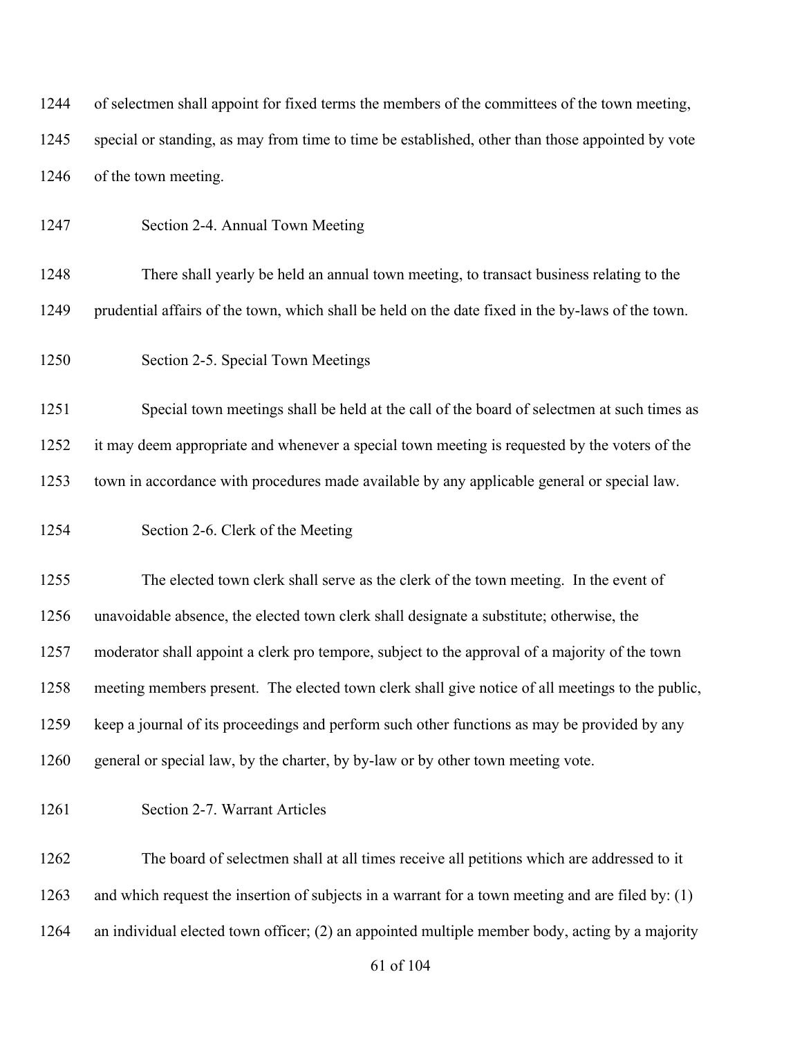of selectmen shall appoint for fixed terms the members of the committees of the town meeting, special or standing, as may from time to time be established, other than those appointed by vote of the town meeting.

Section 2-4. Annual Town Meeting

There shall yearly be held an annual town meeting, to transact business relating to the prudential affairs of the town, which shall be held on the date fixed in the by-laws of the town.

Section 2-5. Special Town Meetings

Special town meetings shall be held at the call of the board of selectmen at such times as it may deem appropriate and whenever a special town meeting is requested by the voters of the town in accordance with procedures made available by any applicable general or special law.

Section 2-6. Clerk of the Meeting

The elected town clerk shall serve as the clerk of the town meeting. In the event of unavoidable absence, the elected town clerk shall designate a substitute; otherwise, the moderator shall appoint a clerk pro tempore, subject to the approval of a majority of the town meeting members present. The elected town clerk shall give notice of all meetings to the public, keep a journal of its proceedings and perform such other functions as may be provided by any general or special law, by the charter, by by-law or by other town meeting vote.

Section 2-7. Warrant Articles

The board of selectmen shall at all times receive all petitions which are addressed to it and which request the insertion of subjects in a warrant for a town meeting and are filed by: (1) an individual elected town officer; (2) an appointed multiple member body, acting by a majority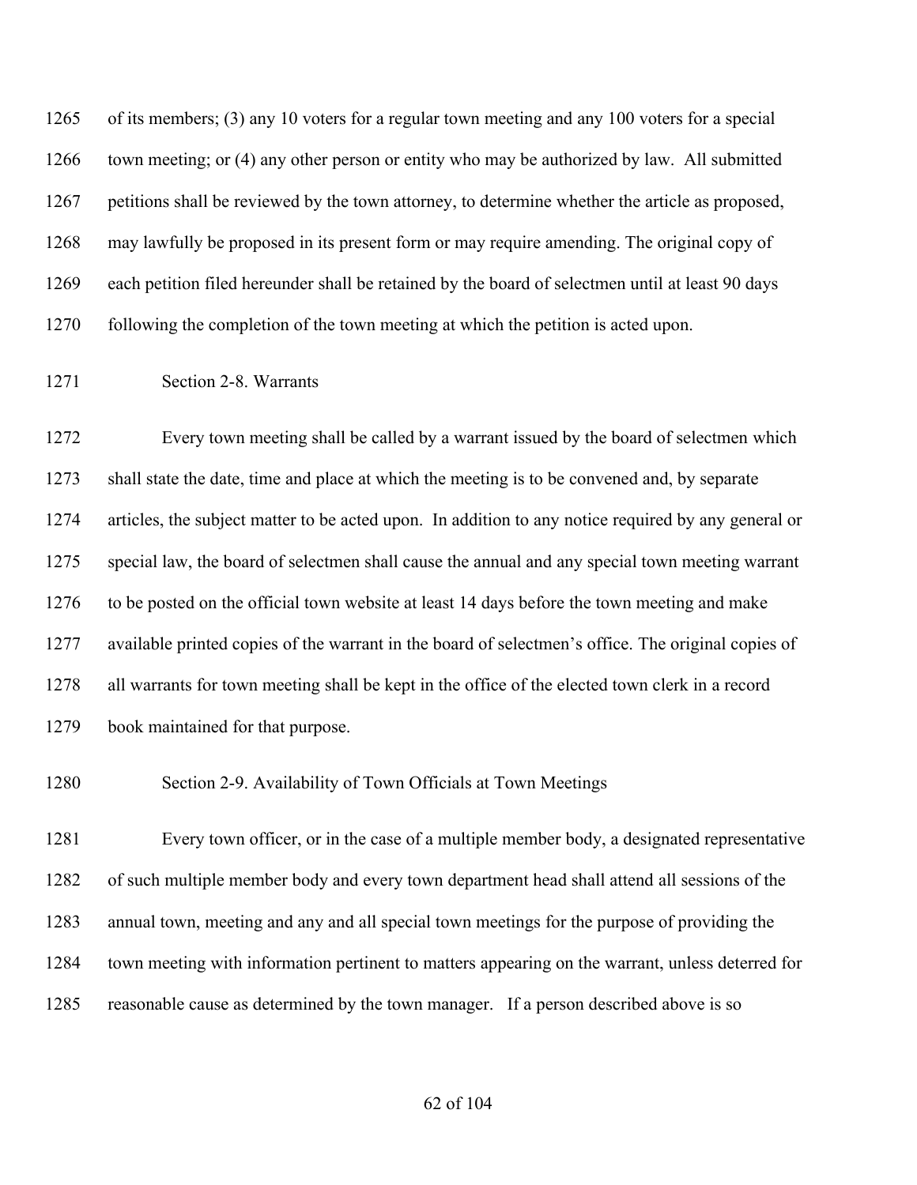of its members; (3) any 10 voters for a regular town meeting and any 100 voters for a special town meeting; or (4) any other person or entity who may be authorized by law. All submitted petitions shall be reviewed by the town attorney, to determine whether the article as proposed, may lawfully be proposed in its present form or may require amending. The original copy of each petition filed hereunder shall be retained by the board of selectmen until at least 90 days following the completion of the town meeting at which the petition is acted upon.

Section 2-8. Warrants

Every town meeting shall be called by a warrant issued by the board of selectmen which shall state the date, time and place at which the meeting is to be convened and, by separate articles, the subject matter to be acted upon. In addition to any notice required by any general or special law, the board of selectmen shall cause the annual and any special town meeting warrant to be posted on the official town website at least 14 days before the town meeting and make available printed copies of the warrant in the board of selectmen's office. The original copies of all warrants for town meeting shall be kept in the office of the elected town clerk in a record book maintained for that purpose.

Section 2-9. Availability of Town Officials at Town Meetings

Every town officer, or in the case of a multiple member body, a designated representative of such multiple member body and every town department head shall attend all sessions of the annual town, meeting and any and all special town meetings for the purpose of providing the town meeting with information pertinent to matters appearing on the warrant, unless deterred for reasonable cause as determined by the town manager. If a person described above is so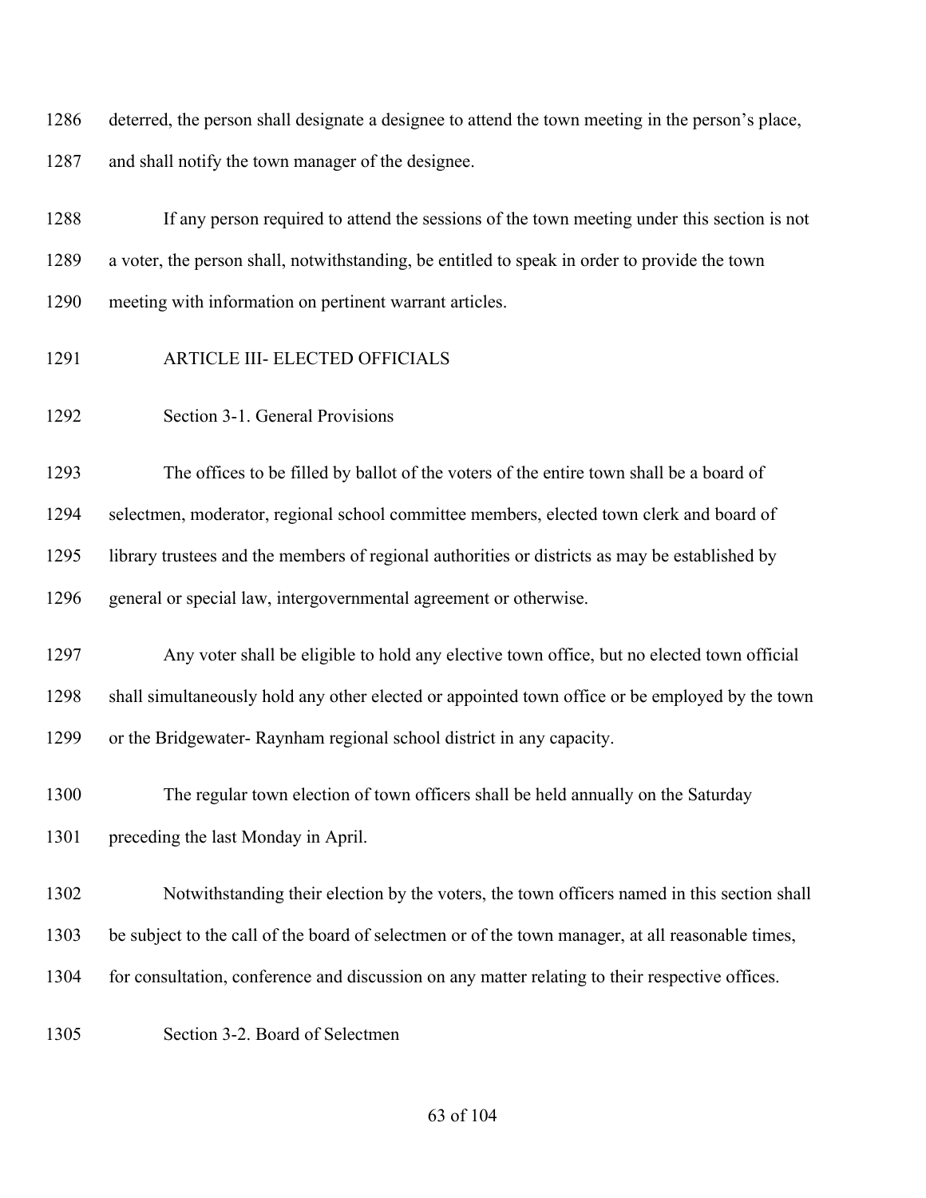deterred, the person shall designate a designee to attend the town meeting in the person's place, and shall notify the town manager of the designee.

If any person required to attend the sessions of the town meeting under this section is not a voter, the person shall, notwithstanding, be entitled to speak in order to provide the town meeting with information on pertinent warrant articles.

## ARTICLE III- ELECTED OFFICIALS

### Section 3-1. General Provisions

The offices to be filled by ballot of the voters of the entire town shall be a board of selectmen, moderator, regional school committee members, elected town clerk and board of library trustees and the members of regional authorities or districts as may be established by general or special law, intergovernmental agreement or otherwise.

Any voter shall be eligible to hold any elective town office, but no elected town official shall simultaneously hold any other elected or appointed town office or be employed by the town or the Bridgewater- Raynham regional school district in any capacity.

The regular town election of town officers shall be held annually on the Saturday preceding the last Monday in April.

Notwithstanding their election by the voters, the town officers named in this section shall be subject to the call of the board of selectmen or of the town manager, at all reasonable times, for consultation, conference and discussion on any matter relating to their respective offices.

### Section 3-2. Board of Selectmen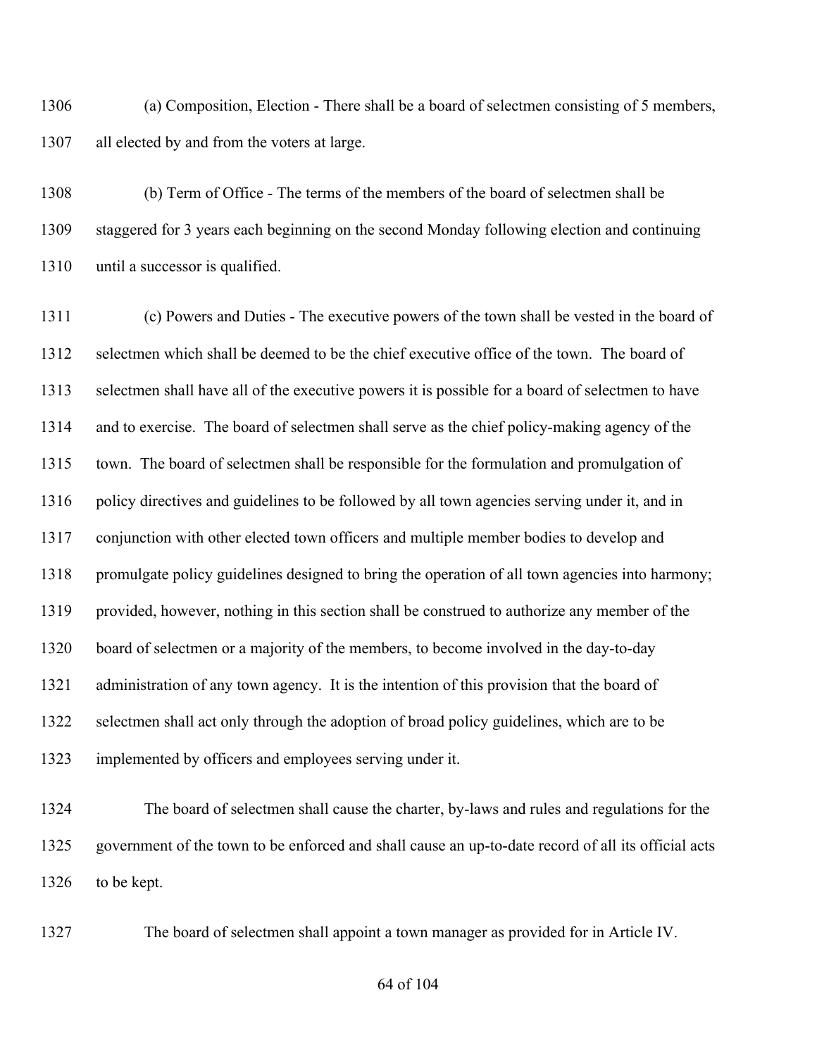(a) Composition, Election - There shall be a board of selectmen consisting of 5 members, all elected by and from the voters at large.

(b) Term of Office - The terms of the members of the board of selectmen shall be staggered for 3 years each beginning on the second Monday following election and continuing until a successor is qualified.

(c) Powers and Duties - The executive powers of the town shall be vested in the board of selectmen which shall be deemed to be the chief executive office of the town. The board of selectmen shall have all of the executive powers it is possible for a board of selectmen to have and to exercise. The board of selectmen shall serve as the chief policy-making agency of the town. The board of selectmen shall be responsible for the formulation and promulgation of policy directives and guidelines to be followed by all town agencies serving under it, and in conjunction with other elected town officers and multiple member bodies to develop and promulgate policy guidelines designed to bring the operation of all town agencies into harmony; provided, however, nothing in this section shall be construed to authorize any member of the board of selectmen or a majority of the members, to become involved in the day-to-day administration of any town agency. It is the intention of this provision that the board of selectmen shall act only through the adoption of broad policy guidelines, which are to be implemented by officers and employees serving under it.

The board of selectmen shall cause the charter, by-laws and rules and regulations for the government of the town to be enforced and shall cause an up-to-date record of all its official acts to be kept.

The board of selectmen shall appoint a town manager as provided for in Article IV.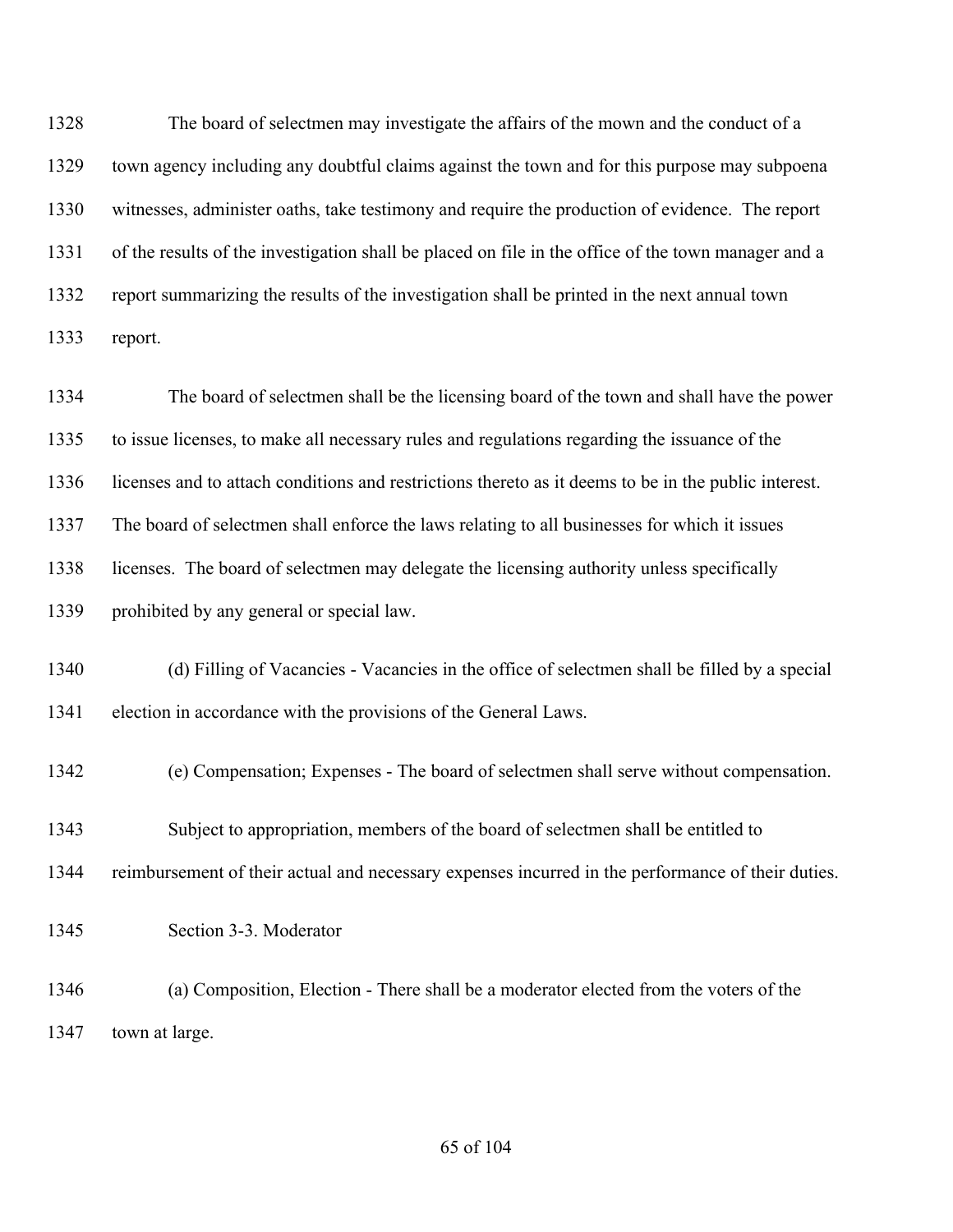The board of selectmen may investigate the affairs of the mown and the conduct of a town agency including any doubtful claims against the town and for this purpose may subpoena witnesses, administer oaths, take testimony and require the production of evidence. The report of the results of the investigation shall be placed on file in the office of the town manager and a report summarizing the results of the investigation shall be printed in the next annual town report.

The board of selectmen shall be the licensing board of the town and shall have the power to issue licenses, to make all necessary rules and regulations regarding the issuance of the licenses and to attach conditions and restrictions thereto as it deems to be in the public interest. The board of selectmen shall enforce the laws relating to all businesses for which it issues licenses. The board of selectmen may delegate the licensing authority unless specifically prohibited by any general or special law.

(d) Filling of Vacancies - Vacancies in the office of selectmen shall be filled by a special election in accordance with the provisions of the General Laws.

(e) Compensation; Expenses - The board of selectmen shall serve without compensation.

Subject to appropriation, members of the board of selectmen shall be entitled to reimbursement of their actual and necessary expenses incurred in the performance of their duties.

Section 3-3. Moderator

(a) Composition, Election - There shall be a moderator elected from the voters of the town at large.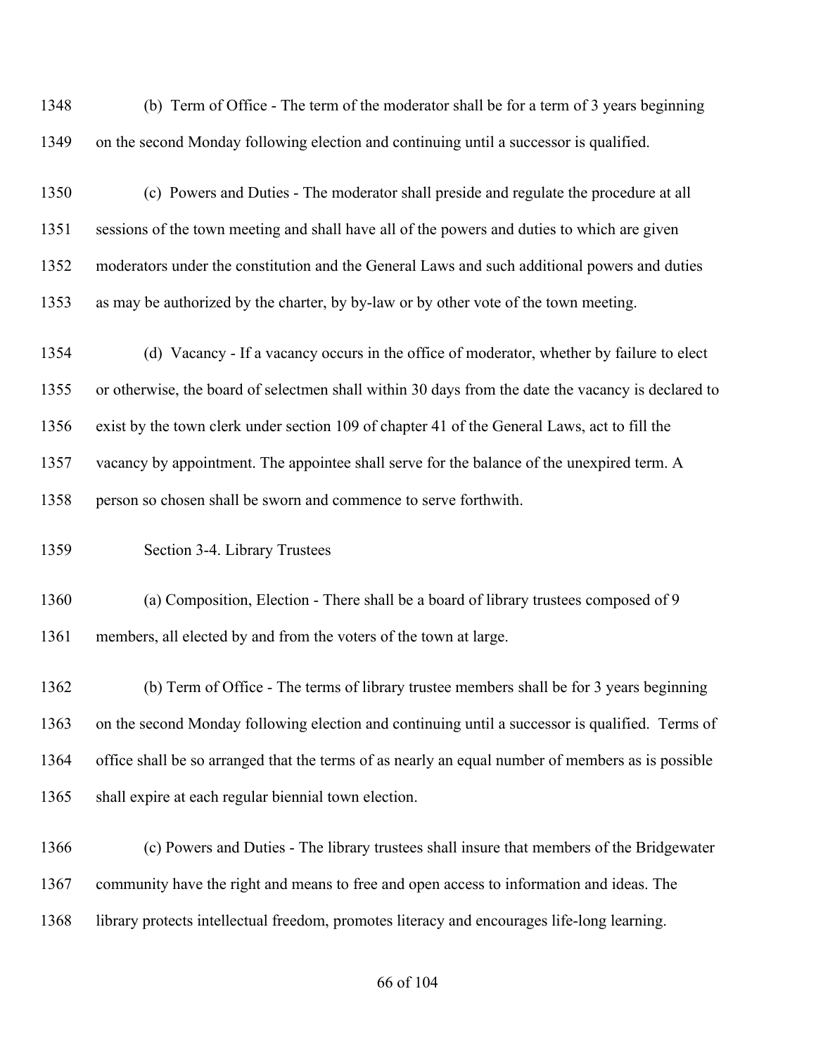(b) Term of Office - The term of the moderator shall be for a term of 3 years beginning on the second Monday following election and continuing until a successor is qualified.

(c) Powers and Duties - The moderator shall preside and regulate the procedure at all sessions of the town meeting and shall have all of the powers and duties to which are given moderators under the constitution and the General Laws and such additional powers and duties as may be authorized by the charter, by by-law or by other vote of the town meeting.

(d) Vacancy - If a vacancy occurs in the office of moderator, whether by failure to elect or otherwise, the board of selectmen shall within 30 days from the date the vacancy is declared to exist by the town clerk under section 109 of chapter 41 of the General Laws, act to fill the vacancy by appointment. The appointee shall serve for the balance of the unexpired term. A person so chosen shall be sworn and commence to serve forthwith.

Section 3-4. Library Trustees

(a) Composition, Election - There shall be a board of library trustees composed of 9 members, all elected by and from the voters of the town at large.

(b) Term of Office - The terms of library trustee members shall be for 3 years beginning on the second Monday following election and continuing until a successor is qualified. Terms of office shall be so arranged that the terms of as nearly an equal number of members as is possible shall expire at each regular biennial town election.

(c) Powers and Duties - The library trustees shall insure that members of the Bridgewater community have the right and means to free and open access to information and ideas. The library protects intellectual freedom, promotes literacy and encourages life-long learning.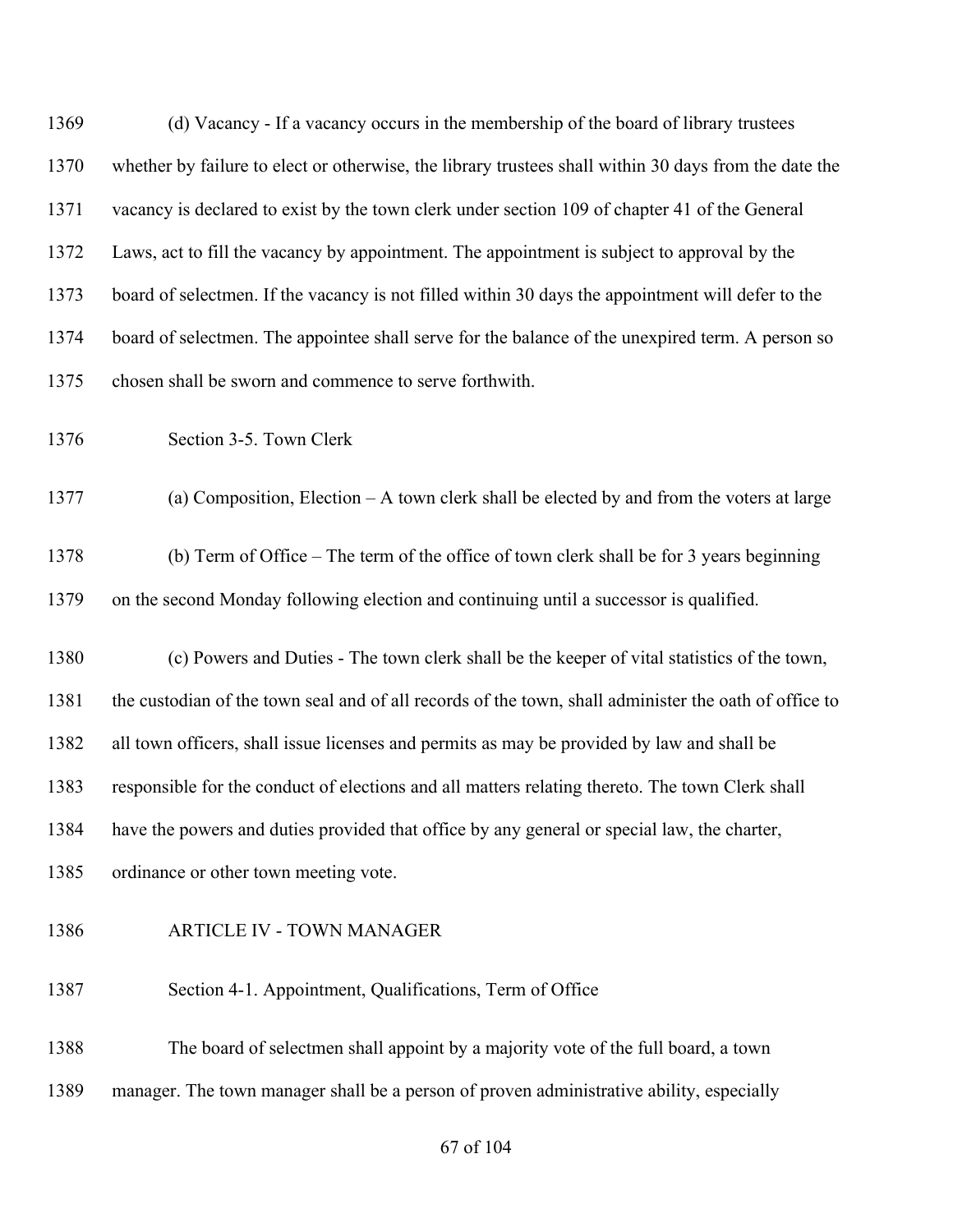(d) Vacancy - If a vacancy occurs in the membership of the board of library trustees whether by failure to elect or otherwise, the library trustees shall within 30 days from the date the vacancy is declared to exist by the town clerk under section 109 of chapter 41 of the General Laws, act to fill the vacancy by appointment. The appointment is subject to approval by the board of selectmen. If the vacancy is not filled within 30 days the appointment will defer to the board of selectmen. The appointee shall serve for the balance of the unexpired term. A person so chosen shall be sworn and commence to serve forthwith.

### Section 3-5. Town Clerk

(a) Composition, Election – A town clerk shall be elected by and from the voters at large

(b) Term of Office – The term of the office of town clerk shall be for 3 years beginning on the second Monday following election and continuing until a successor is qualified.

(c) Powers and Duties - The town clerk shall be the keeper of vital statistics of the town, the custodian of the town seal and of all records of the town, shall administer the oath of office to all town officers, shall issue licenses and permits as may be provided by law and shall be responsible for the conduct of elections and all matters relating thereto. The town Clerk shall have the powers and duties provided that office by any general or special law, the charter, ordinance or other town meeting vote.

## ARTICLE IV - TOWN MANAGER

### Section 4-1. Appointment, Qualifications, Term of Office

The board of selectmen shall appoint by a majority vote of the full board, a town manager. The town manager shall be a person of proven administrative ability, especially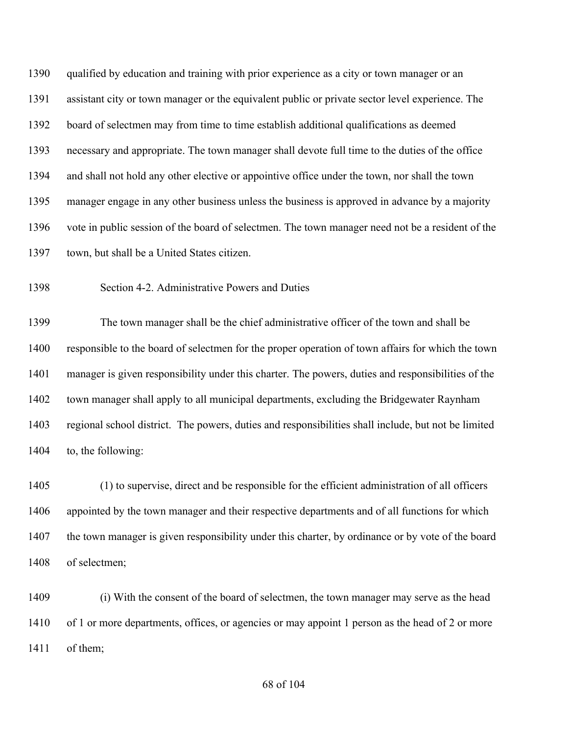qualified by education and training with prior experience as a city or town manager or an assistant city or town manager or the equivalent public or private sector level experience. The board of selectmen may from time to time establish additional qualifications as deemed necessary and appropriate. The town manager shall devote full time to the duties of the office and shall not hold any other elective or appointive office under the town, nor shall the town manager engage in any other business unless the business is approved in advance by a majority vote in public session of the board of selectmen. The town manager need not be a resident of the town, but shall be a United States citizen.

Section 4-2. Administrative Powers and Duties

The town manager shall be the chief administrative officer of the town and shall be responsible to the board of selectmen for the proper operation of town affairs for which the town manager is given responsibility under this charter. The powers, duties and responsibilities of the town manager shall apply to all municipal departments, excluding the Bridgewater Raynham regional school district. The powers, duties and responsibilities shall include, but not be limited to, the following:

(1) to supervise, direct and be responsible for the efficient administration of all officers appointed by the town manager and their respective departments and of all functions for which the town manager is given responsibility under this charter, by ordinance or by vote of the board of selectmen;

(i) With the consent of the board of selectmen, the town manager may serve as the head of 1 or more departments, offices, or agencies or may appoint 1 person as the head of 2 or more of them;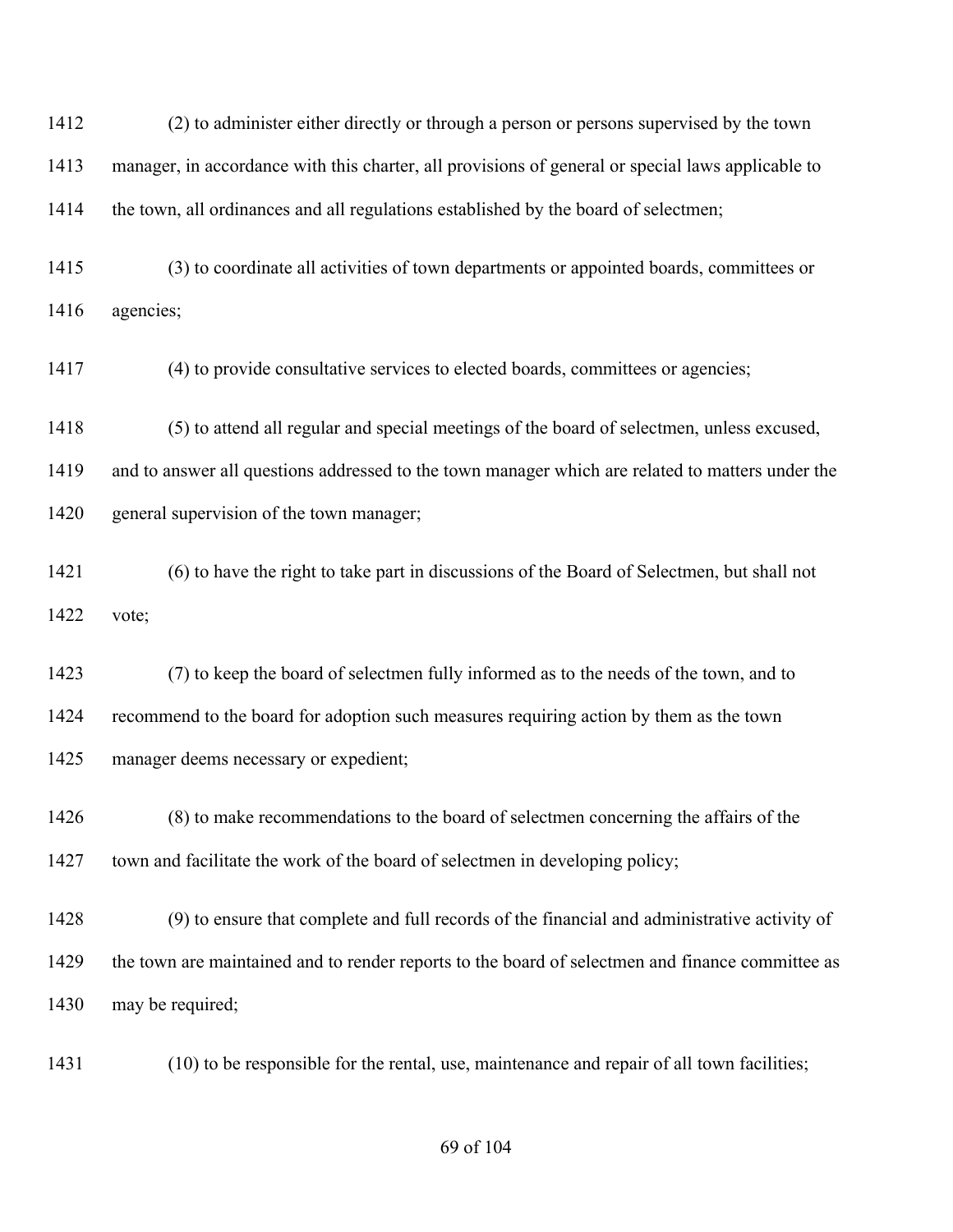(2) to administer either directly or through a person or persons supervised by the town manager, in accordance with this charter, all provisions of general or special laws applicable to the town, all ordinances and all regulations established by the board of selectmen;

(3) to coordinate all activities of town departments or appointed boards, committees or agencies;

(4) to provide consultative services to elected boards, committees or agencies;

(5) to attend all regular and special meetings of the board of selectmen, unless excused, and to answer all questions addressed to the town manager which are related to matters under the general supervision of the town manager;

(6) to have the right to take part in discussions of the Board of Selectmen, but shall not vote;

(7) to keep the board of selectmen fully informed as to the needs of the town, and to recommend to the board for adoption such measures requiring action by them as the town manager deems necessary or expedient;

(8) to make recommendations to the board of selectmen concerning the affairs of the town and facilitate the work of the board of selectmen in developing policy;

(9) to ensure that complete and full records of the financial and administrative activity of the town are maintained and to render reports to the board of selectmen and finance committee as may be required;

(10) to be responsible for the rental, use, maintenance and repair of all town facilities;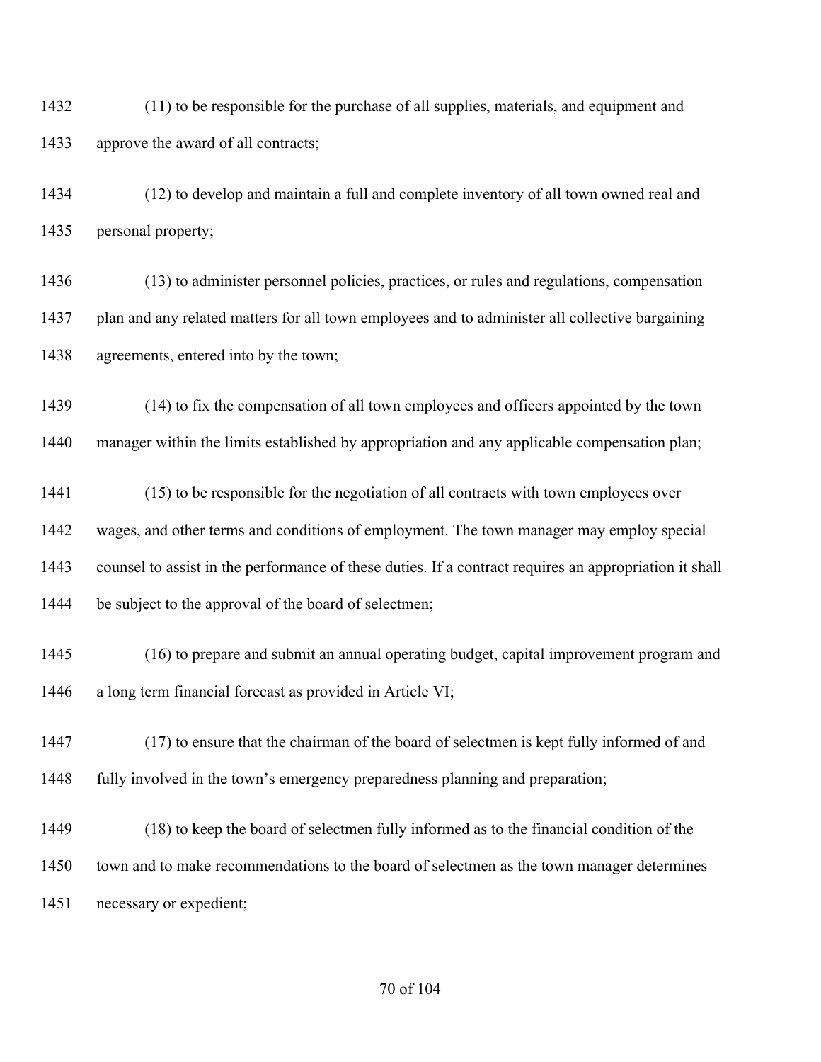(11) to be responsible for the purchase of all supplies, materials, and equipment and approve the award of all contracts;

(12) to develop and maintain a full and complete inventory of all town owned real and personal property;

(13) to administer personnel policies, practices, or rules and regulations, compensation plan and any related matters for all town employees and to administer all collective bargaining agreements, entered into by the town;

(14) to fix the compensation of all town employees and officers appointed by the town manager within the limits established by appropriation and any applicable compensation plan;

(15) to be responsible for the negotiation of all contracts with town employees over wages, and other terms and conditions of employment. The town manager may employ special counsel to assist in the performance of these duties. If a contract requires an appropriation it shall be subject to the approval of the board of selectmen;

(16) to prepare and submit an annual operating budget, capital improvement program and a long term financial forecast as provided in Article VI;

(17) to ensure that the chairman of the board of selectmen is kept fully informed of and fully involved in the town's emergency preparedness planning and preparation;

(18) to keep the board of selectmen fully informed as to the financial condition of the town and to make recommendations to the board of selectmen as the town manager determines necessary or expedient;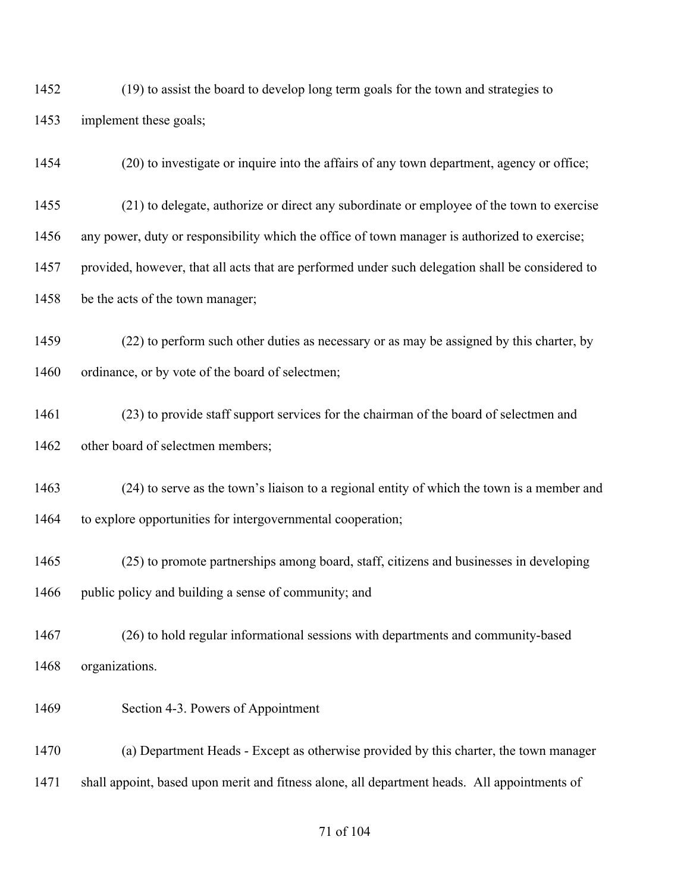(19) to assist the board to develop long term goals for the town and strategies to implement these goals;

(20) to investigate or inquire into the affairs of any town department, agency or office;

(21) to delegate, authorize or direct any subordinate or employee of the town to exercise any power, duty or responsibility which the office of town manager is authorized to exercise; provided, however, that all acts that are performed under such delegation shall be considered to be the acts of the town manager;

(22) to perform such other duties as necessary or as may be assigned by this charter, by ordinance, or by vote of the board of selectmen;

(23) to provide staff support services for the chairman of the board of selectmen and other board of selectmen members;

(24) to serve as the town's liaison to a regional entity of which the town is a member and to explore opportunities for intergovernmental cooperation;

(25) to promote partnerships among board, staff, citizens and businesses in developing public policy and building a sense of community; and

(26) to hold regular informational sessions with departments and community-based organizations.

Section 4-3. Powers of Appointment

(a) Department Heads - Except as otherwise provided by this charter, the town manager shall appoint, based upon merit and fitness alone, all department heads. All appointments of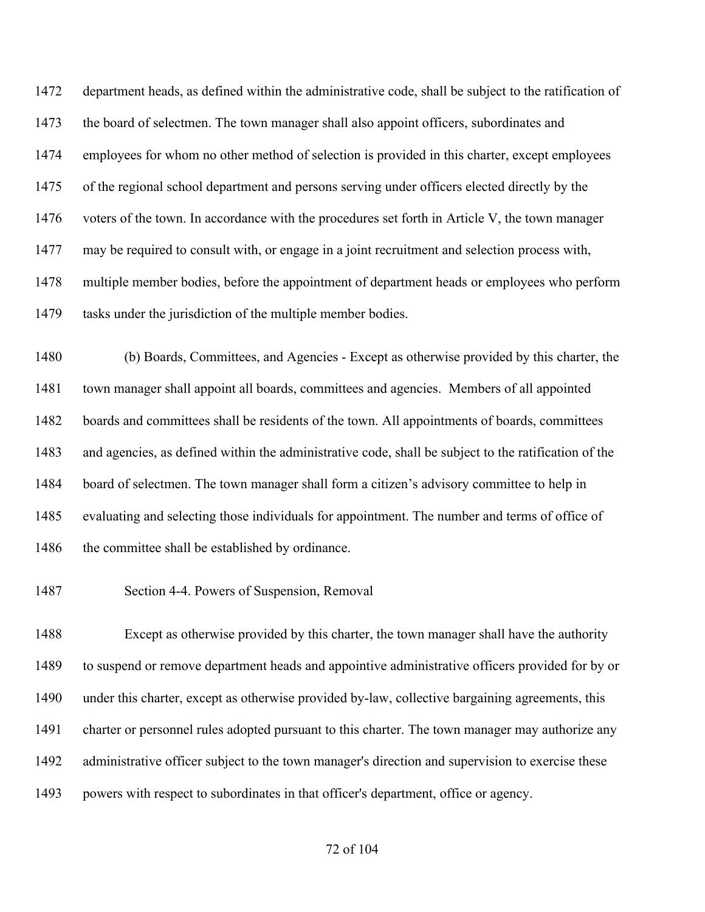department heads, as defined within the administrative code, shall be subject to the ratification of the board of selectmen. The town manager shall also appoint officers, subordinates and employees for whom no other method of selection is provided in this charter, except employees of the regional school department and persons serving under officers elected directly by the voters of the town. In accordance with the procedures set forth in Article V, the town manager may be required to consult with, or engage in a joint recruitment and selection process with, multiple member bodies, before the appointment of department heads or employees who perform tasks under the jurisdiction of the multiple member bodies.

(b) Boards, Committees, and Agencies - Except as otherwise provided by this charter, the town manager shall appoint all boards, committees and agencies. Members of all appointed boards and committees shall be residents of the town. All appointments of boards, committees and agencies, as defined within the administrative code, shall be subject to the ratification of the board of selectmen. The town manager shall form a citizen's advisory committee to help in evaluating and selecting those individuals for appointment. The number and terms of office of the committee shall be established by ordinance.

### Section 4-4. Powers of Suspension, Removal

Except as otherwise provided by this charter, the town manager shall have the authority to suspend or remove department heads and appointive administrative officers provided for by or under this charter, except as otherwise provided by-law, collective bargaining agreements, this charter or personnel rules adopted pursuant to this charter. The town manager may authorize any administrative officer subject to the town manager's direction and supervision to exercise these powers with respect to subordinates in that officer's department, office or agency.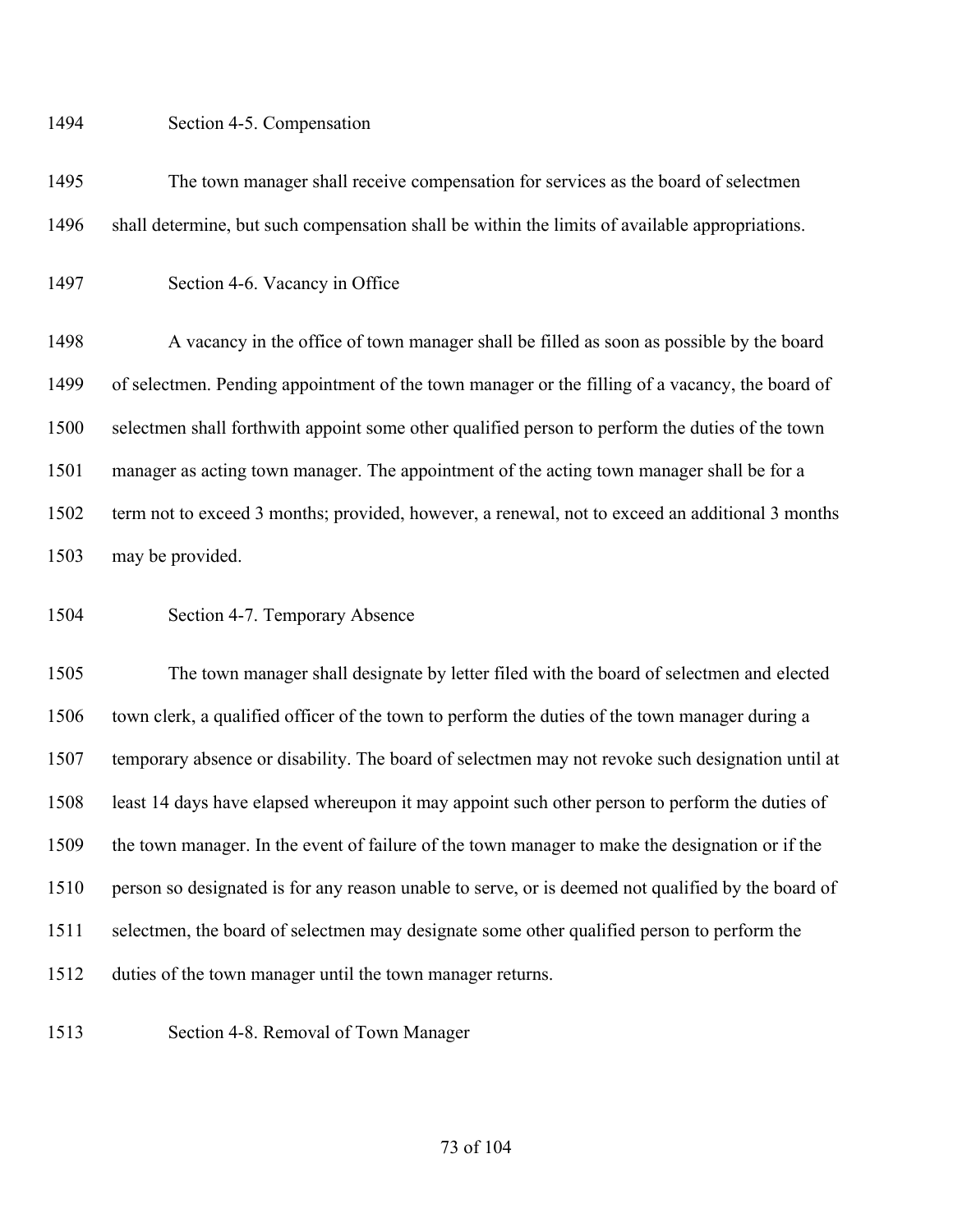### Section 4-5. Compensation

The town manager shall receive compensation for services as the board of selectmen shall determine, but such compensation shall be within the limits of available appropriations.

### Section 4-6. Vacancy in Office

A vacancy in the office of town manager shall be filled as soon as possible by the board of selectmen. Pending appointment of the town manager or the filling of a vacancy, the board of selectmen shall forthwith appoint some other qualified person to perform the duties of the town manager as acting town manager. The appointment of the acting town manager shall be for a term not to exceed 3 months; provided, however, a renewal, not to exceed an additional 3 months may be provided.

### Section 4-7. Temporary Absence

The town manager shall designate by letter filed with the board of selectmen and elected town clerk, a qualified officer of the town to perform the duties of the town manager during a temporary absence or disability. The board of selectmen may not revoke such designation until at least 14 days have elapsed whereupon it may appoint such other person to perform the duties of the town manager. In the event of failure of the town manager to make the designation or if the person so designated is for any reason unable to serve, or is deemed not qualified by the board of selectmen, the board of selectmen may designate some other qualified person to perform the duties of the town manager until the town manager returns.

### Section 4-8. Removal of Town Manager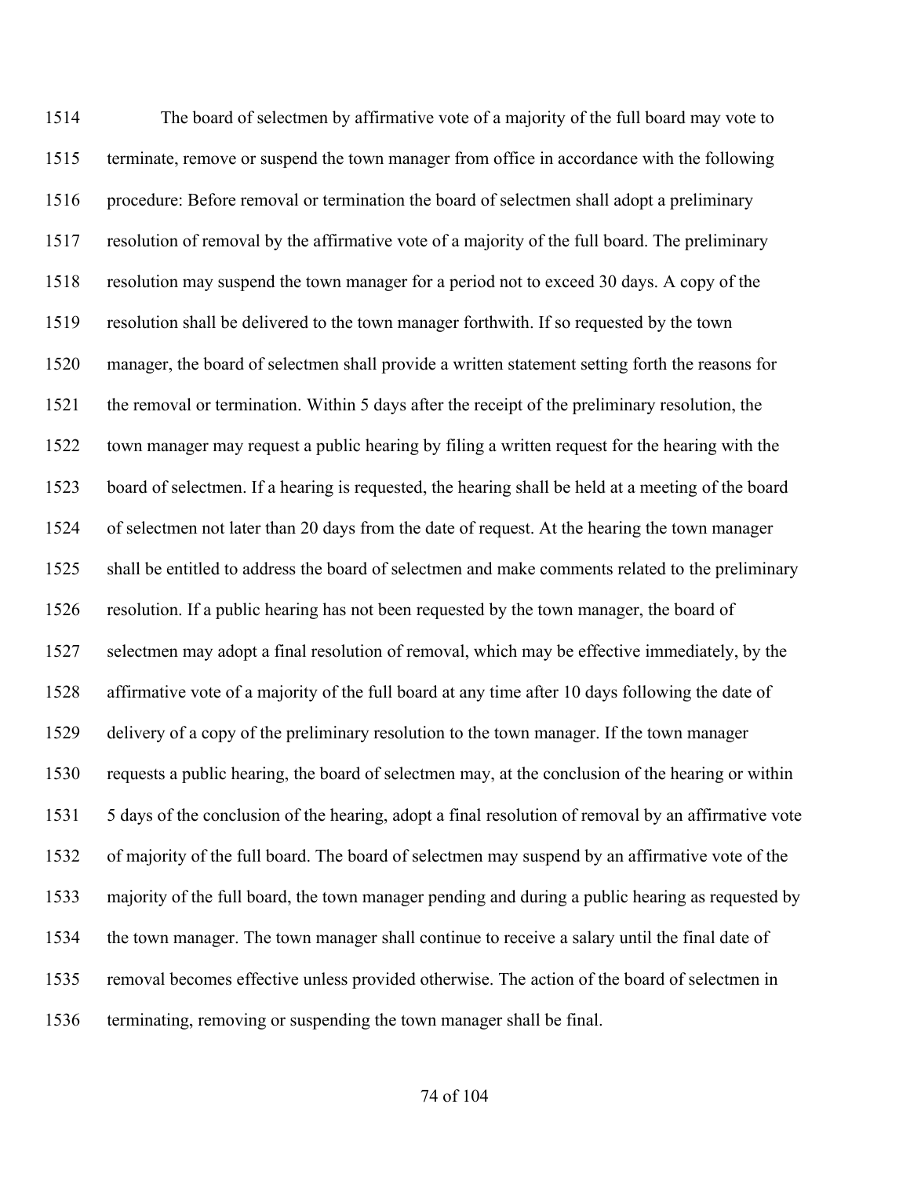The board of selectmen by affirmative vote of a majority of the full board may vote to terminate, remove or suspend the town manager from office in accordance with the following procedure: Before removal or termination the board of selectmen shall adopt a preliminary resolution of removal by the affirmative vote of a majority of the full board. The preliminary resolution may suspend the town manager for a period not to exceed 30 days. A copy of the resolution shall be delivered to the town manager forthwith. If so requested by the town manager, the board of selectmen shall provide a written statement setting forth the reasons for the removal or termination. Within 5 days after the receipt of the preliminary resolution, the town manager may request a public hearing by filing a written request for the hearing with the board of selectmen. If a hearing is requested, the hearing shall be held at a meeting of the board of selectmen not later than 20 days from the date of request. At the hearing the town manager shall be entitled to address the board of selectmen and make comments related to the preliminary resolution. If a public hearing has not been requested by the town manager, the board of selectmen may adopt a final resolution of removal, which may be effective immediately, by the affirmative vote of a majority of the full board at any time after 10 days following the date of delivery of a copy of the preliminary resolution to the town manager. If the town manager requests a public hearing, the board of selectmen may, at the conclusion of the hearing or within 5 days of the conclusion of the hearing, adopt a final resolution of removal by an affirmative vote of majority of the full board. The board of selectmen may suspend by an affirmative vote of the majority of the full board, the town manager pending and during a public hearing as requested by the town manager. The town manager shall continue to receive a salary until the final date of removal becomes effective unless provided otherwise. The action of the board of selectmen in terminating, removing or suspending the town manager shall be final.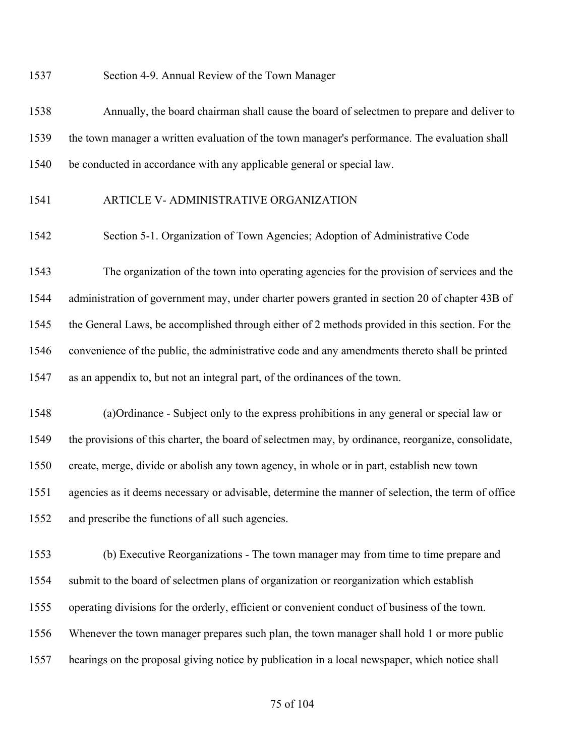Section 4-9. Annual Review of the Town Manager

Annually, the board chairman shall cause the board of selectmen to prepare and deliver to the town manager a written evaluation of the town manager's performance. The evaluation shall be conducted in accordance with any applicable general or special law.

ARTICLE V- ADMINISTRATIVE ORGANIZATION

Section 5-1. Organization of Town Agencies; Adoption of Administrative Code

The organization of the town into operating agencies for the provision of services and the administration of government may, under charter powers granted in section 20 of chapter 43B of the General Laws, be accomplished through either of 2 methods provided in this section. For the convenience of the public, the administrative code and any amendments thereto shall be printed as an appendix to, but not an integral part, of the ordinances of the town.

(a)Ordinance - Subject only to the express prohibitions in any general or special law or the provisions of this charter, the board of selectmen may, by ordinance, reorganize, consolidate, create, merge, divide or abolish any town agency, in whole or in part, establish new town agencies as it deems necessary or advisable, determine the manner of selection, the term of office and prescribe the functions of all such agencies.

(b) Executive Reorganizations - The town manager may from time to time prepare and submit to the board of selectmen plans of organization or reorganization which establish operating divisions for the orderly, efficient or convenient conduct of business of the town. Whenever the town manager prepares such plan, the town manager shall hold 1 or more public hearings on the proposal giving notice by publication in a local newspaper, which notice shall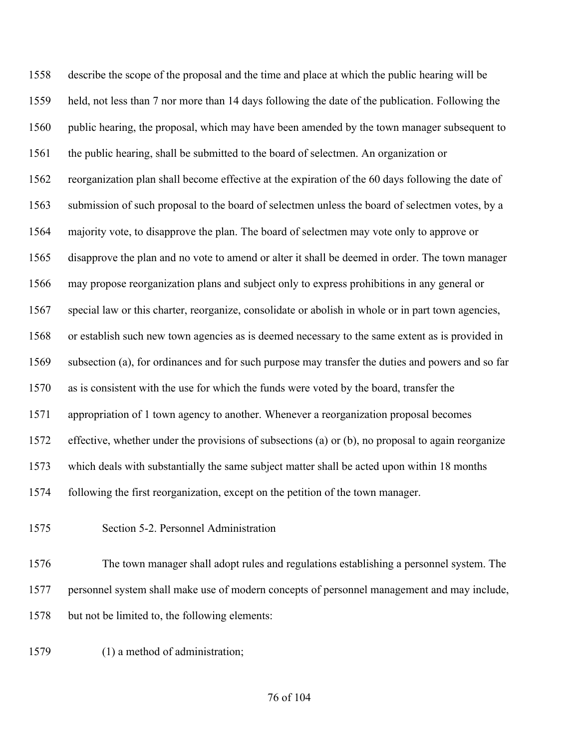describe the scope of the proposal and the time and place at which the public hearing will be held, not less than 7 nor more than 14 days following the date of the publication. Following the public hearing, the proposal, which may have been amended by the town manager subsequent to the public hearing, shall be submitted to the board of selectmen. An organization or reorganization plan shall become effective at the expiration of the 60 days following the date of submission of such proposal to the board of selectmen unless the board of selectmen votes, by a majority vote, to disapprove the plan. The board of selectmen may vote only to approve or disapprove the plan and no vote to amend or alter it shall be deemed in order. The town manager may propose reorganization plans and subject only to express prohibitions in any general or special law or this charter, reorganize, consolidate or abolish in whole or in part town agencies, or establish such new town agencies as is deemed necessary to the same extent as is provided in subsection (a), for ordinances and for such purpose may transfer the duties and powers and so far as is consistent with the use for which the funds were voted by the board, transfer the appropriation of 1 town agency to another. Whenever a reorganization proposal becomes effective, whether under the provisions of subsections (a) or (b), no proposal to again reorganize which deals with substantially the same subject matter shall be acted upon within 18 months following the first reorganization, except on the petition of the town manager.

Section 5-2. Personnel Administration

The town manager shall adopt rules and regulations establishing a personnel system. The personnel system shall make use of modern concepts of personnel management and may include, but not be limited to, the following elements:

(1) a method of administration;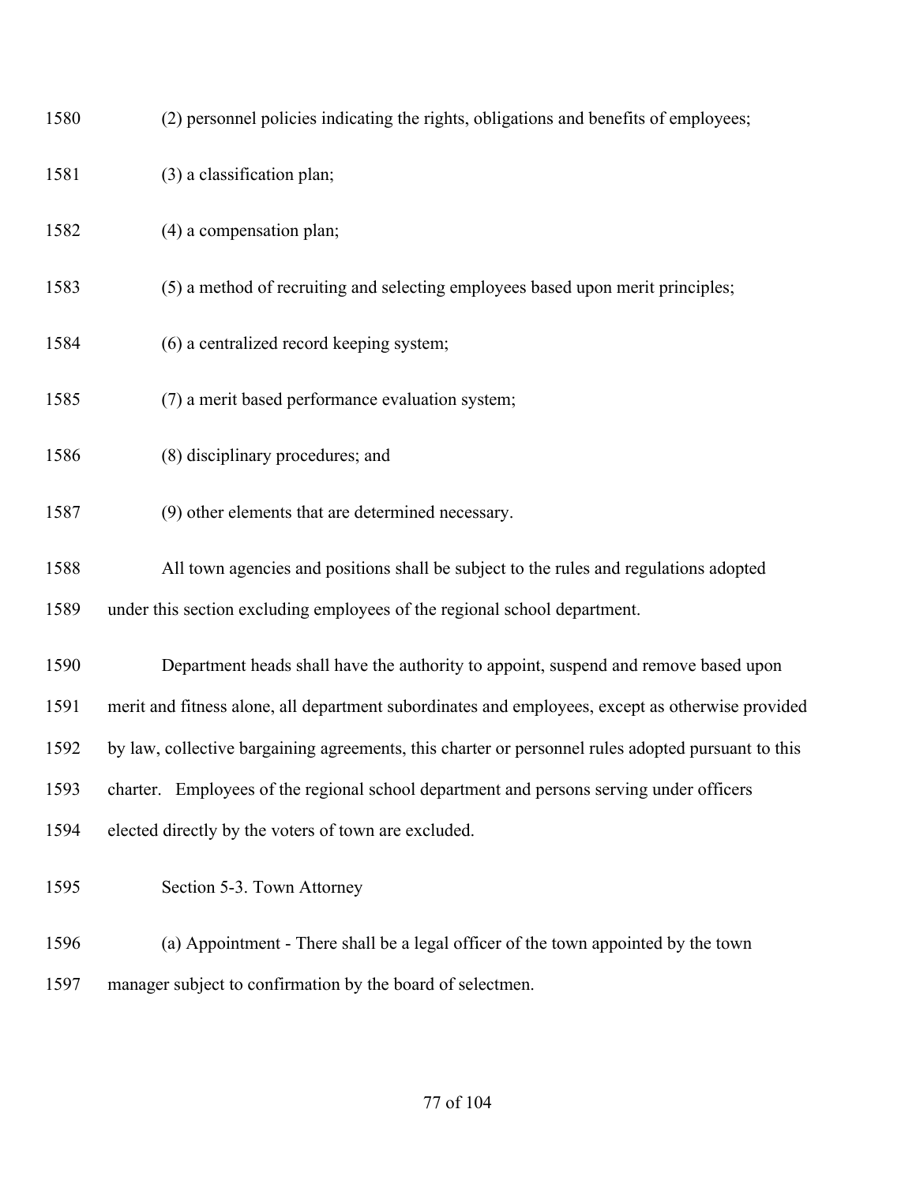1580 (2) personnel policies indicating the rights, obligations and benefits of employees;

1581 (3) a classification plan;

1582 (4) a compensation plan;

1583 (5) a method of recruiting and selecting employees based upon merit principles;

1584 (6) a centralized record keeping system;

1585 (7) a merit based performance evaluation system;

1586 (8) disciplinary procedures; and

1587 (9) other elements that are determined necessary.

1588 All town agencies and positions shall be subject to the rules and regulations adopted
1589 under this section excluding employees of the regional school department.

1590 Department heads shall have the authority to appoint, suspend and remove based upon
1591 merit and fitness alone, all department subordinates and employees, except as otherwise provided
1592 by law, collective bargaining agreements, this charter or personnel rules adopted pursuant to this
1593 charter. Employees of the regional school department and persons serving under officers
1594 elected directly by the voters of town are excluded.

1595 Section 5-3. Town Attorney

1596 (a) Appointment - There shall be a legal officer of the town appointed by the town
1597 manager subject to confirmation by the board of selectmen.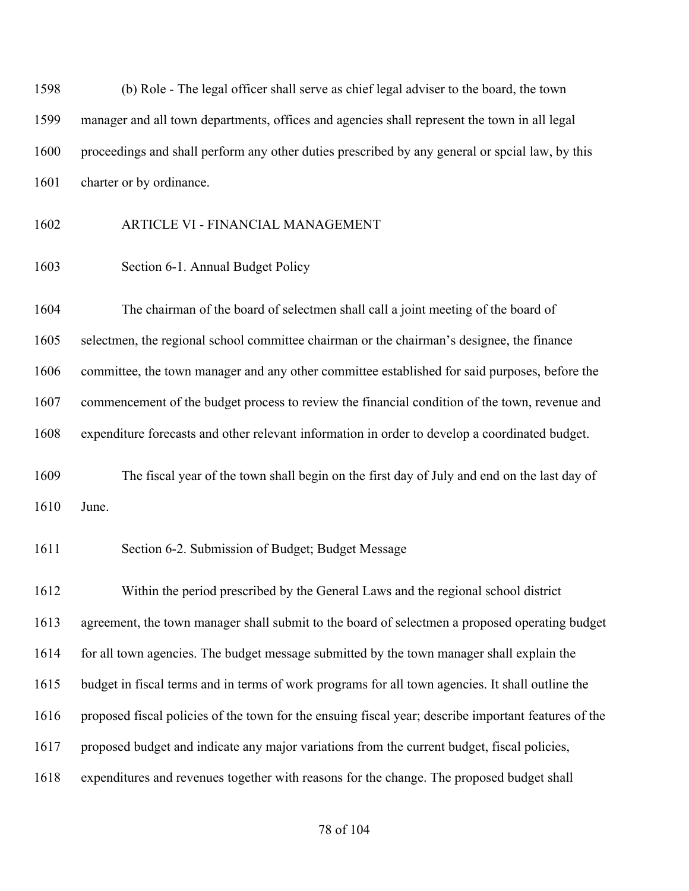(b) Role - The legal officer shall serve as chief legal adviser to the board, the town manager and all town departments, offices and agencies shall represent the town in all legal proceedings and shall perform any other duties prescribed by any general or spcial law, by this charter or by ordinance.

## ARTICLE VI - FINANCIAL MANAGEMENT

### Section 6-1. Annual Budget Policy

The chairman of the board of selectmen shall call a joint meeting of the board of selectmen, the regional school committee chairman or the chairman's designee, the finance committee, the town manager and any other committee established for said purposes, before the commencement of the budget process to review the financial condition of the town, revenue and expenditure forecasts and other relevant information in order to develop a coordinated budget.

The fiscal year of the town shall begin on the first day of July and end on the last day of June.

### Section 6-2. Submission of Budget; Budget Message

Within the period prescribed by the General Laws and the regional school district agreement, the town manager shall submit to the board of selectmen a proposed operating budget for all town agencies. The budget message submitted by the town manager shall explain the budget in fiscal terms and in terms of work programs for all town agencies. It shall outline the proposed fiscal policies of the town for the ensuing fiscal year; describe important features of the proposed budget and indicate any major variations from the current budget, fiscal policies, expenditures and revenues together with reasons for the change. The proposed budget shall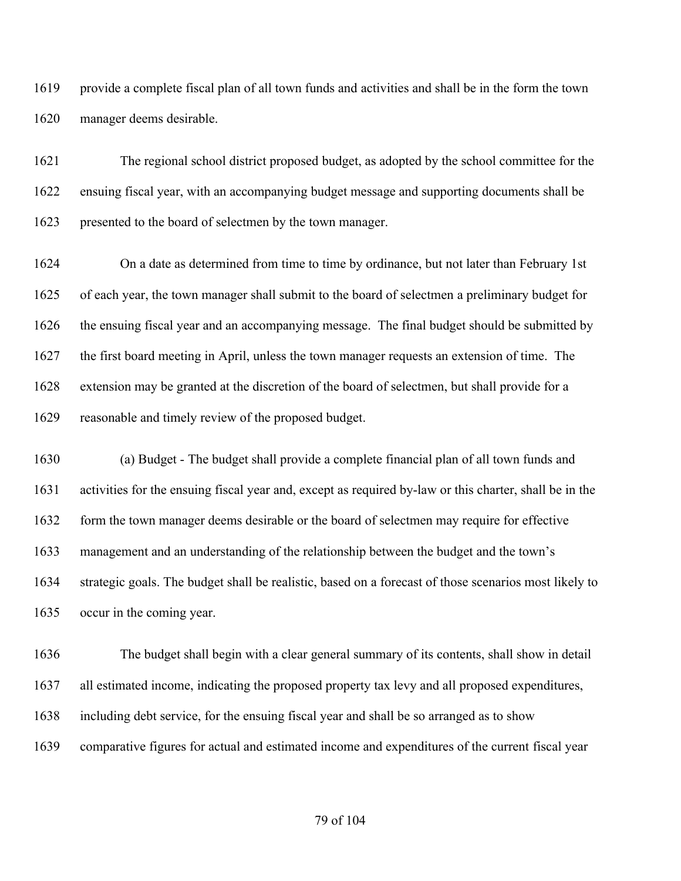provide a complete fiscal plan of all town funds and activities and shall be in the form the town manager deems desirable.

The regional school district proposed budget, as adopted by the school committee for the ensuing fiscal year, with an accompanying budget message and supporting documents shall be presented to the board of selectmen by the town manager.

On a date as determined from time to time by ordinance, but not later than February 1st of each year, the town manager shall submit to the board of selectmen a preliminary budget for the ensuing fiscal year and an accompanying message. The final budget should be submitted by the first board meeting in April, unless the town manager requests an extension of time. The extension may be granted at the discretion of the board of selectmen, but shall provide for a reasonable and timely review of the proposed budget.

(a) Budget - The budget shall provide a complete financial plan of all town funds and activities for the ensuing fiscal year and, except as required by-law or this charter, shall be in the form the town manager deems desirable or the board of selectmen may require for effective management and an understanding of the relationship between the budget and the town's strategic goals. The budget shall be realistic, based on a forecast of those scenarios most likely to occur in the coming year.

The budget shall begin with a clear general summary of its contents, shall show in detail all estimated income, indicating the proposed property tax levy and all proposed expenditures, including debt service, for the ensuing fiscal year and shall be so arranged as to show comparative figures for actual and estimated income and expenditures of the current fiscal year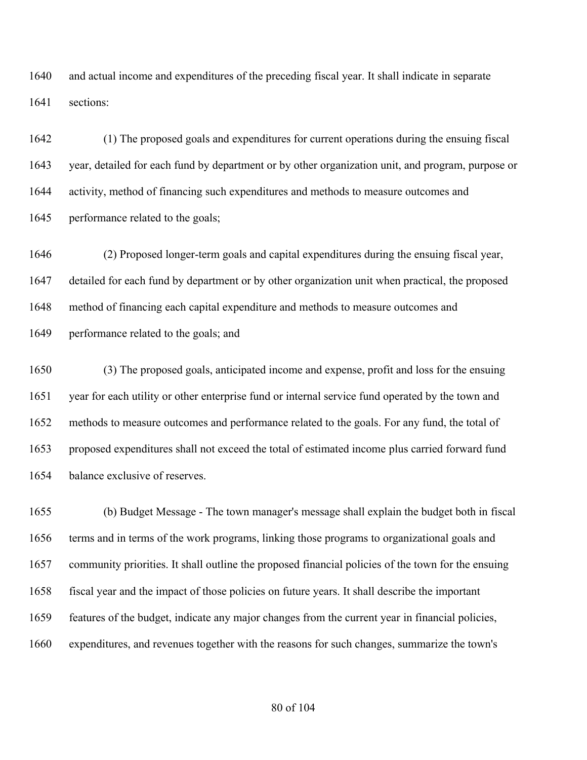and actual income and expenditures of the preceding fiscal year. It shall indicate in separate sections:

(1) The proposed goals and expenditures for current operations during the ensuing fiscal year, detailed for each fund by department or by other organization unit, and program, purpose or activity, method of financing such expenditures and methods to measure outcomes and performance related to the goals;

(2) Proposed longer-term goals and capital expenditures during the ensuing fiscal year, detailed for each fund by department or by other organization unit when practical, the proposed method of financing each capital expenditure and methods to measure outcomes and performance related to the goals; and

(3) The proposed goals, anticipated income and expense, profit and loss for the ensuing year for each utility or other enterprise fund or internal service fund operated by the town and methods to measure outcomes and performance related to the goals. For any fund, the total of proposed expenditures shall not exceed the total of estimated income plus carried forward fund balance exclusive of reserves.

(b) Budget Message - The town manager's message shall explain the budget both in fiscal terms and in terms of the work programs, linking those programs to organizational goals and community priorities. It shall outline the proposed financial policies of the town for the ensuing fiscal year and the impact of those policies on future years. It shall describe the important features of the budget, indicate any major changes from the current year in financial policies, expenditures, and revenues together with the reasons for such changes, summarize the town's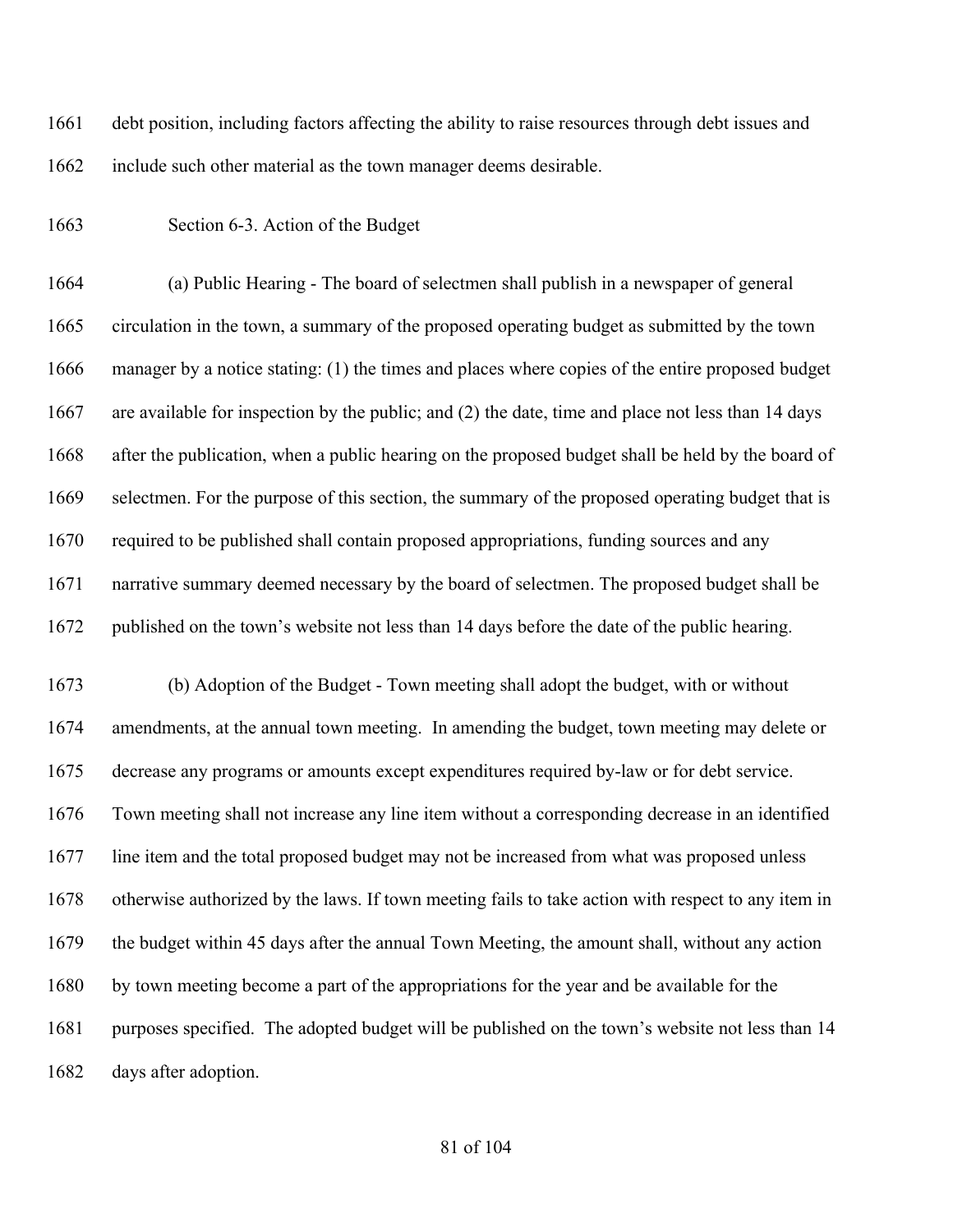debt position, including factors affecting the ability to raise resources through debt issues and include such other material as the town manager deems desirable.

Section 6-3. Action of the Budget

(a) Public Hearing - The board of selectmen shall publish in a newspaper of general circulation in the town, a summary of the proposed operating budget as submitted by the town manager by a notice stating: (1) the times and places where copies of the entire proposed budget are available for inspection by the public; and (2) the date, time and place not less than 14 days after the publication, when a public hearing on the proposed budget shall be held by the board of selectmen. For the purpose of this section, the summary of the proposed operating budget that is required to be published shall contain proposed appropriations, funding sources and any narrative summary deemed necessary by the board of selectmen. The proposed budget shall be published on the town's website not less than 14 days before the date of the public hearing.

(b) Adoption of the Budget - Town meeting shall adopt the budget, with or without amendments, at the annual town meeting. In amending the budget, town meeting may delete or decrease any programs or amounts except expenditures required by-law or for debt service. Town meeting shall not increase any line item without a corresponding decrease in an identified line item and the total proposed budget may not be increased from what was proposed unless otherwise authorized by the laws. If town meeting fails to take action with respect to any item in the budget within 45 days after the annual Town Meeting, the amount shall, without any action by town meeting become a part of the appropriations for the year and be available for the purposes specified. The adopted budget will be published on the town's website not less than 14 days after adoption.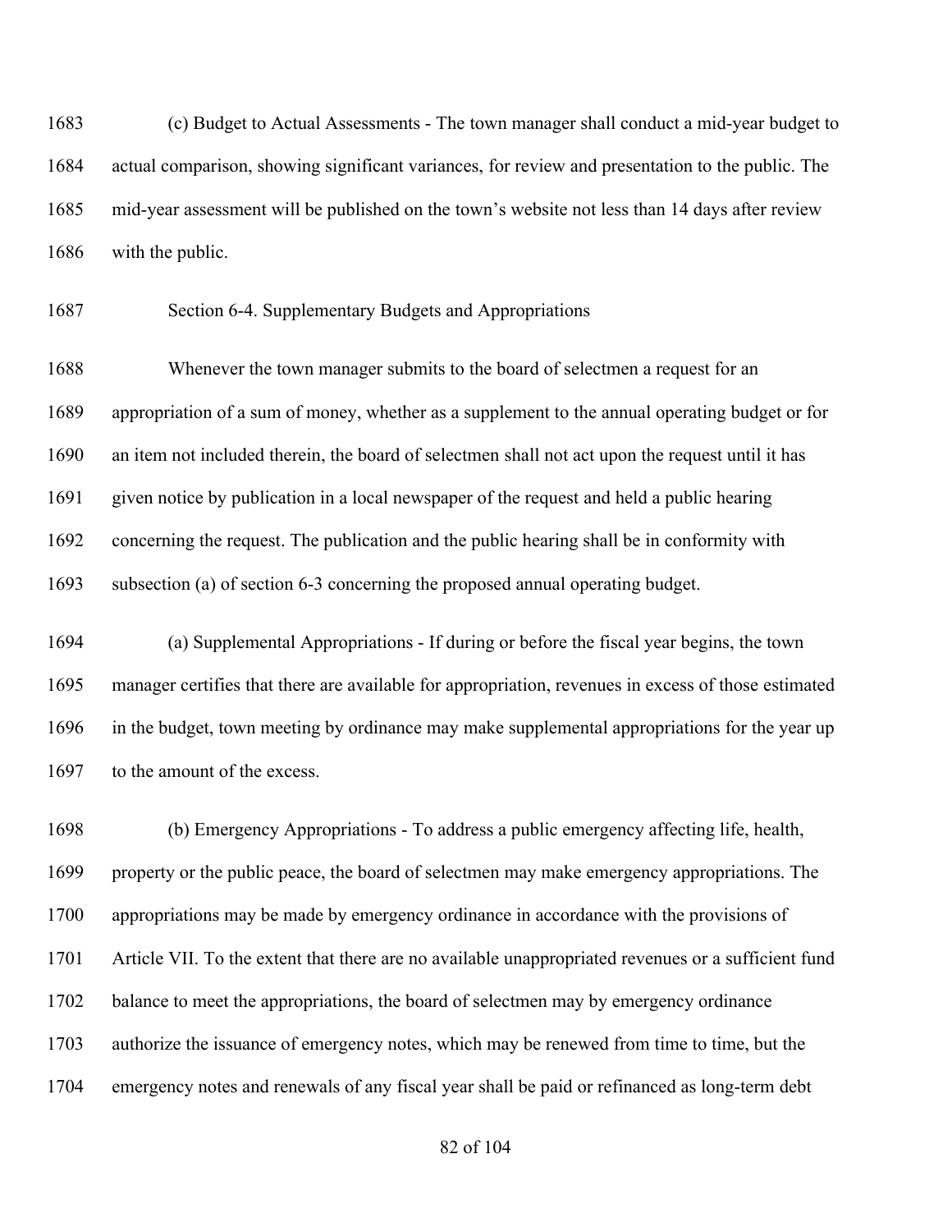(c) Budget to Actual Assessments - The town manager shall conduct a mid-year budget to actual comparison, showing significant variances, for review and presentation to the public. The mid-year assessment will be published on the town's website not less than 14 days after review with the public.

### Section 6-4. Supplementary Budgets and Appropriations

Whenever the town manager submits to the board of selectmen a request for an appropriation of a sum of money, whether as a supplement to the annual operating budget or for an item not included therein, the board of selectmen shall not act upon the request until it has given notice by publication in a local newspaper of the request and held a public hearing concerning the request. The publication and the public hearing shall be in conformity with subsection (a) of section 6-3 concerning the proposed annual operating budget.

(a) Supplemental Appropriations - If during or before the fiscal year begins, the town manager certifies that there are available for appropriation, revenues in excess of those estimated in the budget, town meeting by ordinance may make supplemental appropriations for the year up to the amount of the excess.

(b) Emergency Appropriations - To address a public emergency affecting life, health, property or the public peace, the board of selectmen may make emergency appropriations. The appropriations may be made by emergency ordinance in accordance with the provisions of Article VII. To the extent that there are no available unappropriated revenues or a sufficient fund balance to meet the appropriations, the board of selectmen may by emergency ordinance authorize the issuance of emergency notes, which may be renewed from time to time, but the emergency notes and renewals of any fiscal year shall be paid or refinanced as long-term debt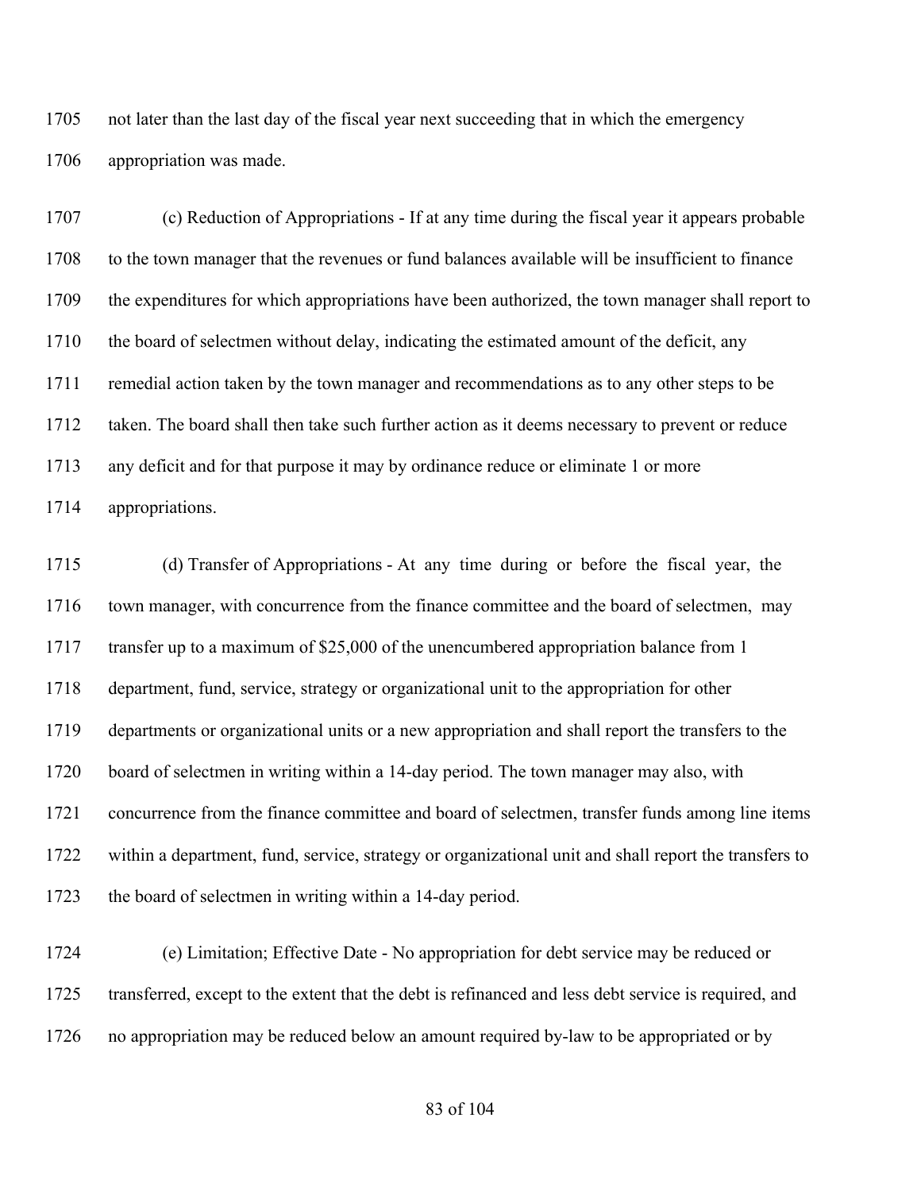not later than the last day of the fiscal year next succeeding that in which the emergency appropriation was made.

(c) Reduction of Appropriations - If at any time during the fiscal year it appears probable to the town manager that the revenues or fund balances available will be insufficient to finance the expenditures for which appropriations have been authorized, the town manager shall report to the board of selectmen without delay, indicating the estimated amount of the deficit, any remedial action taken by the town manager and recommendations as to any other steps to be taken. The board shall then take such further action as it deems necessary to prevent or reduce any deficit and for that purpose it may by ordinance reduce or eliminate 1 or more appropriations.

(d) Transfer of Appropriations - At any time during or before the fiscal year, the town manager, with concurrence from the finance committee and the board of selectmen, may transfer up to a maximum of $25,000 of the unencumbered appropriation balance from 1 department, fund, service, strategy or organizational unit to the appropriation for other departments or organizational units or a new appropriation and shall report the transfers to the board of selectmen in writing within a 14-day period. The town manager may also, with concurrence from the finance committee and board of selectmen, transfer funds among line items within a department, fund, service, strategy or organizational unit and shall report the transfers to the board of selectmen in writing within a 14-day period.

(e) Limitation; Effective Date - No appropriation for debt service may be reduced or transferred, except to the extent that the debt is refinanced and less debt service is required, and no appropriation may be reduced below an amount required by-law to be appropriated or by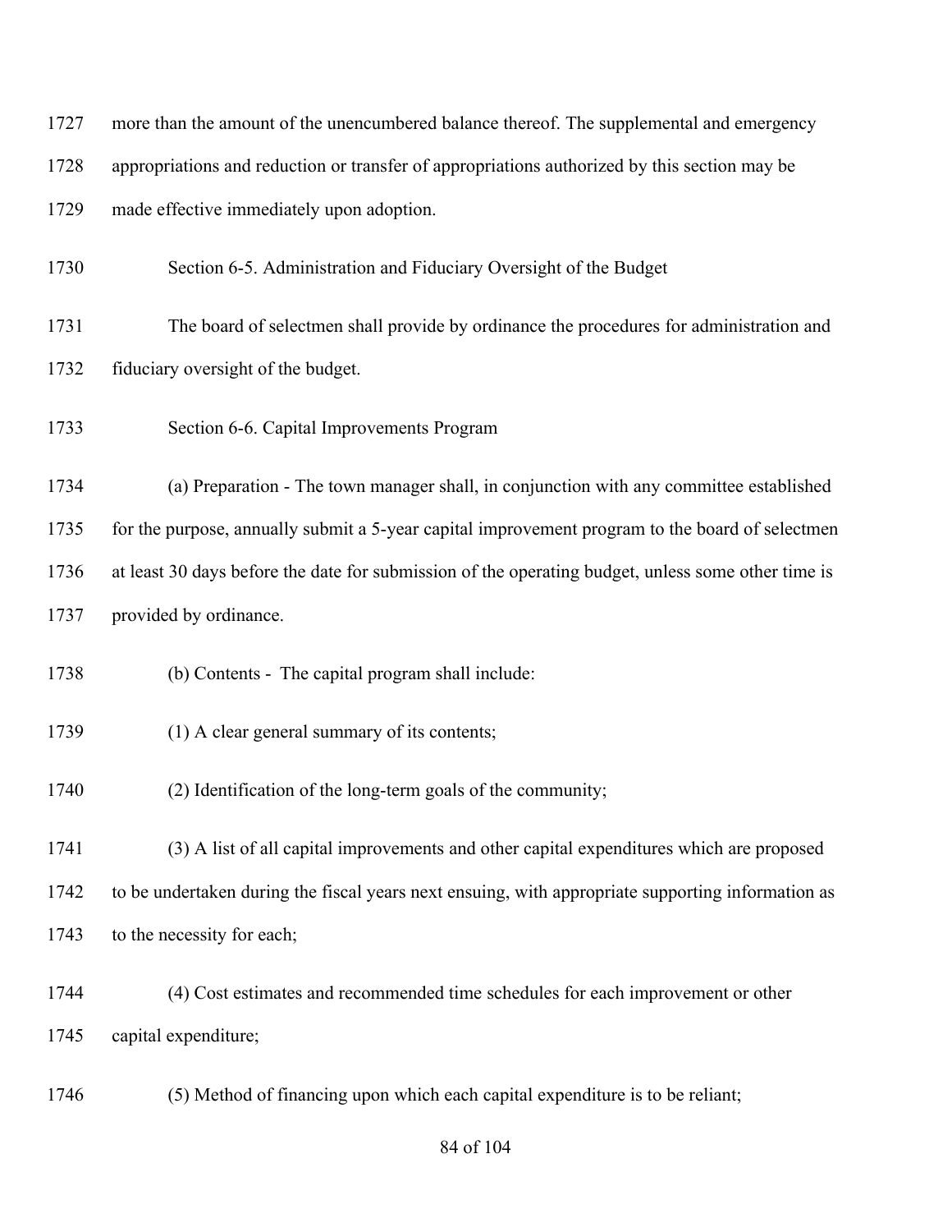more than the amount of the unencumbered balance thereof. The supplemental and emergency appropriations and reduction or transfer of appropriations authorized by this section may be made effective immediately upon adoption.

Section 6-5. Administration and Fiduciary Oversight of the Budget

The board of selectmen shall provide by ordinance the procedures for administration and fiduciary oversight of the budget.

Section 6-6. Capital Improvements Program

(a) Preparation - The town manager shall, in conjunction with any committee established for the purpose, annually submit a 5-year capital improvement program to the board of selectmen at least 30 days before the date for submission of the operating budget, unless some other time is provided by ordinance.

(b) Contents - The capital program shall include:

(1) A clear general summary of its contents;

(2) Identification of the long-term goals of the community;

(3) A list of all capital improvements and other capital expenditures which are proposed to be undertaken during the fiscal years next ensuing, with appropriate supporting information as to the necessity for each;

(4) Cost estimates and recommended time schedules for each improvement or other capital expenditure;

(5) Method of financing upon which each capital expenditure is to be reliant;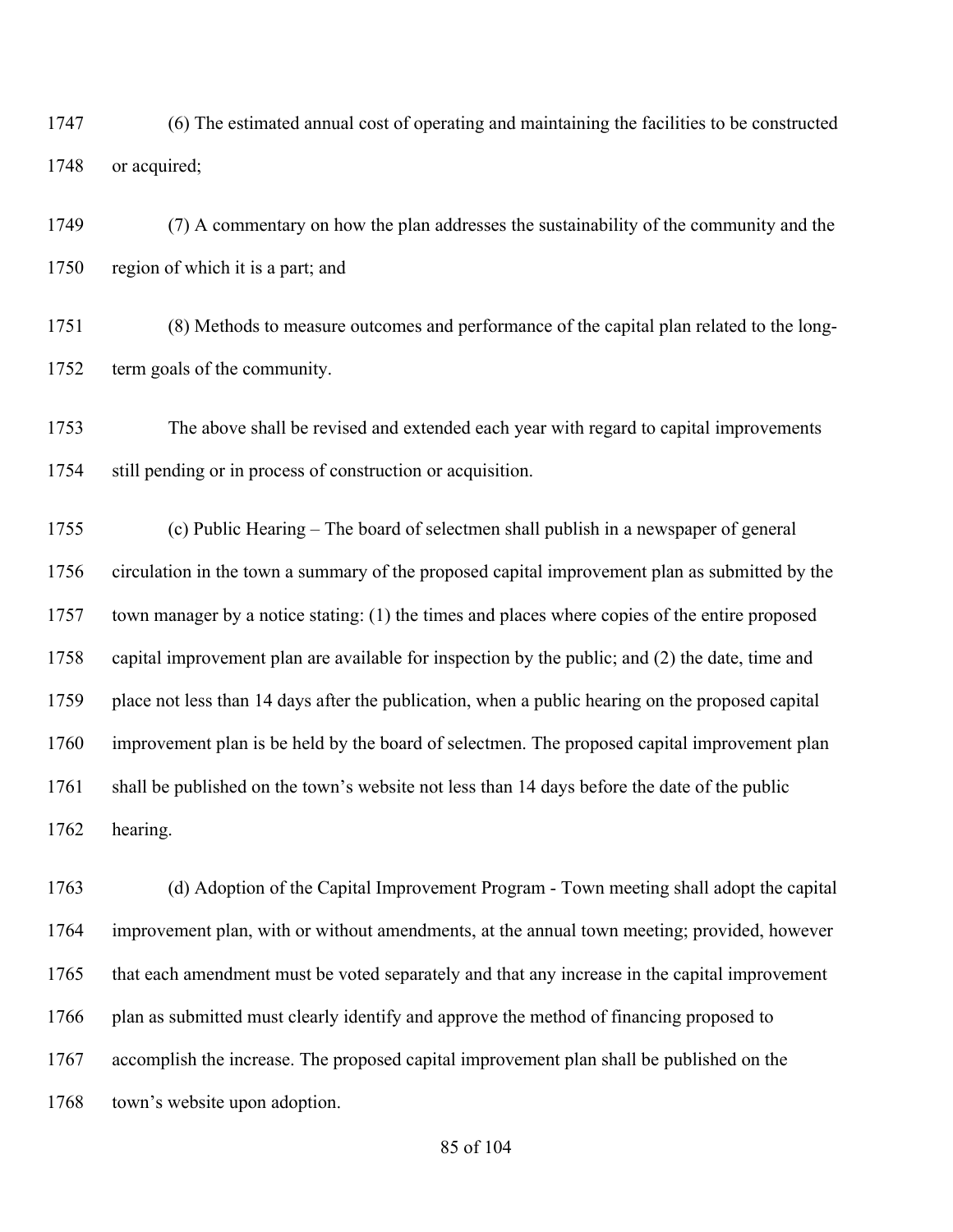(6) The estimated annual cost of operating and maintaining the facilities to be constructed or acquired;

(7) A commentary on how the plan addresses the sustainability of the community and the region of which it is a part; and

(8) Methods to measure outcomes and performance of the capital plan related to the long-term goals of the community.

The above shall be revised and extended each year with regard to capital improvements still pending or in process of construction or acquisition.

(c) Public Hearing – The board of selectmen shall publish in a newspaper of general circulation in the town a summary of the proposed capital improvement plan as submitted by the town manager by a notice stating: (1) the times and places where copies of the entire proposed capital improvement plan are available for inspection by the public; and (2) the date, time and place not less than 14 days after the publication, when a public hearing on the proposed capital improvement plan is be held by the board of selectmen. The proposed capital improvement plan shall be published on the town's website not less than 14 days before the date of the public hearing.

(d) Adoption of the Capital Improvement Program - Town meeting shall adopt the capital improvement plan, with or without amendments, at the annual town meeting; provided, however that each amendment must be voted separately and that any increase in the capital improvement plan as submitted must clearly identify and approve the method of financing proposed to accomplish the increase. The proposed capital improvement plan shall be published on the town's website upon adoption.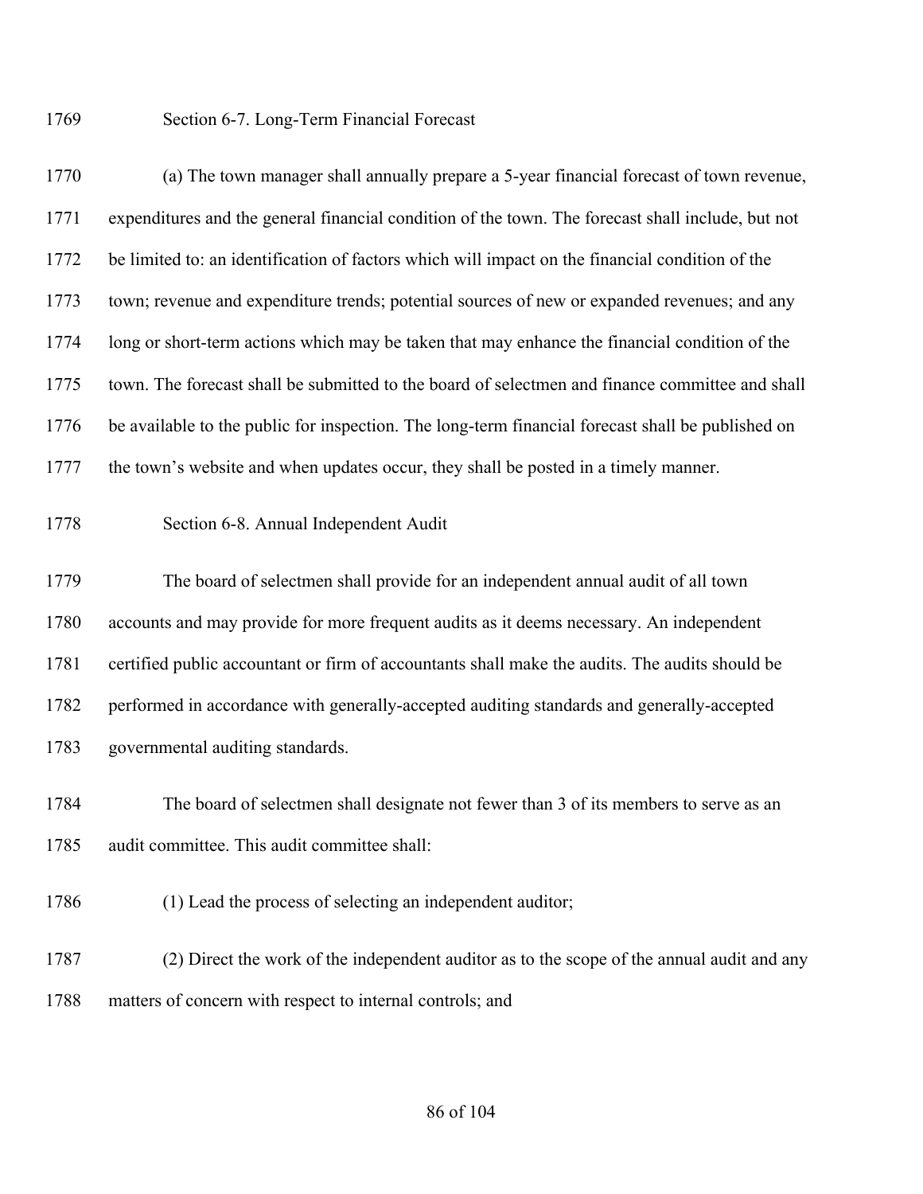## Section 6-7. Long-Term Financial Forecast

(a) The town manager shall annually prepare a 5-year financial forecast of town revenue, expenditures and the general financial condition of the town. The forecast shall include, but not be limited to: an identification of factors which will impact on the financial condition of the town; revenue and expenditure trends; potential sources of new or expanded revenues; and any long or short-term actions which may be taken that may enhance the financial condition of the town. The forecast shall be submitted to the board of selectmen and finance committee and shall be available to the public for inspection. The long-term financial forecast shall be published on the town's website and when updates occur, they shall be posted in a timely manner.

## Section 6-8. Annual Independent Audit

The board of selectmen shall provide for an independent annual audit of all town accounts and may provide for more frequent audits as it deems necessary. An independent certified public accountant or firm of accountants shall make the audits. The audits should be performed in accordance with generally-accepted auditing standards and generally-accepted governmental auditing standards.

The board of selectmen shall designate not fewer than 3 of its members to serve as an audit committee. This audit committee shall:

(1) Lead the process of selecting an independent auditor;

(2) Direct the work of the independent auditor as to the scope of the annual audit and any matters of concern with respect to internal controls; and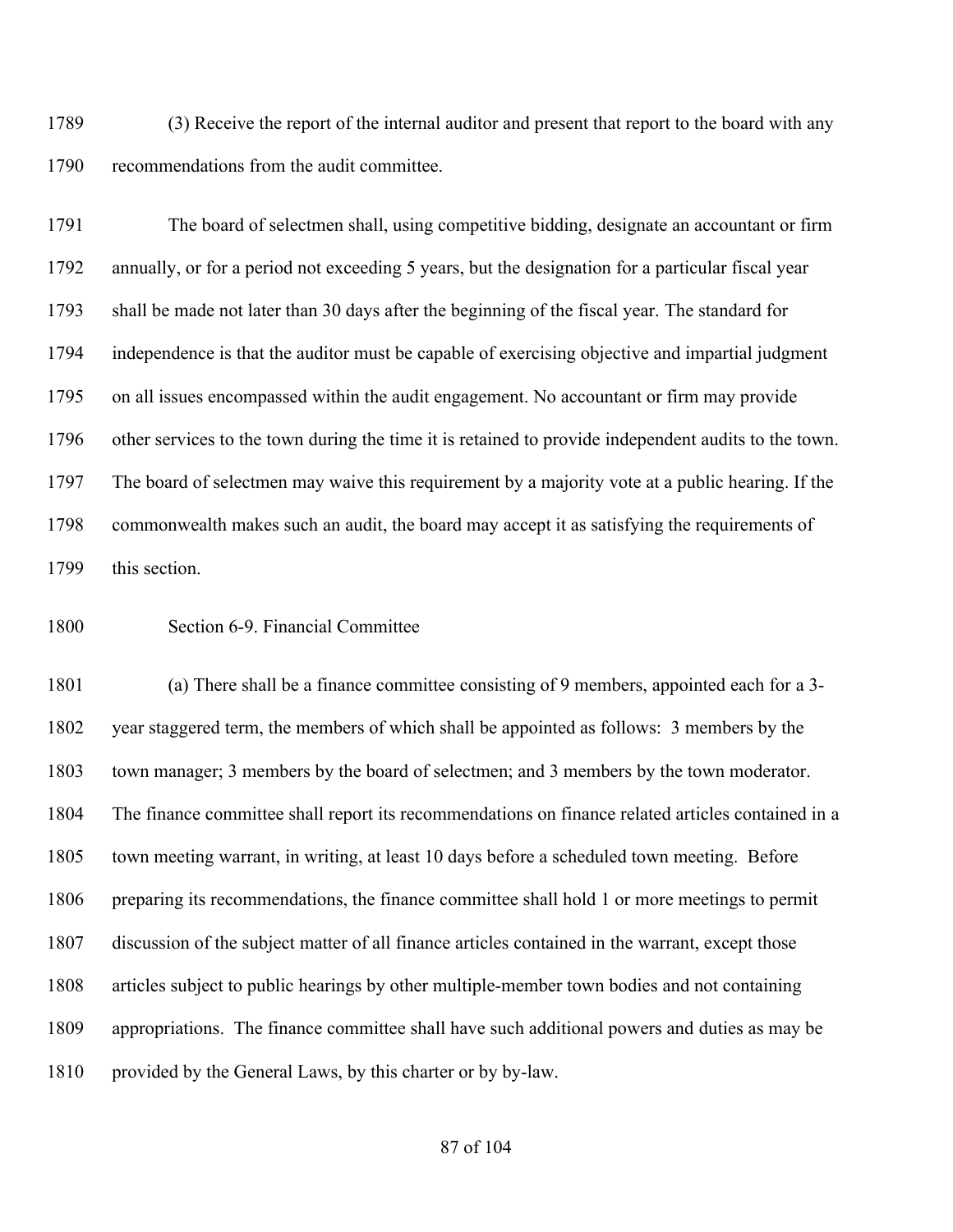(3) Receive the report of the internal auditor and present that report to the board with any recommendations from the audit committee.

The board of selectmen shall, using competitive bidding, designate an accountant or firm annually, or for a period not exceeding 5 years, but the designation for a particular fiscal year shall be made not later than 30 days after the beginning of the fiscal year. The standard for independence is that the auditor must be capable of exercising objective and impartial judgment on all issues encompassed within the audit engagement. No accountant or firm may provide other services to the town during the time it is retained to provide independent audits to the town. The board of selectmen may waive this requirement by a majority vote at a public hearing. If the commonwealth makes such an audit, the board may accept it as satisfying the requirements of this section.

## Section 6-9. Financial Committee

(a) There shall be a finance committee consisting of 9 members, appointed each for a 3-year staggered term, the members of which shall be appointed as follows: 3 members by the town manager; 3 members by the board of selectmen; and 3 members by the town moderator. The finance committee shall report its recommendations on finance related articles contained in a town meeting warrant, in writing, at least 10 days before a scheduled town meeting. Before preparing its recommendations, the finance committee shall hold 1 or more meetings to permit discussion of the subject matter of all finance articles contained in the warrant, except those articles subject to public hearings by other multiple-member town bodies and not containing appropriations. The finance committee shall have such additional powers and duties as may be provided by the General Laws, by this charter or by by-law.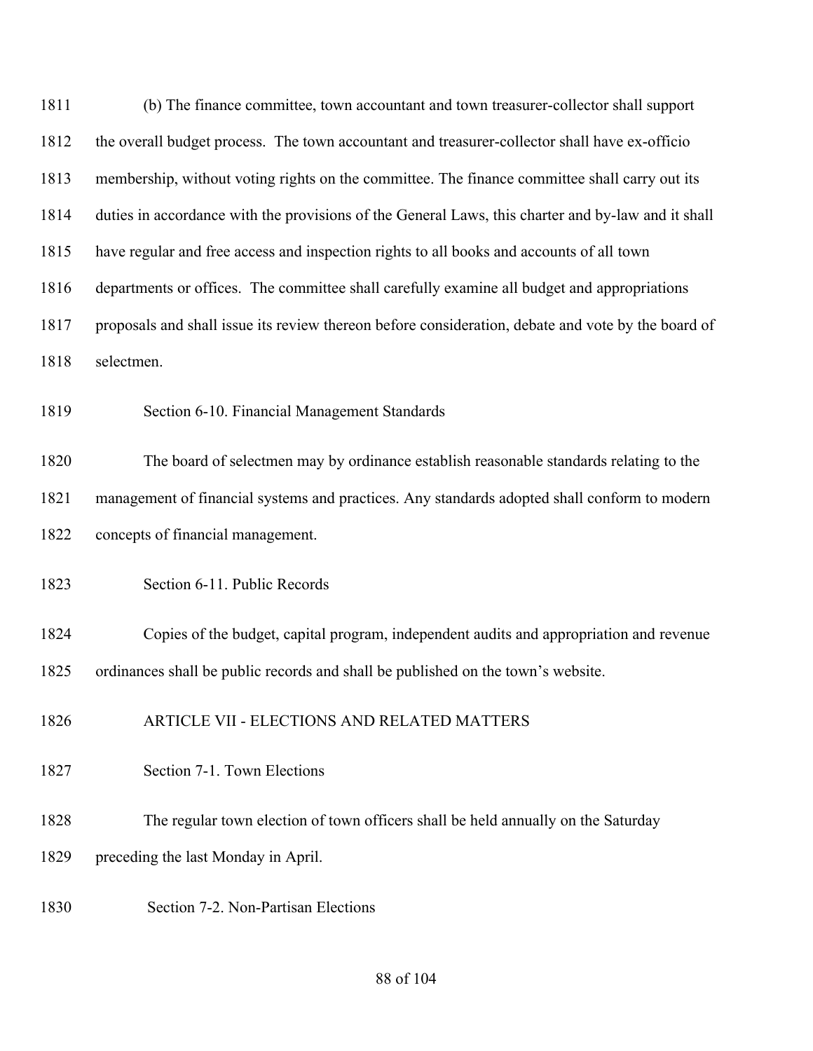(b) The finance committee, town accountant and town treasurer-collector shall support the overall budget process. The town accountant and treasurer-collector shall have ex-officio membership, without voting rights on the committee. The finance committee shall carry out its duties in accordance with the provisions of the General Laws, this charter and by-law and it shall have regular and free access and inspection rights to all books and accounts of all town departments or offices. The committee shall carefully examine all budget and appropriations proposals and shall issue its review thereon before consideration, debate and vote by the board of selectmen.

### Section 6-10. Financial Management Standards

The board of selectmen may by ordinance establish reasonable standards relating to the management of financial systems and practices. Any standards adopted shall conform to modern concepts of financial management.

### Section 6-11. Public Records

Copies of the budget, capital program, independent audits and appropriation and revenue ordinances shall be public records and shall be published on the town's website.

## ARTICLE VII - ELECTIONS AND RELATED MATTERS

### Section 7-1. Town Elections

The regular town election of town officers shall be held annually on the Saturday preceding the last Monday in April.

### Section 7-2. Non-Partisan Elections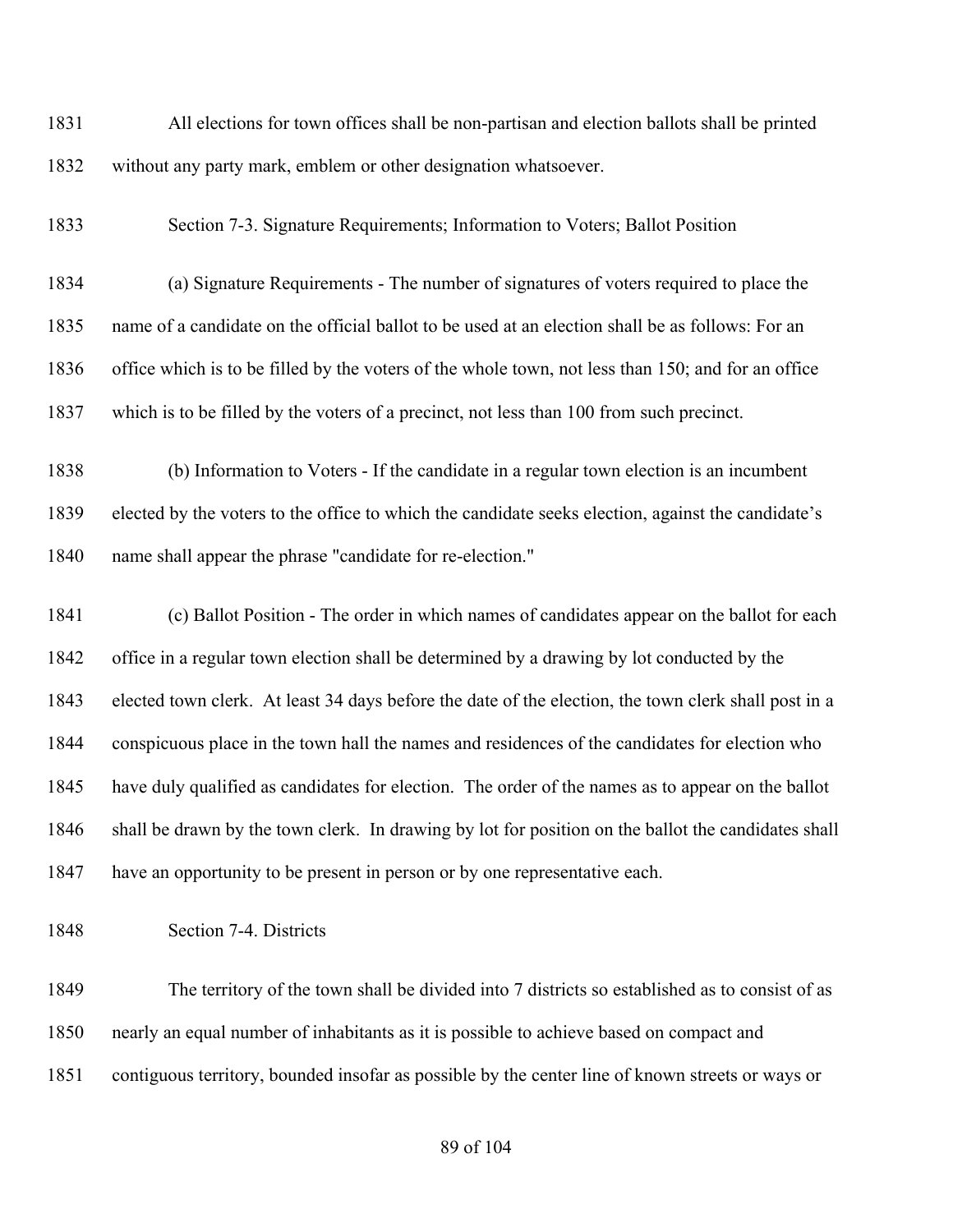All elections for town offices shall be non-partisan and election ballots shall be printed without any party mark, emblem or other designation whatsoever.

Section 7-3. Signature Requirements; Information to Voters; Ballot Position

(a) Signature Requirements - The number of signatures of voters required to place the name of a candidate on the official ballot to be used at an election shall be as follows: For an office which is to be filled by the voters of the whole town, not less than 150; and for an office which is to be filled by the voters of a precinct, not less than 100 from such precinct.

(b) Information to Voters - If the candidate in a regular town election is an incumbent elected by the voters to the office to which the candidate seeks election, against the candidate's name shall appear the phrase "candidate for re-election."

(c) Ballot Position - The order in which names of candidates appear on the ballot for each office in a regular town election shall be determined by a drawing by lot conducted by the elected town clerk. At least 34 days before the date of the election, the town clerk shall post in a conspicuous place in the town hall the names and residences of the candidates for election who have duly qualified as candidates for election. The order of the names as to appear on the ballot shall be drawn by the town clerk. In drawing by lot for position on the ballot the candidates shall have an opportunity to be present in person or by one representative each.

Section 7-4. Districts

The territory of the town shall be divided into 7 districts so established as to consist of as nearly an equal number of inhabitants as it is possible to achieve based on compact and contiguous territory, bounded insofar as possible by the center line of known streets or ways or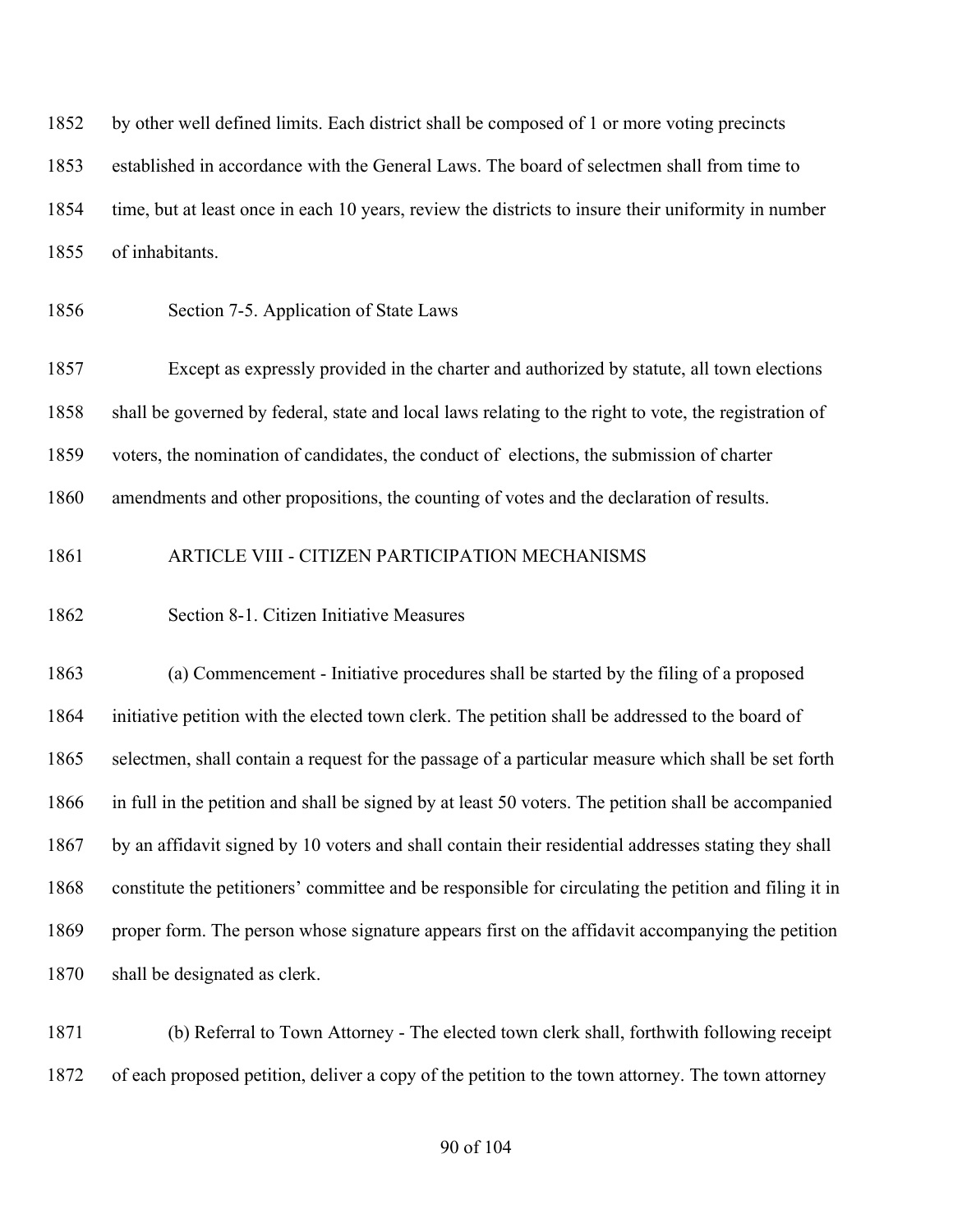by other well defined limits. Each district shall be composed of 1 or more voting precincts established in accordance with the General Laws. The board of selectmen shall from time to time, but at least once in each 10 years, review the districts to insure their uniformity in number of inhabitants.

Section 7-5. Application of State Laws

Except as expressly provided in the charter and authorized by statute, all town elections shall be governed by federal, state and local laws relating to the right to vote, the registration of voters, the nomination of candidates, the conduct of elections, the submission of charter amendments and other propositions, the counting of votes and the declaration of results.

ARTICLE VIII - CITIZEN PARTICIPATION MECHANISMS

Section 8-1. Citizen Initiative Measures

(a) Commencement - Initiative procedures shall be started by the filing of a proposed initiative petition with the elected town clerk. The petition shall be addressed to the board of selectmen, shall contain a request for the passage of a particular measure which shall be set forth in full in the petition and shall be signed by at least 50 voters. The petition shall be accompanied by an affidavit signed by 10 voters and shall contain their residential addresses stating they shall constitute the petitioners' committee and be responsible for circulating the petition and filing it in proper form. The person whose signature appears first on the affidavit accompanying the petition shall be designated as clerk.

(b) Referral to Town Attorney - The elected town clerk shall, forthwith following receipt of each proposed petition, deliver a copy of the petition to the town attorney. The town attorney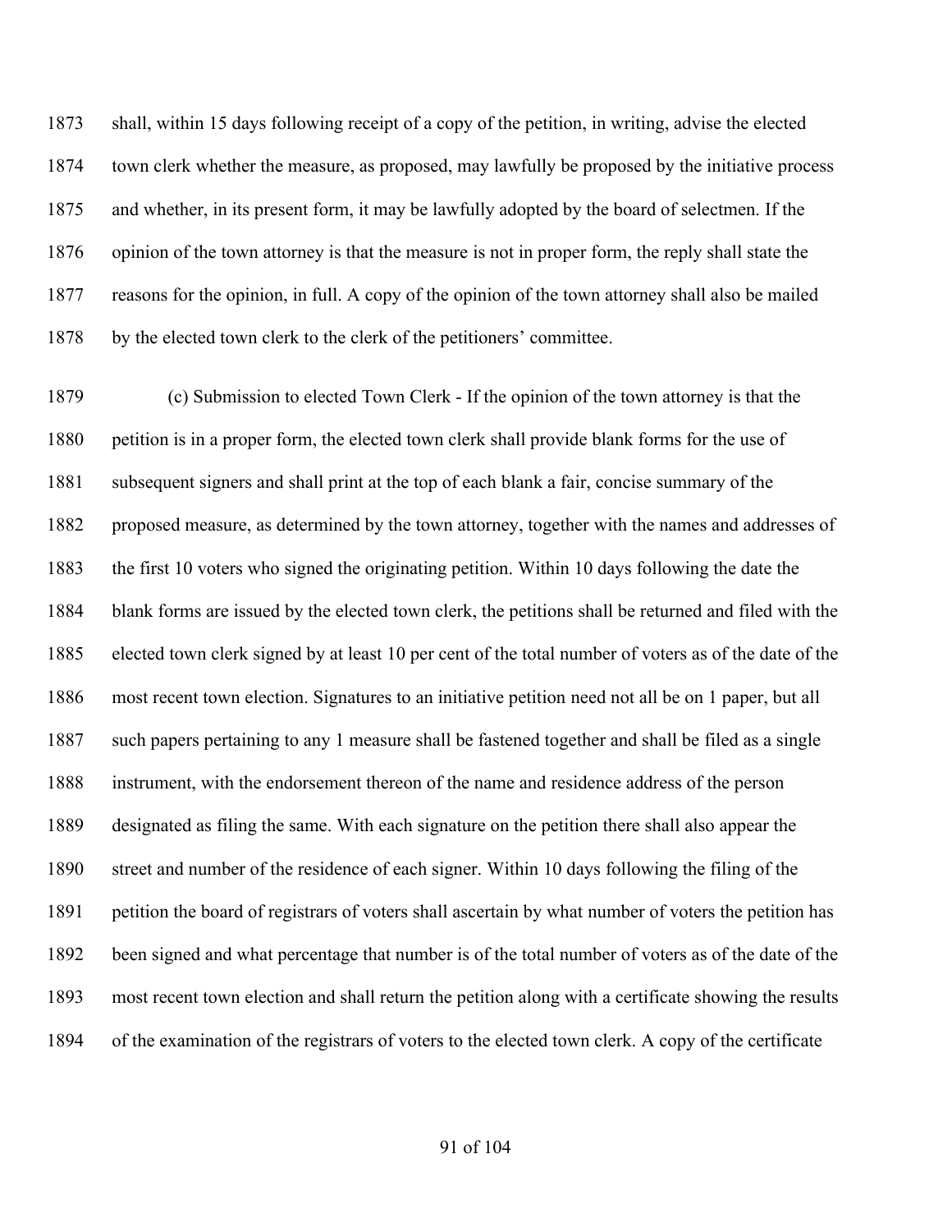shall, within 15 days following receipt of a copy of the petition, in writing, advise the elected town clerk whether the measure, as proposed, may lawfully be proposed by the initiative process and whether, in its present form, it may be lawfully adopted by the board of selectmen. If the opinion of the town attorney is that the measure is not in proper form, the reply shall state the reasons for the opinion, in full. A copy of the opinion of the town attorney shall also be mailed by the elected town clerk to the clerk of the petitioners' committee.

(c) Submission to elected Town Clerk - If the opinion of the town attorney is that the petition is in a proper form, the elected town clerk shall provide blank forms for the use of subsequent signers and shall print at the top of each blank a fair, concise summary of the proposed measure, as determined by the town attorney, together with the names and addresses of the first 10 voters who signed the originating petition. Within 10 days following the date the blank forms are issued by the elected town clerk, the petitions shall be returned and filed with the elected town clerk signed by at least 10 per cent of the total number of voters as of the date of the most recent town election. Signatures to an initiative petition need not all be on 1 paper, but all such papers pertaining to any 1 measure shall be fastened together and shall be filed as a single instrument, with the endorsement thereon of the name and residence address of the person designated as filing the same. With each signature on the petition there shall also appear the street and number of the residence of each signer. Within 10 days following the filing of the petition the board of registrars of voters shall ascertain by what number of voters the petition has been signed and what percentage that number is of the total number of voters as of the date of the most recent town election and shall return the petition along with a certificate showing the results of the examination of the registrars of voters to the elected town clerk. A copy of the certificate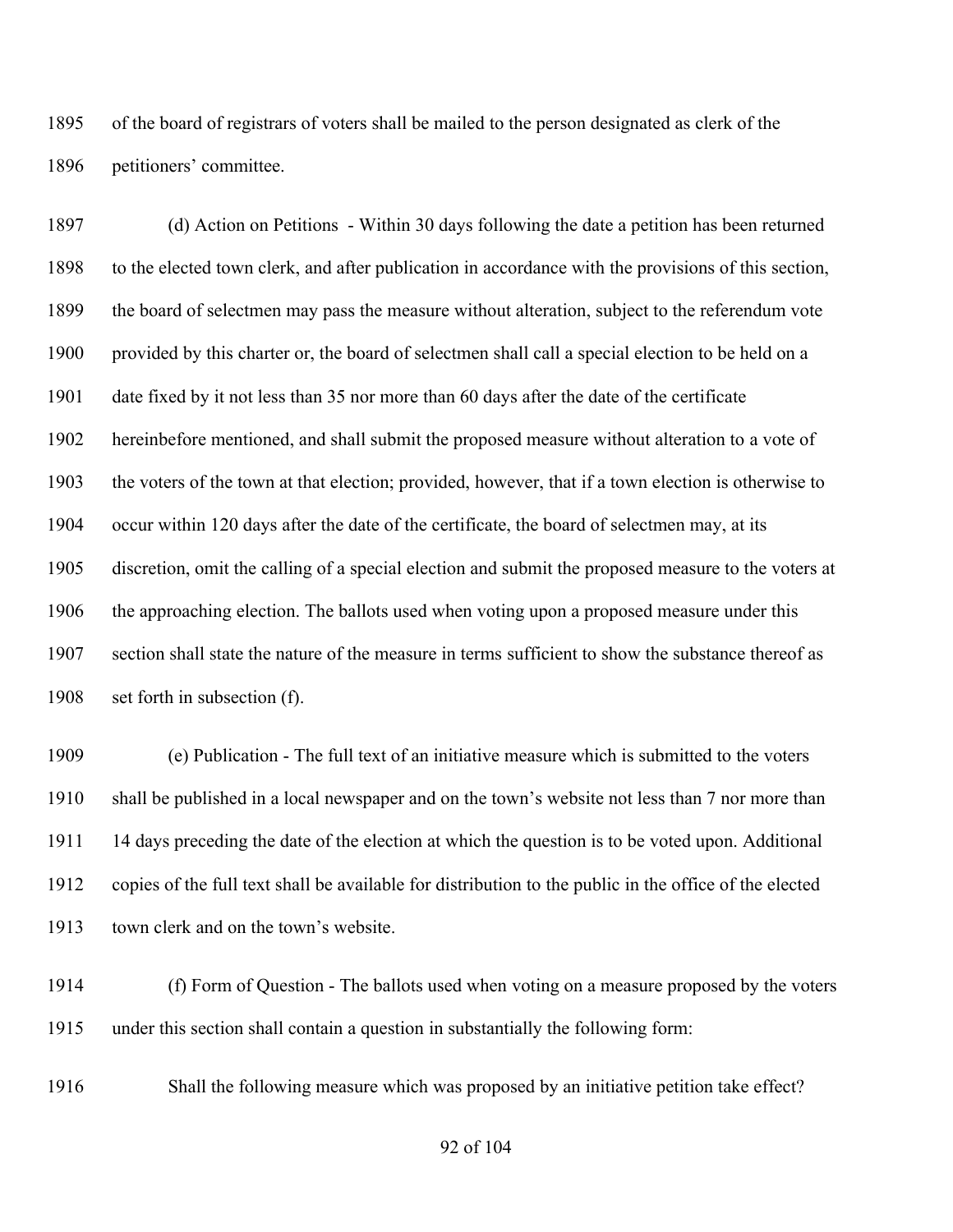of the board of registrars of voters shall be mailed to the person designated as clerk of the petitioners' committee.

(d) Action on Petitions - Within 30 days following the date a petition has been returned to the elected town clerk, and after publication in accordance with the provisions of this section, the board of selectmen may pass the measure without alteration, subject to the referendum vote provided by this charter or, the board of selectmen shall call a special election to be held on a date fixed by it not less than 35 nor more than 60 days after the date of the certificate hereinbefore mentioned, and shall submit the proposed measure without alteration to a vote of the voters of the town at that election; provided, however, that if a town election is otherwise to occur within 120 days after the date of the certificate, the board of selectmen may, at its discretion, omit the calling of a special election and submit the proposed measure to the voters at the approaching election. The ballots used when voting upon a proposed measure under this section shall state the nature of the measure in terms sufficient to show the substance thereof as set forth in subsection (f).

(e) Publication - The full text of an initiative measure which is submitted to the voters shall be published in a local newspaper and on the town's website not less than 7 nor more than 14 days preceding the date of the election at which the question is to be voted upon. Additional copies of the full text shall be available for distribution to the public in the office of the elected town clerk and on the town's website.

(f) Form of Question - The ballots used when voting on a measure proposed by the voters under this section shall contain a question in substantially the following form:

Shall the following measure which was proposed by an initiative petition take effect?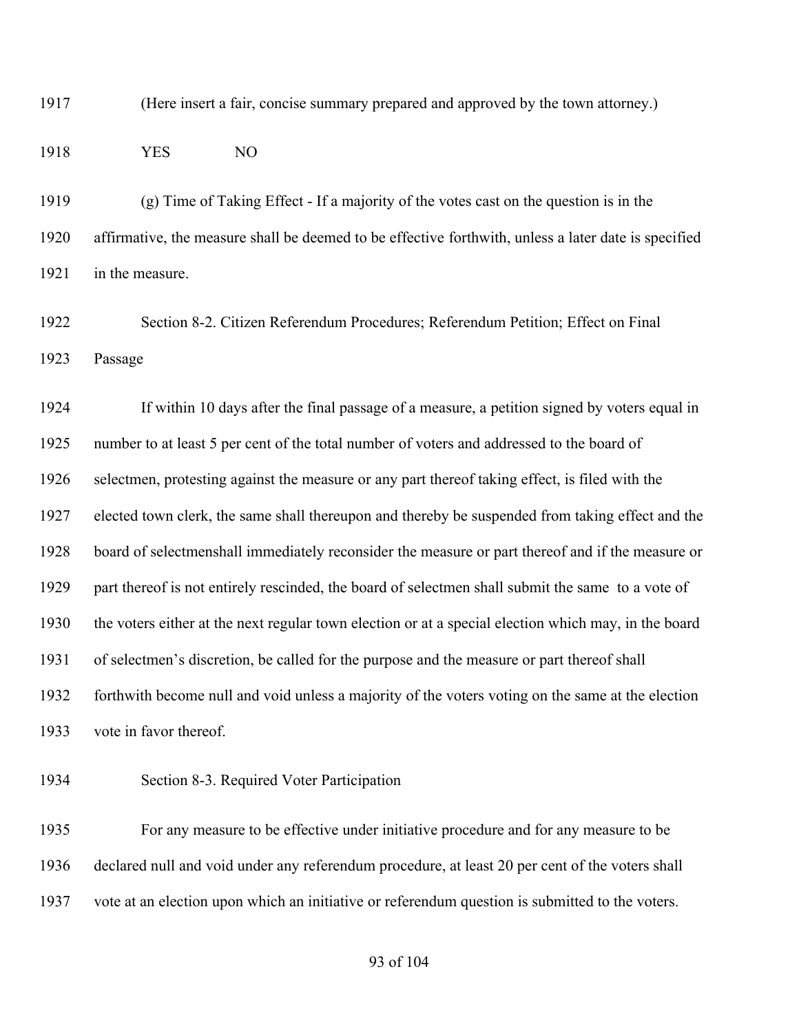(Here insert a fair, concise summary prepared and approved by the town attorney.)

YES NO

(g) Time of Taking Effect - If a majority of the votes cast on the question is in the affirmative, the measure shall be deemed to be effective forthwith, unless a later date is specified in the measure.

Section 8-2. Citizen Referendum Procedures; Referendum Petition; Effect on Final Passage

If within 10 days after the final passage of a measure, a petition signed by voters equal in number to at least 5 per cent of the total number of voters and addressed to the board of selectmen, protesting against the measure or any part thereof taking effect, is filed with the elected town clerk, the same shall thereupon and thereby be suspended from taking effect and the board of selectmenshall immediately reconsider the measure or part thereof and if the measure or part thereof is not entirely rescinded, the board of selectmen shall submit the same to a vote of the voters either at the next regular town election or at a special election which may, in the board of selectmen's discretion, be called for the purpose and the measure or part thereof shall forthwith become null and void unless a majority of the voters voting on the same at the election vote in favor thereof.

Section 8-3. Required Voter Participation

For any measure to be effective under initiative procedure and for any measure to be declared null and void under any referendum procedure, at least 20 per cent of the voters shall vote at an election upon which an initiative or referendum question is submitted to the voters.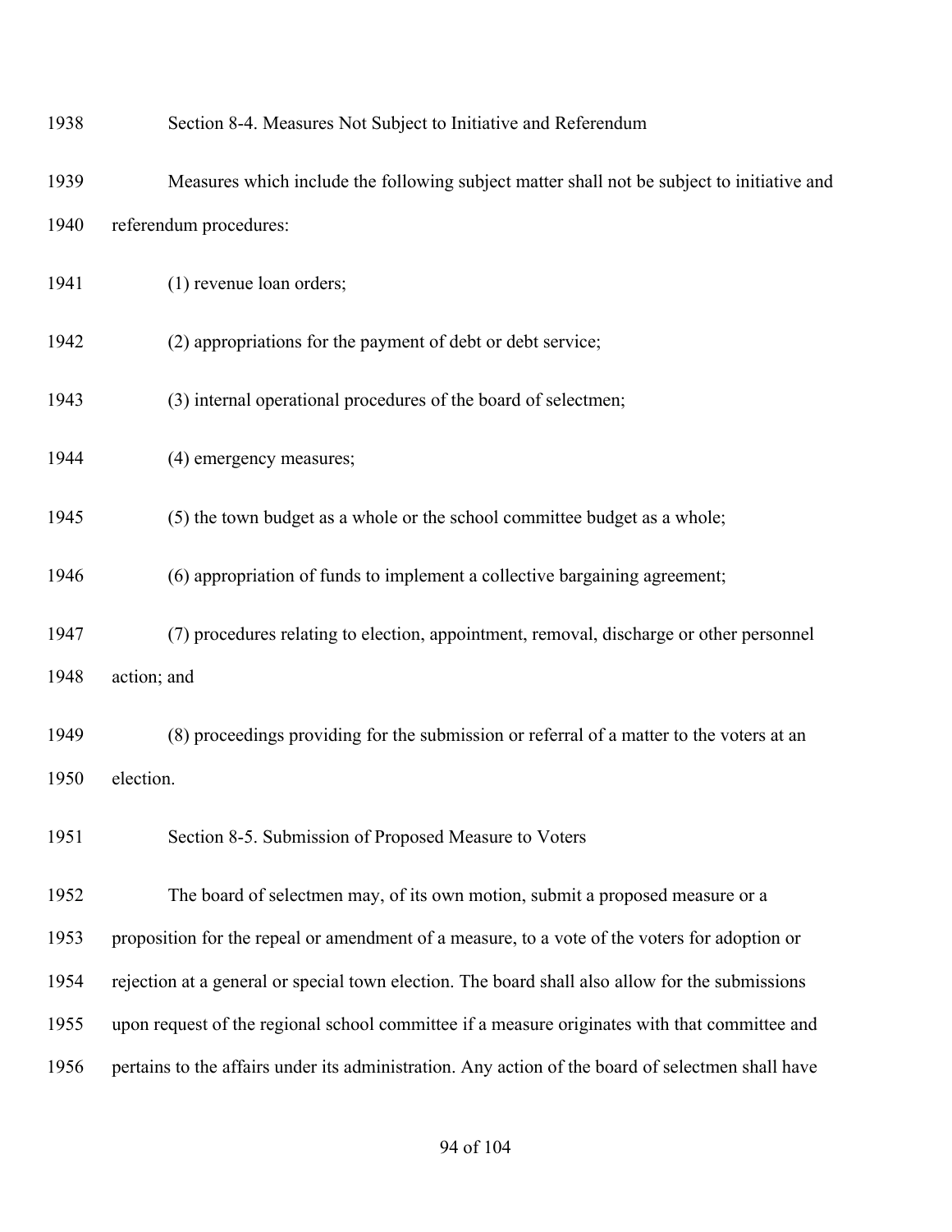### Section 8-4. Measures Not Subject to Initiative and Referendum

Measures which include the following subject matter shall not be subject to initiative and referendum procedures:

(1) revenue loan orders;

(2) appropriations for the payment of debt or debt service;

(3) internal operational procedures of the board of selectmen;

(4) emergency measures;

(5) the town budget as a whole or the school committee budget as a whole;

(6) appropriation of funds to implement a collective bargaining agreement;

(7) procedures relating to election, appointment, removal, discharge or other personnel action; and

(8) proceedings providing for the submission or referral of a matter to the voters at an election.

### Section 8-5. Submission of Proposed Measure to Voters

The board of selectmen may, of its own motion, submit a proposed measure or a proposition for the repeal or amendment of a measure, to a vote of the voters for adoption or rejection at a general or special town election. The board shall also allow for the submissions upon request of the regional school committee if a measure originates with that committee and pertains to the affairs under its administration. Any action of the board of selectmen shall have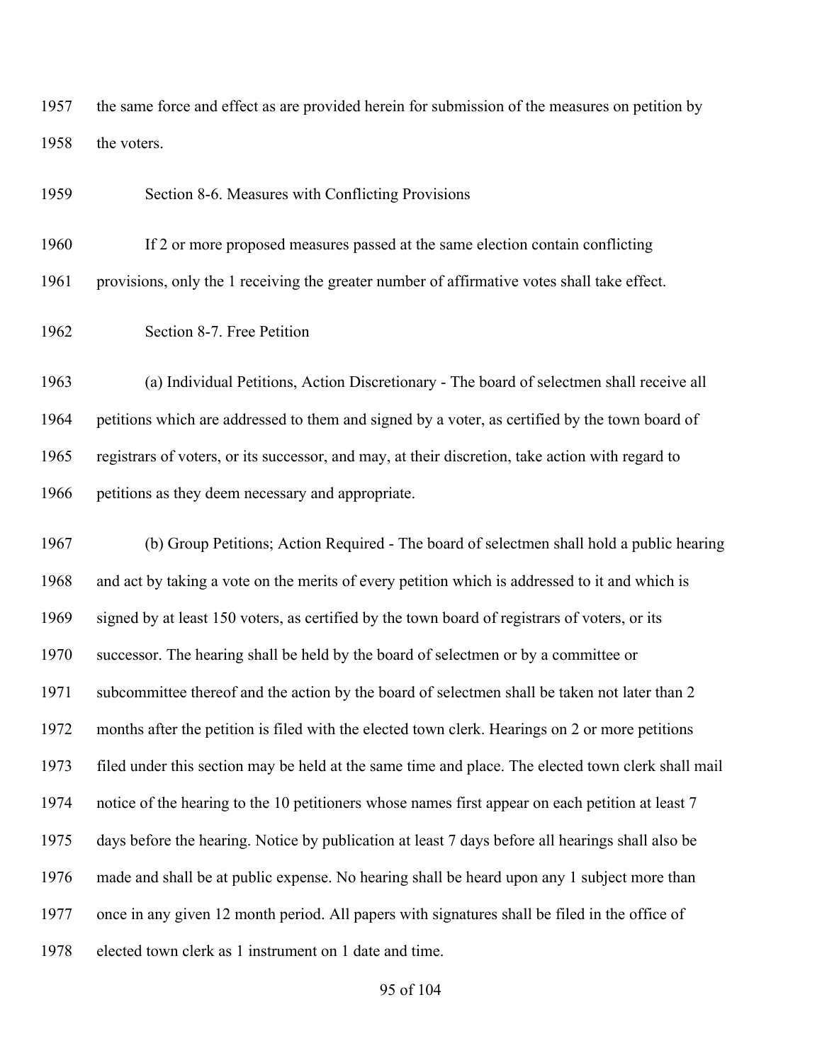the same force and effect as are provided herein for submission of the measures on petition by the voters.

### Section 8-6. Measures with Conflicting Provisions

If 2 or more proposed measures passed at the same election contain conflicting provisions, only the 1 receiving the greater number of affirmative votes shall take effect.

### Section 8-7. Free Petition

(a) Individual Petitions, Action Discretionary - The board of selectmen shall receive all petitions which are addressed to them and signed by a voter, as certified by the town board of registrars of voters, or its successor, and may, at their discretion, take action with regard to petitions as they deem necessary and appropriate.

(b) Group Petitions; Action Required - The board of selectmen shall hold a public hearing and act by taking a vote on the merits of every petition which is addressed to it and which is signed by at least 150 voters, as certified by the town board of registrars of voters, or its successor. The hearing shall be held by the board of selectmen or by a committee or subcommittee thereof and the action by the board of selectmen shall be taken not later than 2 months after the petition is filed with the elected town clerk. Hearings on 2 or more petitions filed under this section may be held at the same time and place. The elected town clerk shall mail notice of the hearing to the 10 petitioners whose names first appear on each petition at least 7 days before the hearing. Notice by publication at least 7 days before all hearings shall also be made and shall be at public expense. No hearing shall be heard upon any 1 subject more than once in any given 12 month period. All papers with signatures shall be filed in the office of elected town clerk as 1 instrument on 1 date and time.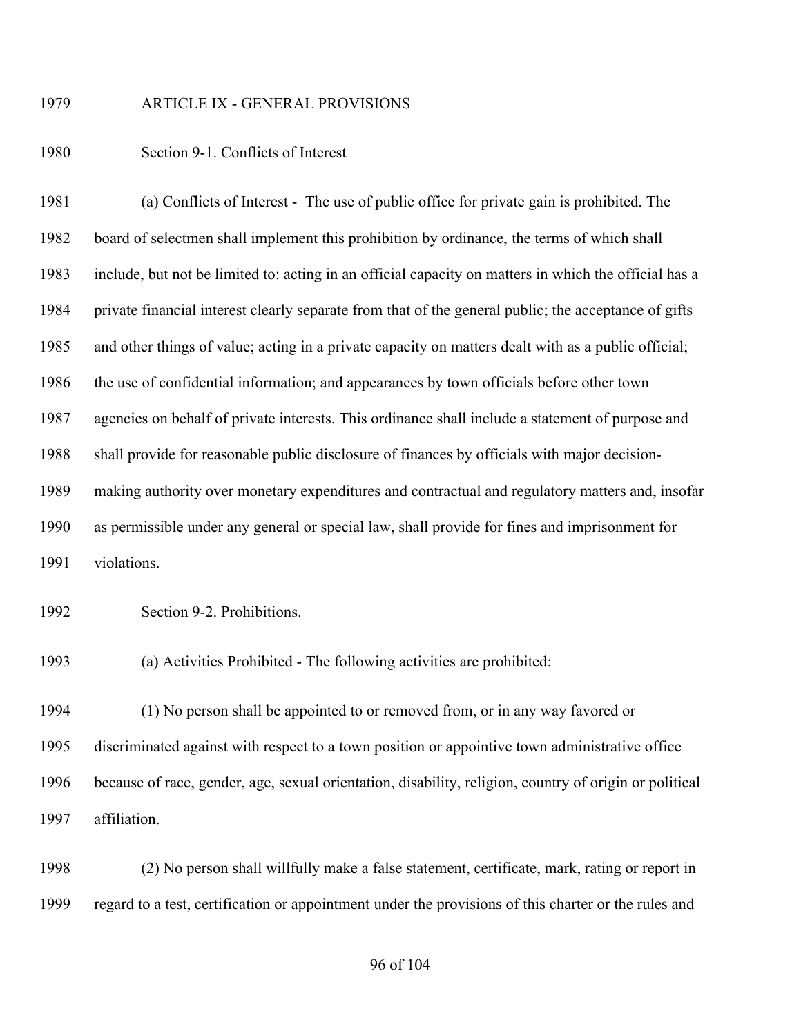## ARTICLE IX - GENERAL PROVISIONS

### Section 9-1. Conflicts of Interest

(a) Conflicts of Interest - The use of public office for private gain is prohibited. The board of selectmen shall implement this prohibition by ordinance, the terms of which shall include, but not be limited to: acting in an official capacity on matters in which the official has a private financial interest clearly separate from that of the general public; the acceptance of gifts and other things of value; acting in a private capacity on matters dealt with as a public official; the use of confidential information; and appearances by town officials before other town agencies on behalf of private interests. This ordinance shall include a statement of purpose and shall provide for reasonable public disclosure of finances by officials with major decision-making authority over monetary expenditures and contractual and regulatory matters and, insofar as permissible under any general or special law, shall provide for fines and imprisonment for violations.

### Section 9-2. Prohibitions.

(a) Activities Prohibited - The following activities are prohibited:

(1) No person shall be appointed to or removed from, or in any way favored or discriminated against with respect to a town position or appointive town administrative office because of race, gender, age, sexual orientation, disability, religion, country of origin or political affiliation.

(2) No person shall willfully make a false statement, certificate, mark, rating or report in regard to a test, certification or appointment under the provisions of this charter or the rules and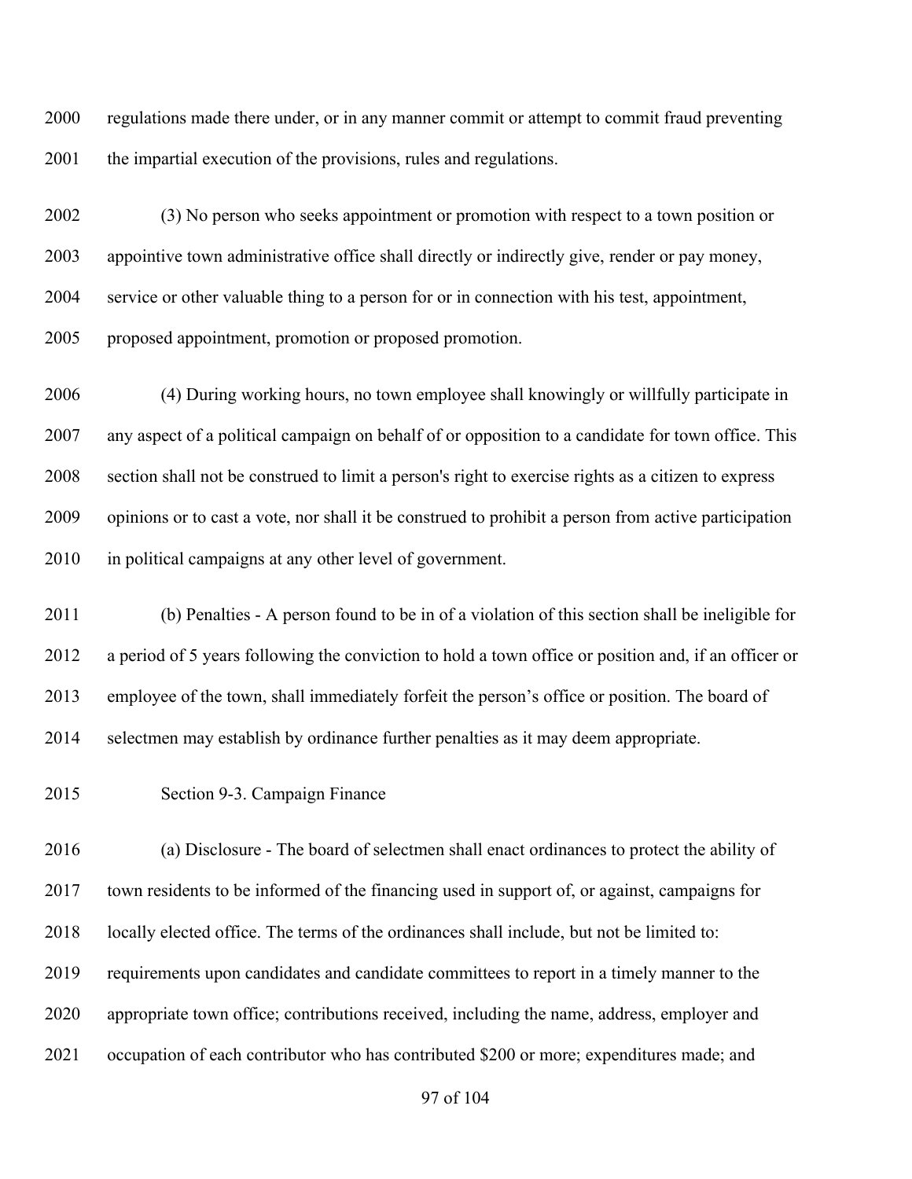regulations made there under, or in any manner commit or attempt to commit fraud preventing the impartial execution of the provisions, rules and regulations.

(3) No person who seeks appointment or promotion with respect to a town position or appointive town administrative office shall directly or indirectly give, render or pay money, service or other valuable thing to a person for or in connection with his test, appointment, proposed appointment, promotion or proposed promotion.

(4) During working hours, no town employee shall knowingly or willfully participate in any aspect of a political campaign on behalf of or opposition to a candidate for town office. This section shall not be construed to limit a person's right to exercise rights as a citizen to express opinions or to cast a vote, nor shall it be construed to prohibit a person from active participation in political campaigns at any other level of government.

(b) Penalties - A person found to be in of a violation of this section shall be ineligible for a period of 5 years following the conviction to hold a town office or position and, if an officer or employee of the town, shall immediately forfeit the person's office or position. The board of selectmen may establish by ordinance further penalties as it may deem appropriate.

Section 9-3. Campaign Finance

(a) Disclosure - The board of selectmen shall enact ordinances to protect the ability of town residents to be informed of the financing used in support of, or against, campaigns for locally elected office. The terms of the ordinances shall include, but not be limited to: requirements upon candidates and candidate committees to report in a timely manner to the appropriate town office; contributions received, including the name, address, employer and occupation of each contributor who has contributed $200 or more; expenditures made; and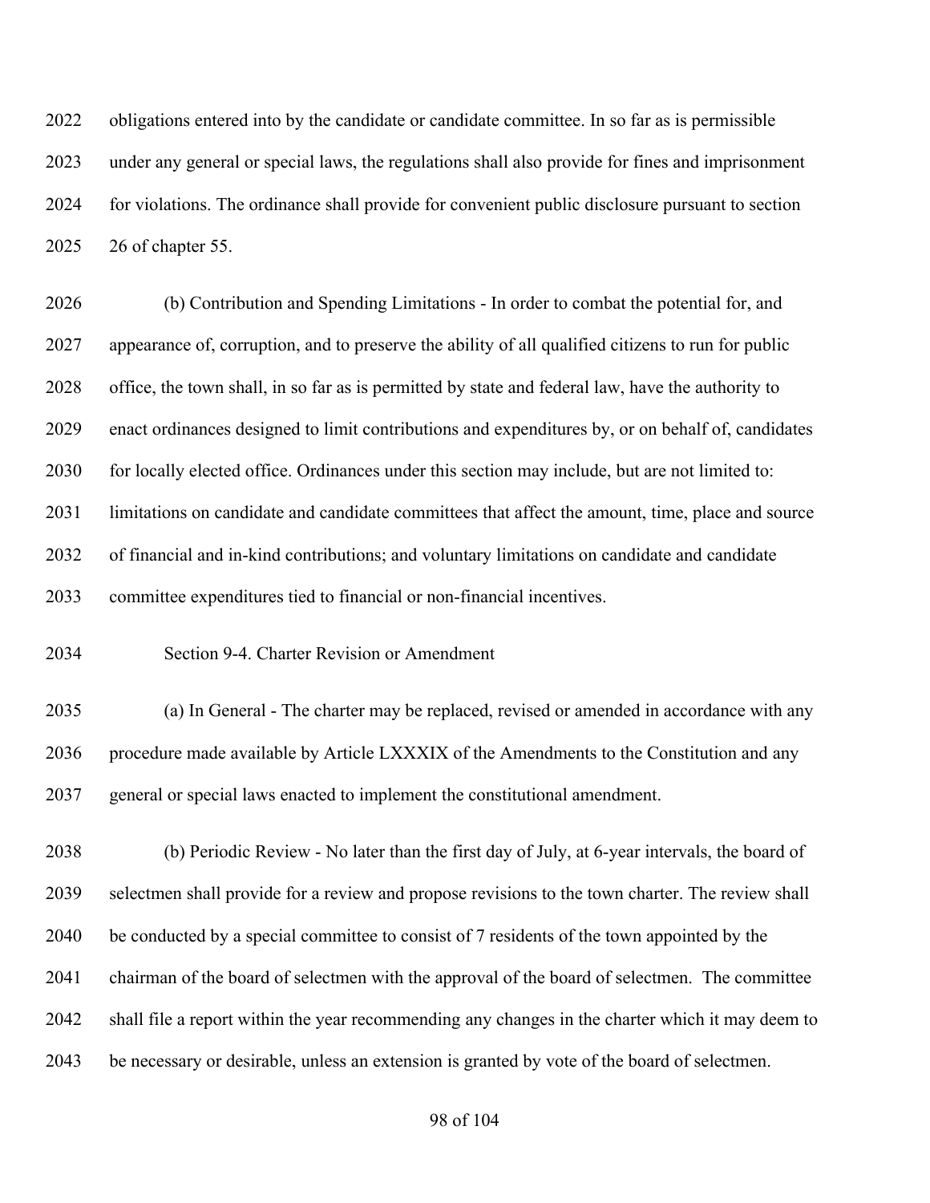obligations entered into by the candidate or candidate committee. In so far as is permissible under any general or special laws, the regulations shall also provide for fines and imprisonment for violations. The ordinance shall provide for convenient public disclosure pursuant to section 26 of chapter 55.

(b) Contribution and Spending Limitations - In order to combat the potential for, and appearance of, corruption, and to preserve the ability of all qualified citizens to run for public office, the town shall, in so far as is permitted by state and federal law, have the authority to enact ordinances designed to limit contributions and expenditures by, or on behalf of, candidates for locally elected office. Ordinances under this section may include, but are not limited to: limitations on candidate and candidate committees that affect the amount, time, place and source of financial and in-kind contributions; and voluntary limitations on candidate and candidate committee expenditures tied to financial or non-financial incentives.

Section 9-4. Charter Revision or Amendment

(a) In General - The charter may be replaced, revised or amended in accordance with any procedure made available by Article LXXXIX of the Amendments to the Constitution and any general or special laws enacted to implement the constitutional amendment.

(b) Periodic Review - No later than the first day of July, at 6-year intervals, the board of selectmen shall provide for a review and propose revisions to the town charter. The review shall be conducted by a special committee to consist of 7 residents of the town appointed by the chairman of the board of selectmen with the approval of the board of selectmen. The committee shall file a report within the year recommending any changes in the charter which it may deem to be necessary or desirable, unless an extension is granted by vote of the board of selectmen.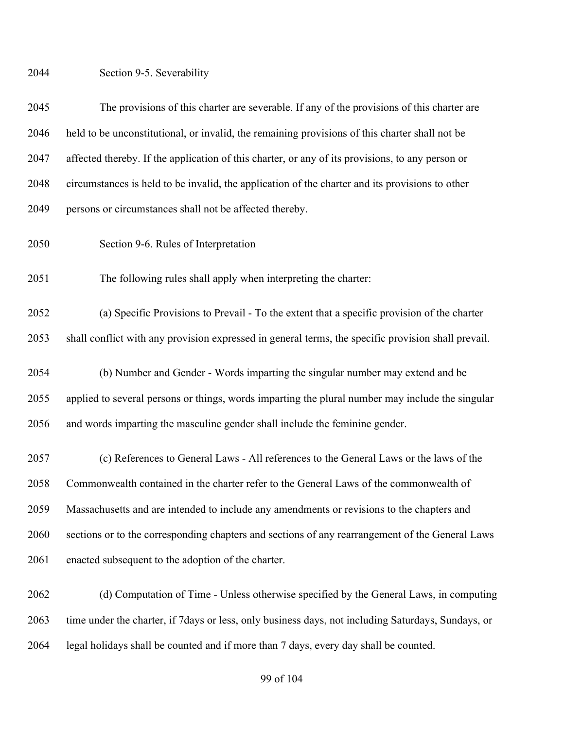## Section 9-5. Severability

The provisions of this charter are severable. If any of the provisions of this charter are held to be unconstitutional, or invalid, the remaining provisions of this charter shall not be affected thereby. If the application of this charter, or any of its provisions, to any person or circumstances is held to be invalid, the application of the charter and its provisions to other persons or circumstances shall not be affected thereby.

## Section 9-6. Rules of Interpretation

The following rules shall apply when interpreting the charter:

(a) Specific Provisions to Prevail - To the extent that a specific provision of the charter shall conflict with any provision expressed in general terms, the specific provision shall prevail.

(b) Number and Gender - Words imparting the singular number may extend and be applied to several persons or things, words imparting the plural number may include the singular and words imparting the masculine gender shall include the feminine gender.

(c) References to General Laws - All references to the General Laws or the laws of the Commonwealth contained in the charter refer to the General Laws of the commonwealth of Massachusetts and are intended to include any amendments or revisions to the chapters and sections or to the corresponding chapters and sections of any rearrangement of the General Laws enacted subsequent to the adoption of the charter.

(d) Computation of Time - Unless otherwise specified by the General Laws, in computing time under the charter, if 7days or less, only business days, not including Saturdays, Sundays, or legal holidays shall be counted and if more than 7 days, every day shall be counted.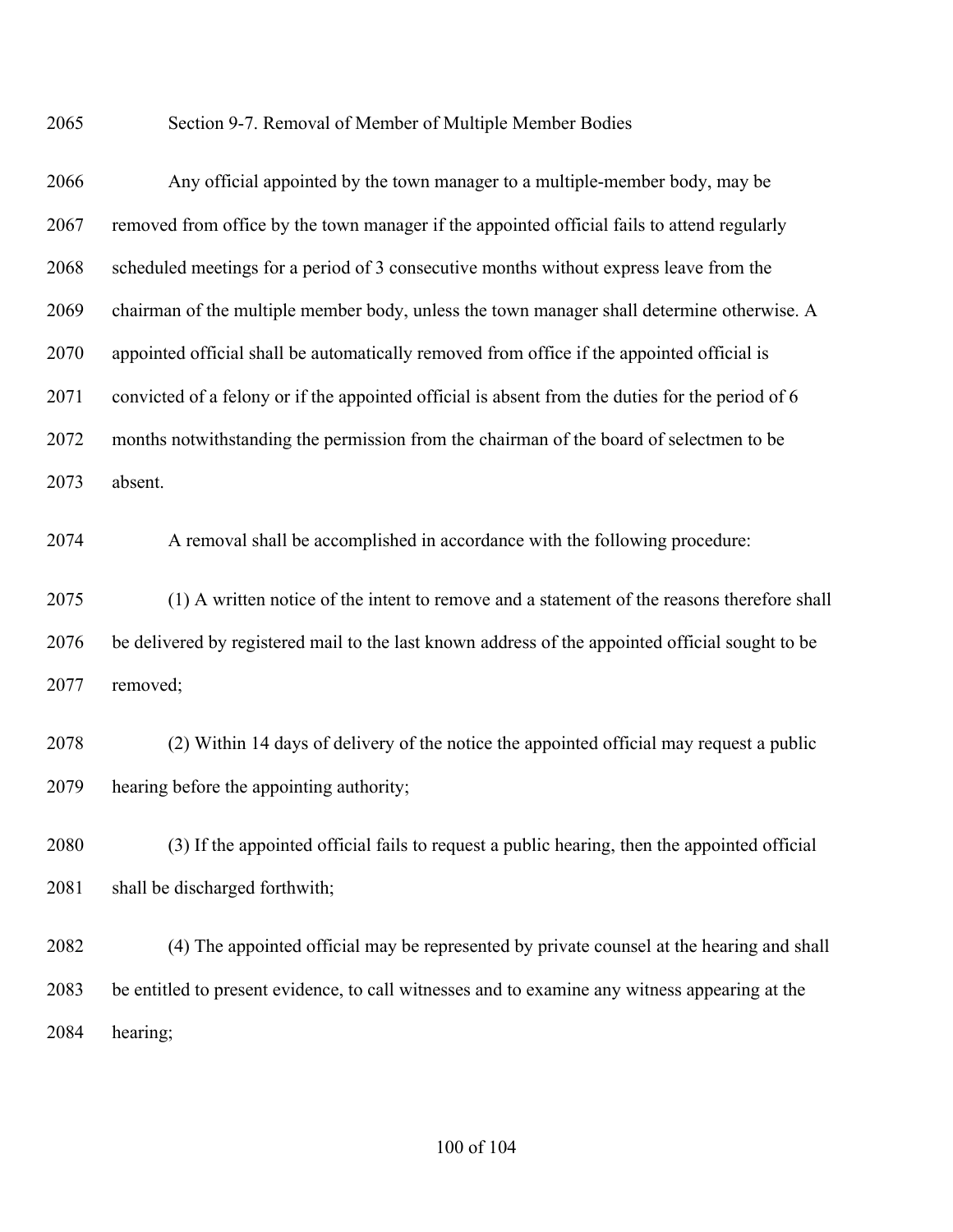### Section 9-7. Removal of Member of Multiple Member Bodies

Any official appointed by the town manager to a multiple-member body, may be removed from office by the town manager if the appointed official fails to attend regularly scheduled meetings for a period of 3 consecutive months without express leave from the chairman of the multiple member body, unless the town manager shall determine otherwise. A appointed official shall be automatically removed from office if the appointed official is convicted of a felony or if the appointed official is absent from the duties for the period of 6 months notwithstanding the permission from the chairman of the board of selectmen to be absent.

A removal shall be accomplished in accordance with the following procedure:

(1) A written notice of the intent to remove and a statement of the reasons therefore shall be delivered by registered mail to the last known address of the appointed official sought to be removed;

(2) Within 14 days of delivery of the notice the appointed official may request a public hearing before the appointing authority;

(3) If the appointed official fails to request a public hearing, then the appointed official shall be discharged forthwith;

(4) The appointed official may be represented by private counsel at the hearing and shall be entitled to present evidence, to call witnesses and to examine any witness appearing at the hearing;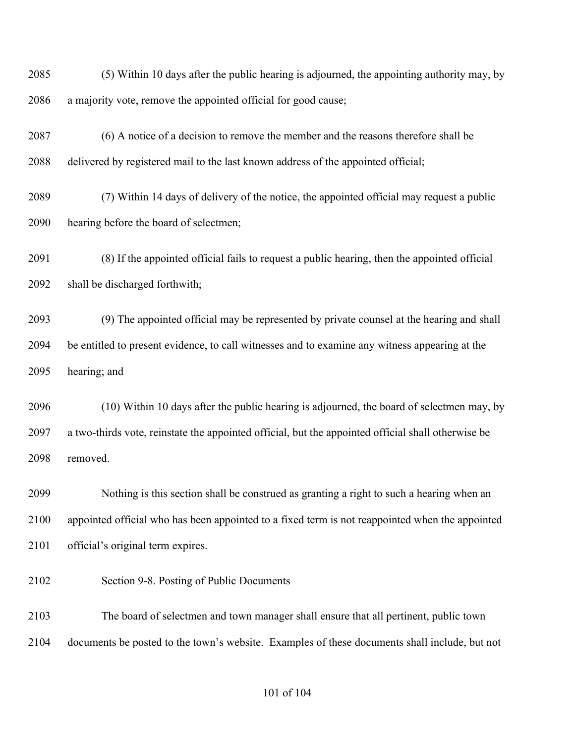(5) Within 10 days after the public hearing is adjourned, the appointing authority may, by a majority vote, remove the appointed official for good cause;

(6) A notice of a decision to remove the member and the reasons therefore shall be delivered by registered mail to the last known address of the appointed official;

(7) Within 14 days of delivery of the notice, the appointed official may request a public hearing before the board of selectmen;

(8) If the appointed official fails to request a public hearing, then the appointed official shall be discharged forthwith;

(9) The appointed official may be represented by private counsel at the hearing and shall be entitled to present evidence, to call witnesses and to examine any witness appearing at the hearing; and

(10) Within 10 days after the public hearing is adjourned, the board of selectmen may, by a two-thirds vote, reinstate the appointed official, but the appointed official shall otherwise be removed.

Nothing is this section shall be construed as granting a right to such a hearing when an appointed official who has been appointed to a fixed term is not reappointed when the appointed official's original term expires.

Section 9-8. Posting of Public Documents

The board of selectmen and town manager shall ensure that all pertinent, public town documents be posted to the town's website. Examples of these documents shall include, but not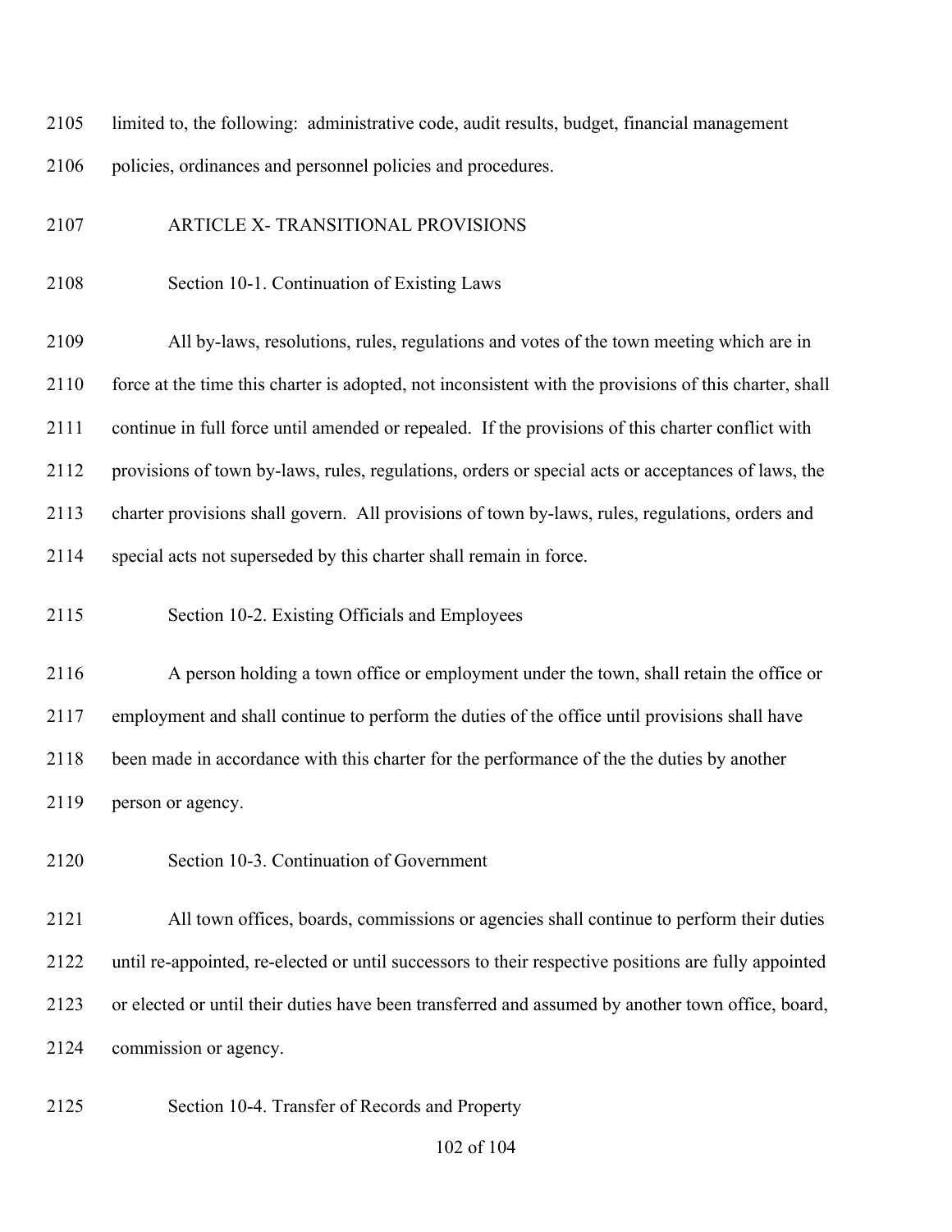limited to, the following: administrative code, audit results, budget, financial management policies, ordinances and personnel policies and procedures.

## ARTICLE X- TRANSITIONAL PROVISIONS

### Section 10-1. Continuation of Existing Laws

All by-laws, resolutions, rules, regulations and votes of the town meeting which are in force at the time this charter is adopted, not inconsistent with the provisions of this charter, shall continue in full force until amended or repealed. If the provisions of this charter conflict with provisions of town by-laws, rules, regulations, orders or special acts or acceptances of laws, the charter provisions shall govern. All provisions of town by-laws, rules, regulations, orders and special acts not superseded by this charter shall remain in force.

### Section 10-2. Existing Officials and Employees

A person holding a town office or employment under the town, shall retain the office or employment and shall continue to perform the duties of the office until provisions shall have been made in accordance with this charter for the performance of the the duties by another person or agency.

### Section 10-3. Continuation of Government

All town offices, boards, commissions or agencies shall continue to perform their duties until re-appointed, re-elected or until successors to their respective positions are fully appointed or elected or until their duties have been transferred and assumed by another town office, board, commission or agency.

### Section 10-4. Transfer of Records and Property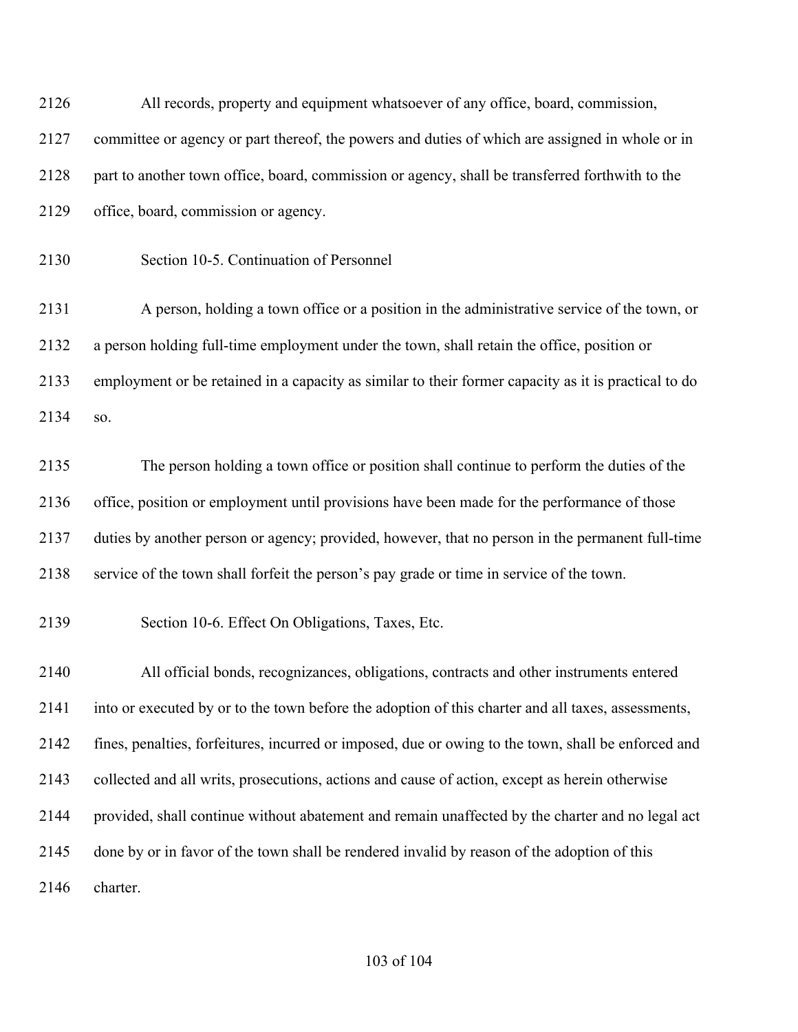All records, property and equipment whatsoever of any office, board, commission, committee or agency or part thereof, the powers and duties of which are assigned in whole or in part to another town office, board, commission or agency, shall be transferred forthwith to the office, board, commission or agency.

### Section 10-5. Continuation of Personnel

A person, holding a town office or a position in the administrative service of the town, or a person holding full-time employment under the town, shall retain the office, position or employment or be retained in a capacity as similar to their former capacity as it is practical to do so.

The person holding a town office or position shall continue to perform the duties of the office, position or employment until provisions have been made for the performance of those duties by another person or agency; provided, however, that no person in the permanent full-time service of the town shall forfeit the person's pay grade or time in service of the town.

### Section 10-6. Effect On Obligations, Taxes, Etc.

All official bonds, recognizances, obligations, contracts and other instruments entered into or executed by or to the town before the adoption of this charter and all taxes, assessments, fines, penalties, forfeitures, incurred or imposed, due or owing to the town, shall be enforced and collected and all writs, prosecutions, actions and cause of action, except as herein otherwise provided, shall continue without abatement and remain unaffected by the charter and no legal act done by or in favor of the town shall be rendered invalid by reason of the adoption of this charter.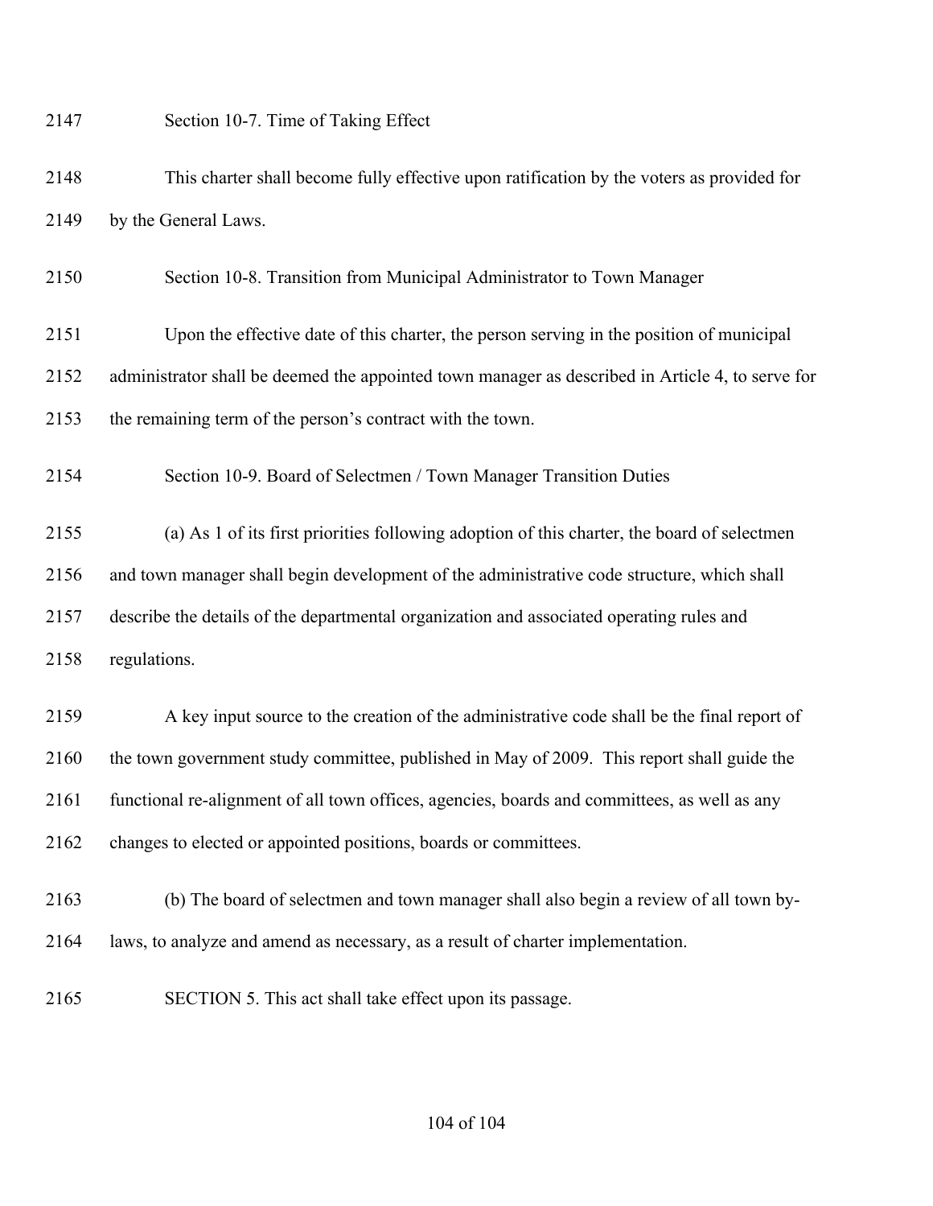Section 10-7. Time of Taking Effect

This charter shall become fully effective upon ratification by the voters as provided for by the General Laws.

Section 10-8. Transition from Municipal Administrator to Town Manager

Upon the effective date of this charter, the person serving in the position of municipal administrator shall be deemed the appointed town manager as described in Article 4, to serve for the remaining term of the person's contract with the town.

Section 10-9. Board of Selectmen / Town Manager Transition Duties

(a) As 1 of its first priorities following adoption of this charter, the board of selectmen and town manager shall begin development of the administrative code structure, which shall describe the details of the departmental organization and associated operating rules and regulations.

A key input source to the creation of the administrative code shall be the final report of the town government study committee, published in May of 2009. This report shall guide the functional re-alignment of all town offices, agencies, boards and committees, as well as any changes to elected or appointed positions, boards or committees.

(b) The board of selectmen and town manager shall also begin a review of all town by-laws, to analyze and amend as necessary, as a result of charter implementation.

SECTION 5. This act shall take effect upon its passage.